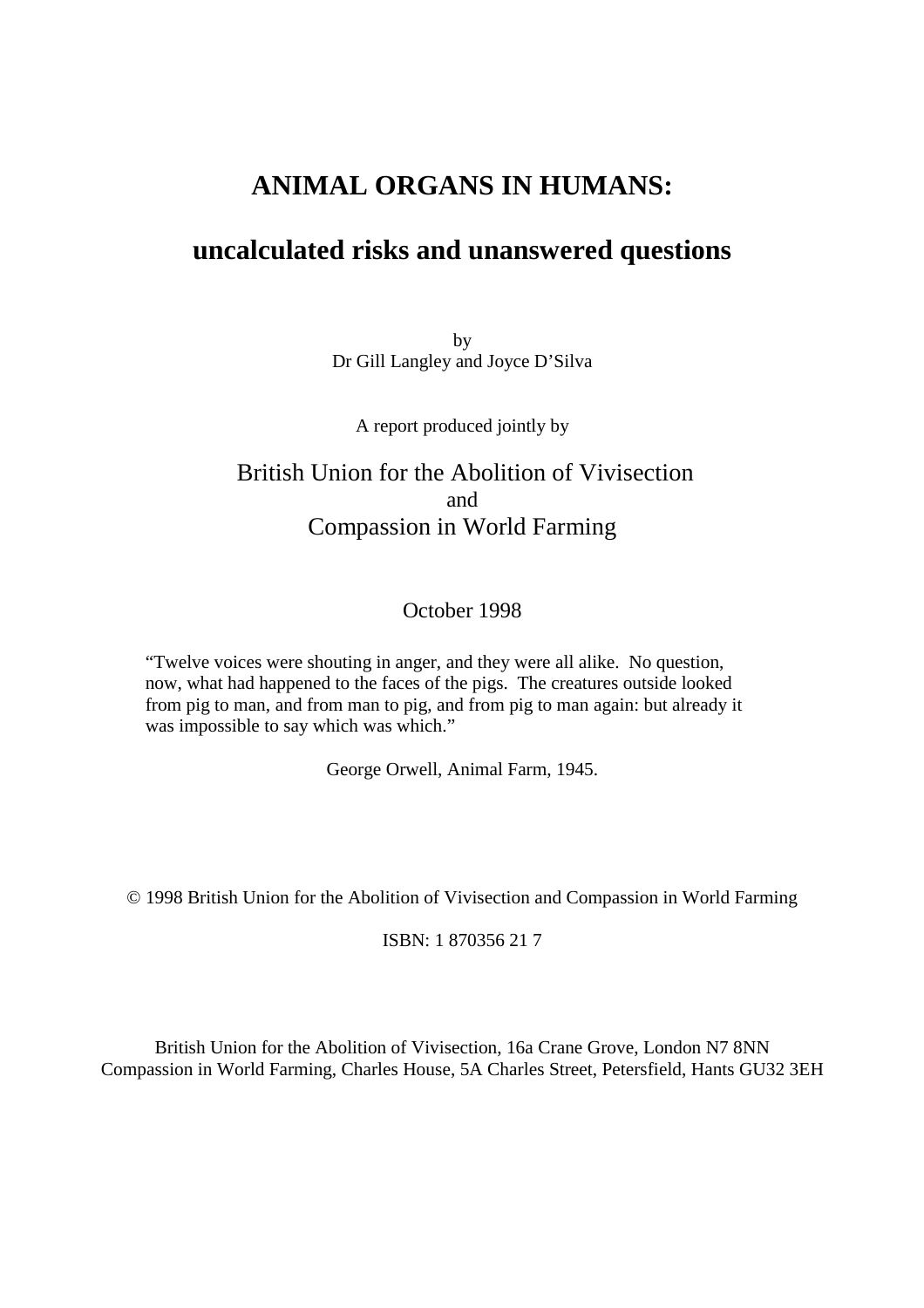# ANIMAL ORGANS IN HUMANS:

## uncalculated risks and unanswered questions

by
Dr Gill Langley and Joyce D'Silva

A report produced jointly by

British Union for the Abolition of Vivisection
and
Compassion in World Farming

October 1998

> "Twelve voices were shouting in anger, and they were all alike. No question, now, what had happened to the faces of the pigs. The creatures outside looked from pig to man, and from man to pig, and from pig to man again: but already it was impossible to say which was which."
>
> George Orwell, Animal Farm, 1945.

© 1998 British Union for the Abolition of Vivisection and Compassion in World Farming

ISBN: 1 870356 21 7

British Union for the Abolition of Vivisection, 16a Crane Grove, London N7 8NN
Compassion in World Farming, Charles House, 5A Charles Street, Petersfield, Hants GU32 3EH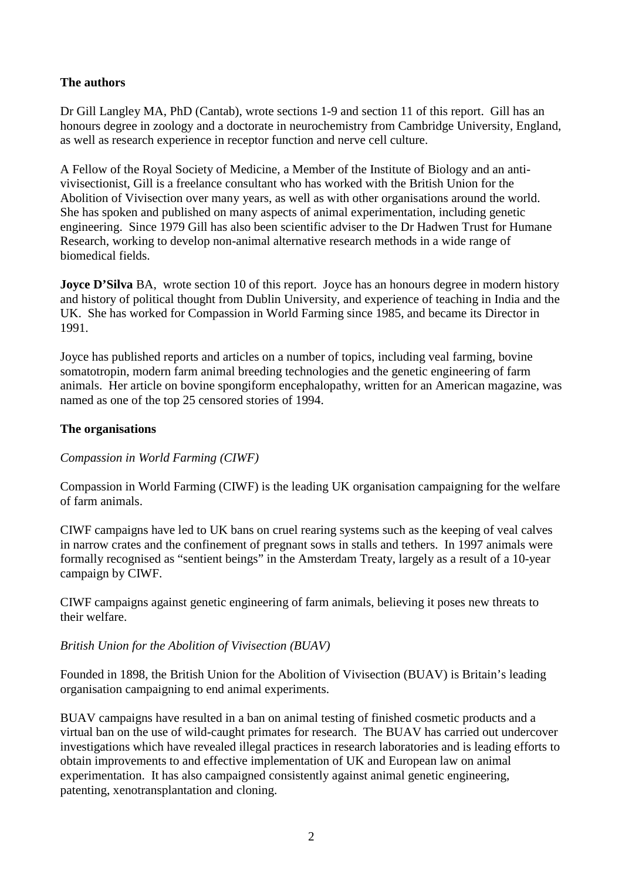**The authors**

Dr Gill Langley MA, PhD (Cantab), wrote sections 1-9 and section 11 of this report. Gill has an honours degree in zoology and a doctorate in neurochemistry from Cambridge University, England, as well as research experience in receptor function and nerve cell culture.

A Fellow of the Royal Society of Medicine, a Member of the Institute of Biology and an anti-vivisectionist, Gill is a freelance consultant who has worked with the British Union for the Abolition of Vivisection over many years, as well as with other organisations around the world. She has spoken and published on many aspects of animal experimentation, including genetic engineering. Since 1979 Gill has also been scientific adviser to the Dr Hadwen Trust for Humane Research, working to develop non-animal alternative research methods in a wide range of biomedical fields.

**Joyce D'Silva** BA, wrote section 10 of this report. Joyce has an honours degree in modern history and history of political thought from Dublin University, and experience of teaching in India and the UK. She has worked for Compassion in World Farming since 1985, and became its Director in 1991.

Joyce has published reports and articles on a number of topics, including veal farming, bovine somatotropin, modern farm animal breeding technologies and the genetic engineering of farm animals. Her article on bovine spongiform encephalopathy, written for an American magazine, was named as one of the top 25 censored stories of 1994.

**The organisations**

*Compassion in World Farming (CIWF)*

Compassion in World Farming (CIWF) is the leading UK organisation campaigning for the welfare of farm animals.

CIWF campaigns have led to UK bans on cruel rearing systems such as the keeping of veal calves in narrow crates and the confinement of pregnant sows in stalls and tethers. In 1997 animals were formally recognised as "sentient beings" in the Amsterdam Treaty, largely as a result of a 10-year campaign by CIWF.

CIWF campaigns against genetic engineering of farm animals, believing it poses new threats to their welfare.

*British Union for the Abolition of Vivisection (BUAV)*

Founded in 1898, the British Union for the Abolition of Vivisection (BUAV) is Britain's leading organisation campaigning to end animal experiments.

BUAV campaigns have resulted in a ban on animal testing of finished cosmetic products and a virtual ban on the use of wild-caught primates for research. The BUAV has carried out undercover investigations which have revealed illegal practices in research laboratories and is leading efforts to obtain improvements to and effective implementation of UK and European law on animal experimentation. It has also campaigned consistently against animal genetic engineering, patenting, xenotransplantation and cloning.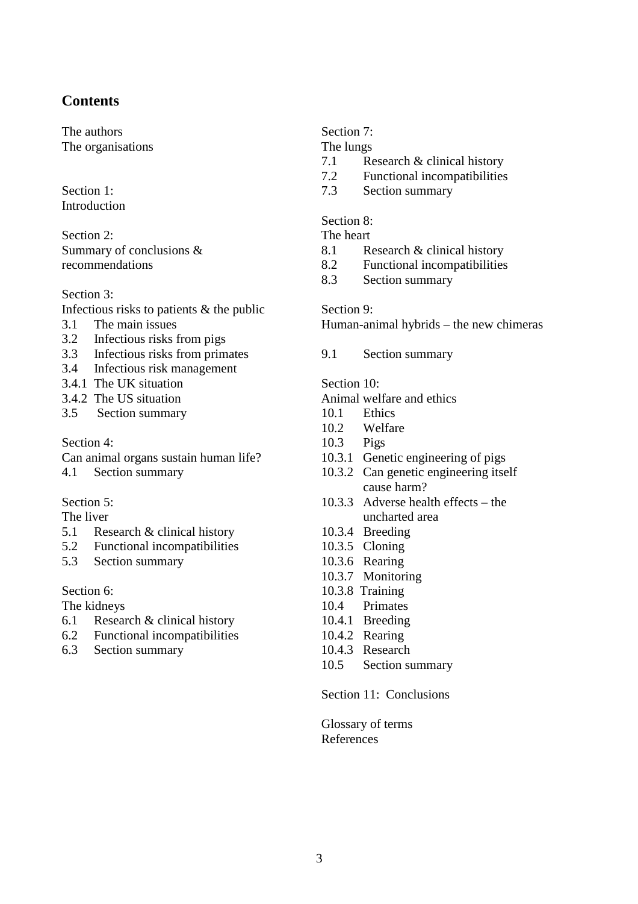## Contents

The authors
The organisations

Section 1:
Introduction

Section 2:
Summary of conclusions & recommendations

Section 3:
Infectious risks to patients & the public
- 3.1 The main issues
- 3.2 Infectious risks from pigs
- 3.3 Infectious risks from primates
- 3.4 Infectious risk management
- 3.4.1 The UK situation
- 3.4.2 The US situation
- 3.5 Section summary

Section 4:
Can animal organs sustain human life?
- 4.1 Section summary

Section 5:
The liver
- 5.1 Research & clinical history
- 5.2 Functional incompatibilities
- 5.3 Section summary

Section 6:
The kidneys
- 6.1 Research & clinical history
- 6.2 Functional incompatibilities
- 6.3 Section summary

Section 7:
The lungs
- 7.1 Research & clinical history
- 7.2 Functional incompatibilities
- 7.3 Section summary

Section 8:
The heart
- 8.1 Research & clinical history
- 8.2 Functional incompatibilities
- 8.3 Section summary

Section 9:
Human-animal hybrids – the new chimeras
- 9.1 Section summary

Section 10:
Animal welfare and ethics
- 10.1 Ethics
- 10.2 Welfare
- 10.3 Pigs
- 10.3.1 Genetic engineering of pigs
- 10.3.2 Can genetic engineering itself cause harm?
- 10.3.3 Adverse health effects – the uncharted area
- 10.3.4 Breeding
- 10.3.5 Cloning
- 10.3.6 Rearing
- 10.3.7 Monitoring
- 10.3.8 Training
- 10.4 Primates
- 10.4.1 Breeding
- 10.4.2 Rearing
- 10.4.3 Research
- 10.5 Section summary

Section 11: Conclusions

Glossary of terms
References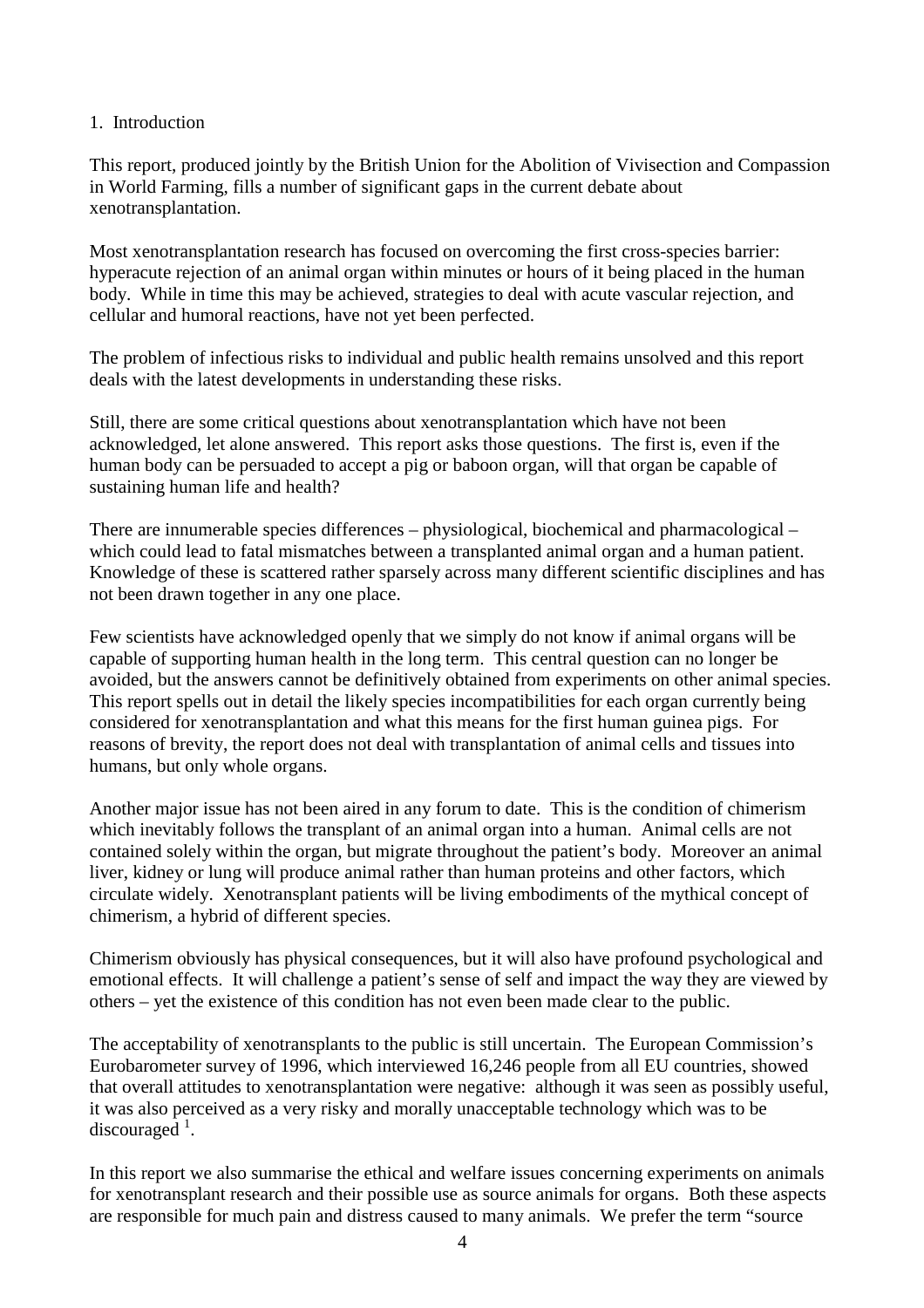## 1. Introduction

This report, produced jointly by the British Union for the Abolition of Vivisection and Compassion in World Farming, fills a number of significant gaps in the current debate about xenotransplantation.

Most xenotransplantation research has focused on overcoming the first cross-species barrier: hyperacute rejection of an animal organ within minutes or hours of it being placed in the human body. While in time this may be achieved, strategies to deal with acute vascular rejection, and cellular and humoral reactions, have not yet been perfected.

The problem of infectious risks to individual and public health remains unsolved and this report deals with the latest developments in understanding these risks.

Still, there are some critical questions about xenotransplantation which have not been acknowledged, let alone answered. This report asks those questions. The first is, even if the human body can be persuaded to accept a pig or baboon organ, will that organ be capable of sustaining human life and health?

There are innumerable species differences – physiological, biochemical and pharmacological – which could lead to fatal mismatches between a transplanted animal organ and a human patient. Knowledge of these is scattered rather sparsely across many different scientific disciplines and has not been drawn together in any one place.

Few scientists have acknowledged openly that we simply do not know if animal organs will be capable of supporting human health in the long term. This central question can no longer be avoided, but the answers cannot be definitively obtained from experiments on other animal species. This report spells out in detail the likely species incompatibilities for each organ currently being considered for xenotransplantation and what this means for the first human guinea pigs. For reasons of brevity, the report does not deal with transplantation of animal cells and tissues into humans, but only whole organs.

Another major issue has not been aired in any forum to date. This is the condition of chimerism which inevitably follows the transplant of an animal organ into a human. Animal cells are not contained solely within the organ, but migrate throughout the patient's body. Moreover an animal liver, kidney or lung will produce animal rather than human proteins and other factors, which circulate widely. Xenotransplant patients will be living embodiments of the mythical concept of chimerism, a hybrid of different species.

Chimerism obviously has physical consequences, but it will also have profound psychological and emotional effects. It will challenge a patient's sense of self and impact the way they are viewed by others – yet the existence of this condition has not even been made clear to the public.

The acceptability of xenotransplants to the public is still uncertain. The European Commission's Eurobarometer survey of 1996, which interviewed 16,246 people from all EU countries, showed that overall attitudes to xenotransplantation were negative: although it was seen as possibly useful, it was also perceived as a very risky and morally unacceptable technology which was to be discouraged [1].

In this report we also summarise the ethical and welfare issues concerning experiments on animals for xenotransplant research and their possible use as source animals for organs. Both these aspects are responsible for much pain and distress caused to many animals. We prefer the term "source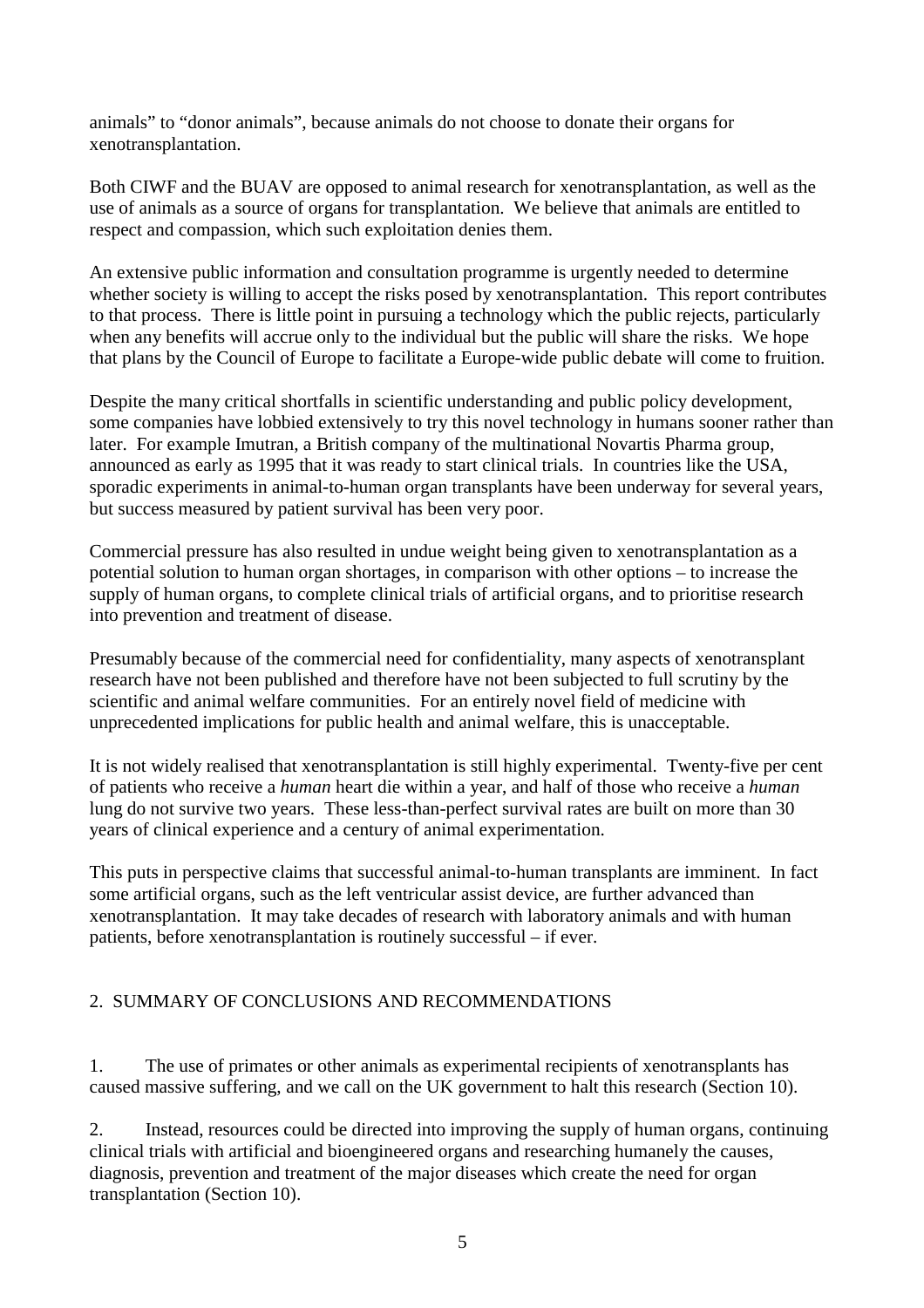animals" to "donor animals", because animals do not choose to donate their organs for xenotransplantation.

Both CIWF and the BUAV are opposed to animal research for xenotransplantation, as well as the use of animals as a source of organs for transplantation. We believe that animals are entitled to respect and compassion, which such exploitation denies them.

An extensive public information and consultation programme is urgently needed to determine whether society is willing to accept the risks posed by xenotransplantation. This report contributes to that process. There is little point in pursuing a technology which the public rejects, particularly when any benefits will accrue only to the individual but the public will share the risks. We hope that plans by the Council of Europe to facilitate a Europe-wide public debate will come to fruition.

Despite the many critical shortfalls in scientific understanding and public policy development, some companies have lobbied extensively to try this novel technology in humans sooner rather than later. For example Imutran, a British company of the multinational Novartis Pharma group, announced as early as 1995 that it was ready to start clinical trials. In countries like the USA, sporadic experiments in animal-to-human organ transplants have been underway for several years, but success measured by patient survival has been very poor.

Commercial pressure has also resulted in undue weight being given to xenotransplantation as a potential solution to human organ shortages, in comparison with other options – to increase the supply of human organs, to complete clinical trials of artificial organs, and to prioritise research into prevention and treatment of disease.

Presumably because of the commercial need for confidentiality, many aspects of xenotransplant research have not been published and therefore have not been subjected to full scrutiny by the scientific and animal welfare communities. For an entirely novel field of medicine with unprecedented implications for public health and animal welfare, this is unacceptable.

It is not widely realised that xenotransplantation is still highly experimental. Twenty-five per cent of patients who receive a *human* heart die within a year, and half of those who receive a *human* lung do not survive two years. These less-than-perfect survival rates are built on more than 30 years of clinical experience and a century of animal experimentation.

This puts in perspective claims that successful animal-to-human transplants are imminent. In fact some artificial organs, such as the left ventricular assist device, are further advanced than xenotransplantation. It may take decades of research with laboratory animals and with human patients, before xenotransplantation is routinely successful – if ever.

## 2. SUMMARY OF CONCLUSIONS AND RECOMMENDATIONS

1. The use of primates or other animals as experimental recipients of xenotransplants has caused massive suffering, and we call on the UK government to halt this research (Section 10).

2. Instead, resources could be directed into improving the supply of human organs, continuing clinical trials with artificial and bioengineered organs and researching humanely the causes, diagnosis, prevention and treatment of the major diseases which create the need for organ transplantation (Section 10).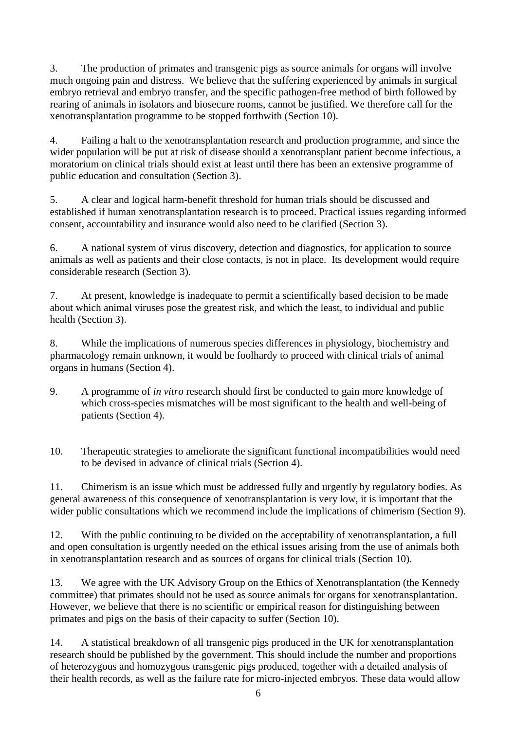3. The production of primates and transgenic pigs as source animals for organs will involve much ongoing pain and distress. We believe that the suffering experienced by animals in surgical embryo retrieval and embryo transfer, and the specific pathogen-free method of birth followed by rearing of animals in isolators and biosecure rooms, cannot be justified. We therefore call for the xenotransplantation programme to be stopped forthwith (Section 10).

4. Failing a halt to the xenotransplantation research and production programme, and since the wider population will be put at risk of disease should a xenotransplant patient become infectious, a moratorium on clinical trials should exist at least until there has been an extensive programme of public education and consultation (Section 3).

5. A clear and logical harm-benefit threshold for human trials should be discussed and established if human xenotransplantation research is to proceed. Practical issues regarding informed consent, accountability and insurance would also need to be clarified (Section 3).

6. A national system of virus discovery, detection and diagnostics, for application to source animals as well as patients and their close contacts, is not in place. Its development would require considerable research (Section 3).

7. At present, knowledge is inadequate to permit a scientifically based decision to be made about which animal viruses pose the greatest risk, and which the least, to individual and public health (Section 3).

8. While the implications of numerous species differences in physiology, biochemistry and pharmacology remain unknown, it would be foolhardy to proceed with clinical trials of animal organs in humans (Section 4).

9. A programme of *in vitro* research should first be conducted to gain more knowledge of which cross-species mismatches will be most significant to the health and well-being of patients (Section 4).

10. Therapeutic strategies to ameliorate the significant functional incompatibilities would need to be devised in advance of clinical trials (Section 4).

11. Chimerism is an issue which must be addressed fully and urgently by regulatory bodies. As general awareness of this consequence of xenotransplantation is very low, it is important that the wider public consultations which we recommend include the implications of chimerism (Section 9).

12. With the public continuing to be divided on the acceptability of xenotransplantation, a full and open consultation is urgently needed on the ethical issues arising from the use of animals both in xenotransplantation research and as sources of organs for clinical trials (Section 10).

13. We agree with the UK Advisory Group on the Ethics of Xenotransplantation (the Kennedy committee) that primates should not be used as source animals for organs for xenotransplantation. However, we believe that there is no scientific or empirical reason for distinguishing between primates and pigs on the basis of their capacity to suffer (Section 10).

14. A statistical breakdown of all transgenic pigs produced in the UK for xenotransplantation research should be published by the government. This should include the number and proportions of heterozygous and homozygous transgenic pigs produced, together with a detailed analysis of their health records, as well as the failure rate for micro-injected embryos. These data would allow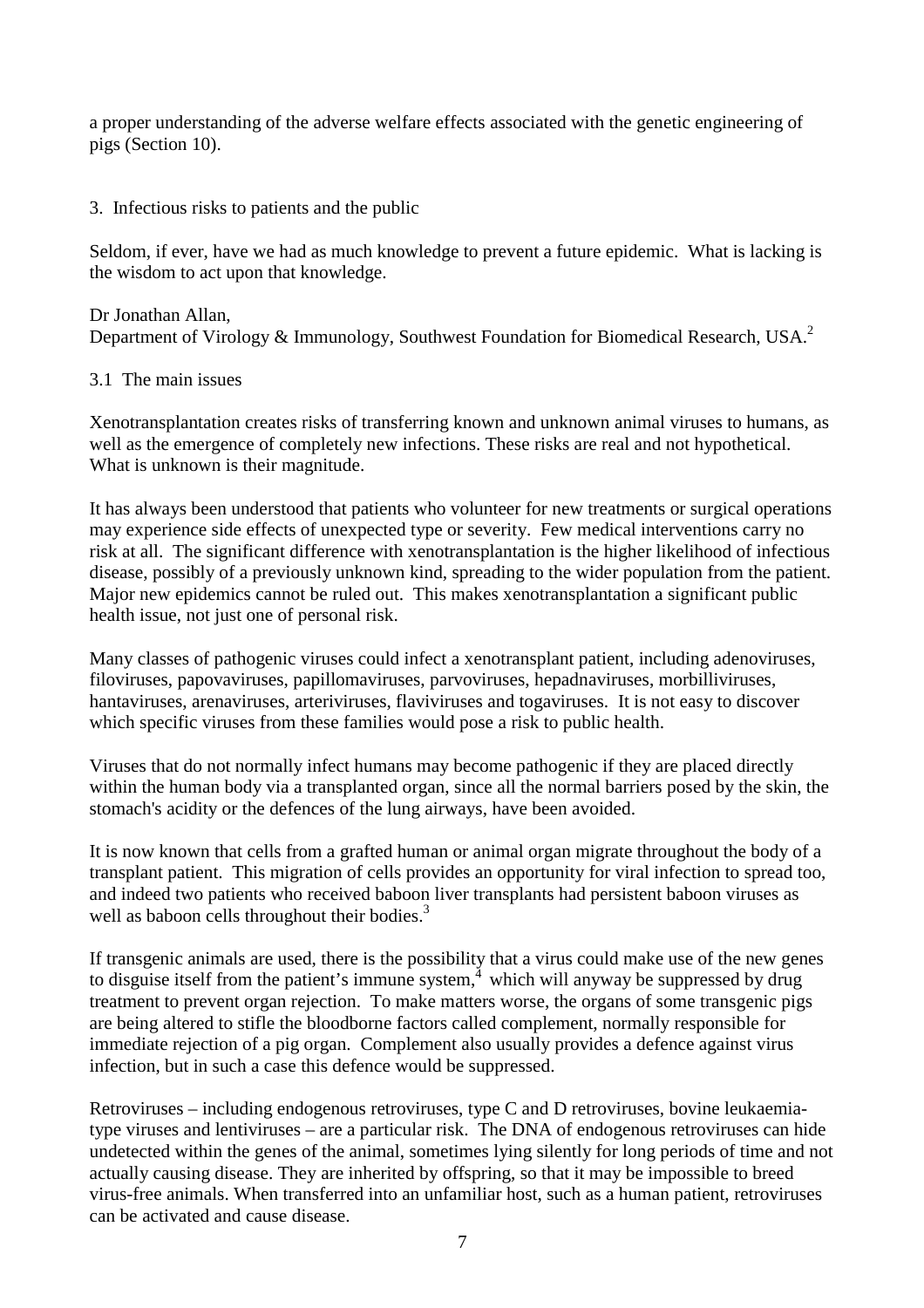a proper understanding of the adverse welfare effects associated with the genetic engineering of pigs (Section 10).

## 3. Infectious risks to patients and the public

Seldom, if ever, have we had as much knowledge to prevent a future epidemic. What is lacking is the wisdom to act upon that knowledge.

Dr Jonathan Allan,
Department of Virology & Immunology, Southwest Foundation for Biomedical Research, USA.[2]

### 3.1 The main issues

Xenotransplantation creates risks of transferring known and unknown animal viruses to humans, as well as the emergence of completely new infections. These risks are real and not hypothetical. What is unknown is their magnitude.

It has always been understood that patients who volunteer for new treatments or surgical operations may experience side effects of unexpected type or severity. Few medical interventions carry no risk at all. The significant difference with xenotransplantation is the higher likelihood of infectious disease, possibly of a previously unknown kind, spreading to the wider population from the patient. Major new epidemics cannot be ruled out. This makes xenotransplantation a significant public health issue, not just one of personal risk.

Many classes of pathogenic viruses could infect a xenotransplant patient, including adenoviruses, filoviruses, papovaviruses, papillomaviruses, parvoviruses, hepadnaviruses, morbilliviruses, hantaviruses, arenaviruses, arteriviruses, flaviviruses and togaviruses. It is not easy to discover which specific viruses from these families would pose a risk to public health.

Viruses that do not normally infect humans may become pathogenic if they are placed directly within the human body via a transplanted organ, since all the normal barriers posed by the skin, the stomach's acidity or the defences of the lung airways, have been avoided.

It is now known that cells from a grafted human or animal organ migrate throughout the body of a transplant patient. This migration of cells provides an opportunity for viral infection to spread too, and indeed two patients who received baboon liver transplants had persistent baboon viruses as well as baboon cells throughout their bodies.[3]

If transgenic animals are used, there is the possibility that a virus could make use of the new genes to disguise itself from the patient's immune system,[4] which will anyway be suppressed by drug treatment to prevent organ rejection. To make matters worse, the organs of some transgenic pigs are being altered to stifle the bloodborne factors called complement, normally responsible for immediate rejection of a pig organ. Complement also usually provides a defence against virus infection, but in such a case this defence would be suppressed.

Retroviruses – including endogenous retroviruses, type C and D retroviruses, bovine leukaemia-type viruses and lentiviruses – are a particular risk. The DNA of endogenous retroviruses can hide undetected within the genes of the animal, sometimes lying silently for long periods of time and not actually causing disease. They are inherited by offspring, so that it may be impossible to breed virus-free animals. When transferred into an unfamiliar host, such as a human patient, retroviruses can be activated and cause disease.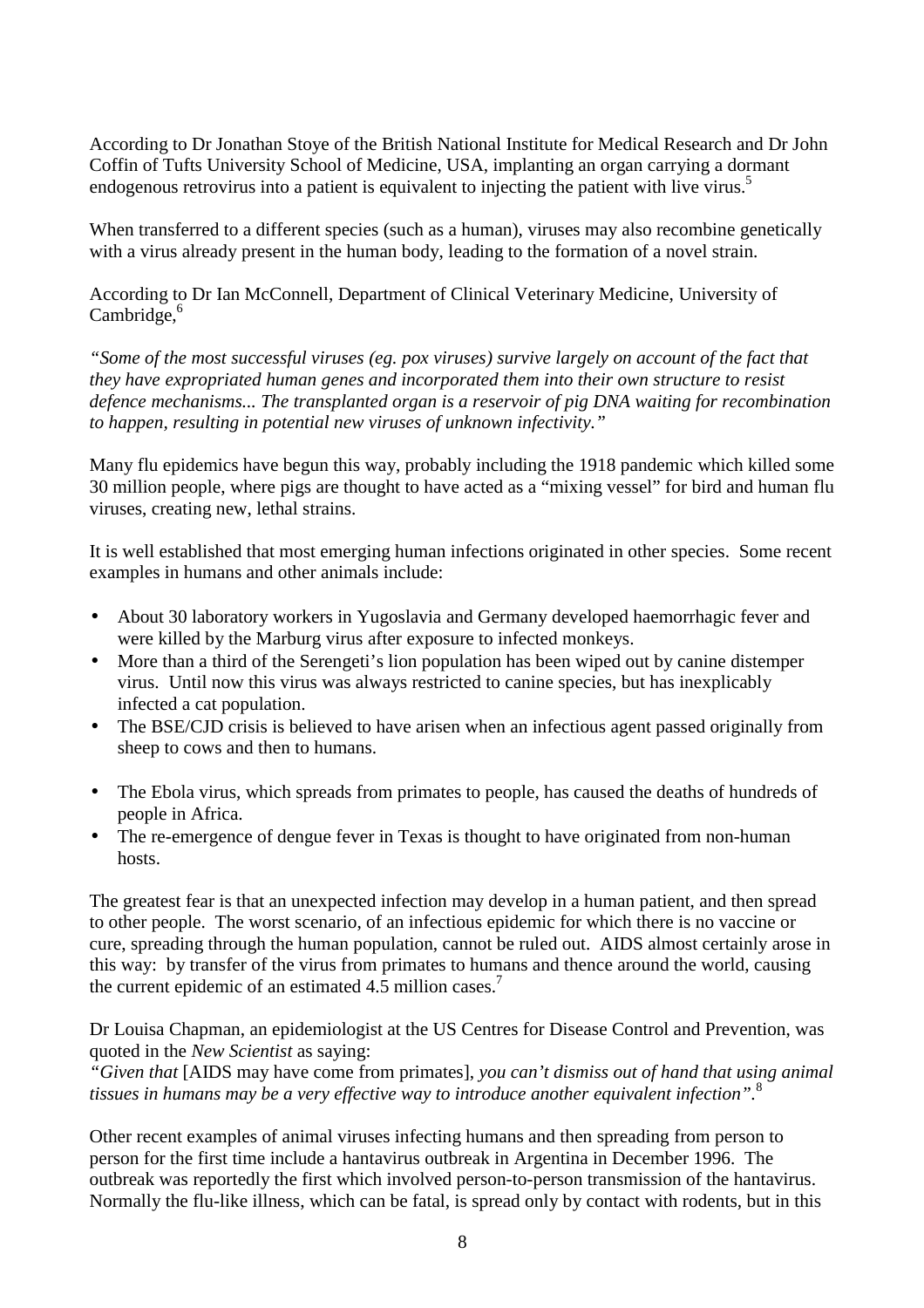According to Dr Jonathan Stoye of the British National Institute for Medical Research and Dr John Coffin of Tufts University School of Medicine, USA, implanting an organ carrying a dormant endogenous retrovirus into a patient is equivalent to injecting the patient with live virus.[5]

When transferred to a different species (such as a human), viruses may also recombine genetically with a virus already present in the human body, leading to the formation of a novel strain.

According to Dr Ian McConnell, Department of Clinical Veterinary Medicine, University of Cambridge,[6]

*"Some of the most successful viruses (eg. pox viruses) survive largely on account of the fact that they have expropriated human genes and incorporated them into their own structure to resist defence mechanisms... The transplanted organ is a reservoir of pig DNA waiting for recombination to happen, resulting in potential new viruses of unknown infectivity."*

Many flu epidemics have begun this way, probably including the 1918 pandemic which killed some 30 million people, where pigs are thought to have acted as a "mixing vessel" for bird and human flu viruses, creating new, lethal strains.

It is well established that most emerging human infections originated in other species. Some recent examples in humans and other animals include:

- About 30 laboratory workers in Yugoslavia and Germany developed haemorrhagic fever and were killed by the Marburg virus after exposure to infected monkeys.
- More than a third of the Serengeti's lion population has been wiped out by canine distemper virus. Until now this virus was always restricted to canine species, but has inexplicably infected a cat population.
- The BSE/CJD crisis is believed to have arisen when an infectious agent passed originally from sheep to cows and then to humans.
- The Ebola virus, which spreads from primates to people, has caused the deaths of hundreds of people in Africa.
- The re-emergence of dengue fever in Texas is thought to have originated from non-human hosts.

The greatest fear is that an unexpected infection may develop in a human patient, and then spread to other people. The worst scenario, of an infectious epidemic for which there is no vaccine or cure, spreading through the human population, cannot be ruled out. AIDS almost certainly arose in this way: by transfer of the virus from primates to humans and thence around the world, causing the current epidemic of an estimated 4.5 million cases.[7]

Dr Louisa Chapman, an epidemiologist at the US Centres for Disease Control and Prevention, was quoted in the *New Scientist* as saying:
*"Given that* [AIDS may have come from primates], *you can't dismiss out of hand that using animal tissues in humans may be a very effective way to introduce another equivalent infection"*.[8]

Other recent examples of animal viruses infecting humans and then spreading from person to person for the first time include a hantavirus outbreak in Argentina in December 1996. The outbreak was reportedly the first which involved person-to-person transmission of the hantavirus. Normally the flu-like illness, which can be fatal, is spread only by contact with rodents, but in this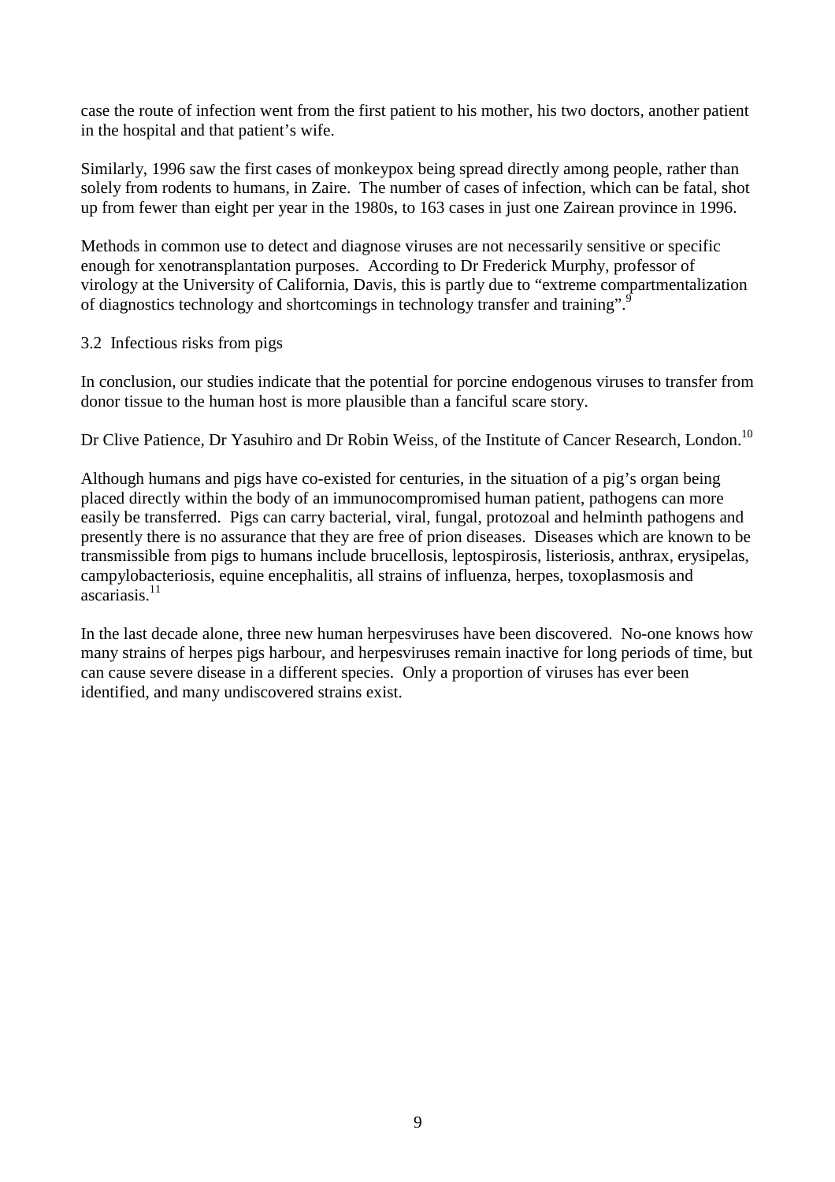case the route of infection went from the first patient to his mother, his two doctors, another patient in the hospital and that patient's wife.

Similarly, 1996 saw the first cases of monkeypox being spread directly among people, rather than solely from rodents to humans, in Zaire. The number of cases of infection, which can be fatal, shot up from fewer than eight per year in the 1980s, to 163 cases in just one Zairean province in 1996.

Methods in common use to detect and diagnose viruses are not necessarily sensitive or specific enough for xenotransplantation purposes. According to Dr Frederick Murphy, professor of virology at the University of California, Davis, this is partly due to "extreme compartmentalization of diagnostics technology and shortcomings in technology transfer and training".[9]

### 3.2 Infectious risks from pigs

In conclusion, our studies indicate that the potential for porcine endogenous viruses to transfer from donor tissue to the human host is more plausible than a fanciful scare story.

Dr Clive Patience, Dr Yasuhiro and Dr Robin Weiss, of the Institute of Cancer Research, London.[10]

Although humans and pigs have co-existed for centuries, in the situation of a pig's organ being placed directly within the body of an immunocompromised human patient, pathogens can more easily be transferred. Pigs can carry bacterial, viral, fungal, protozoal and helminth pathogens and presently there is no assurance that they are free of prion diseases. Diseases which are known to be transmissible from pigs to humans include brucellosis, leptospirosis, listeriosis, anthrax, erysipelas, campylobacteriosis, equine encephalitis, all strains of influenza, herpes, toxoplasmosis and ascariasis.[11]

In the last decade alone, three new human herpesviruses have been discovered. No-one knows how many strains of herpes pigs harbour, and herpesviruses remain inactive for long periods of time, but can cause severe disease in a different species. Only a proportion of viruses has ever been identified, and many undiscovered strains exist.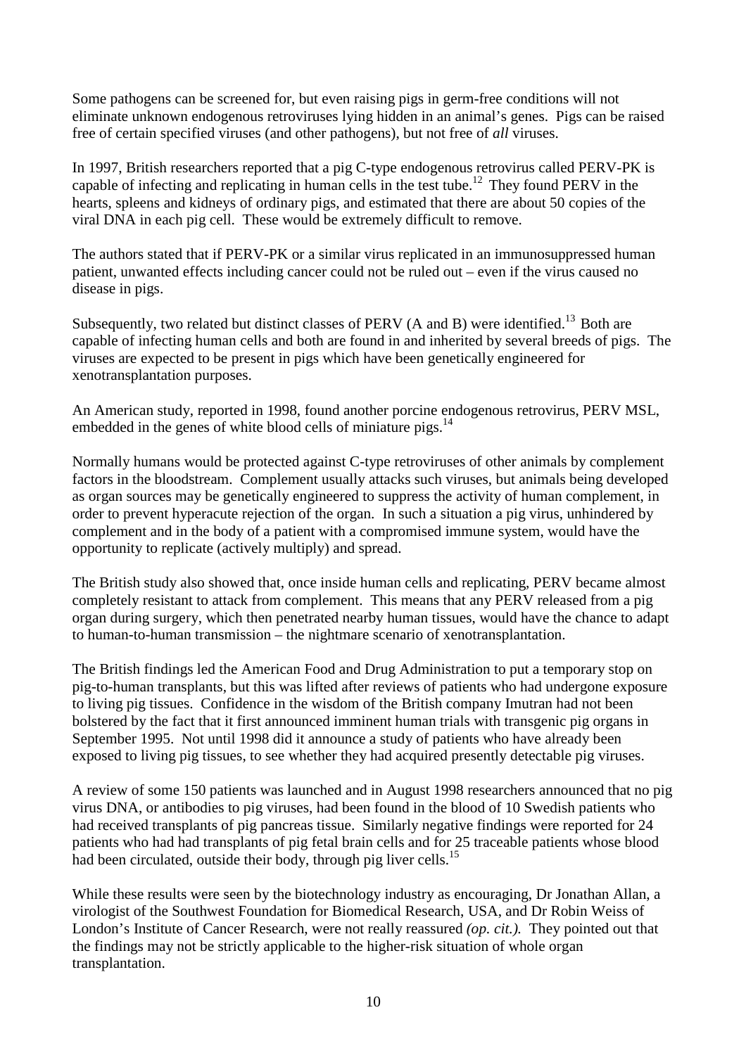Some pathogens can be screened for, but even raising pigs in germ-free conditions will not eliminate unknown endogenous retroviruses lying hidden in an animal's genes. Pigs can be raised free of certain specified viruses (and other pathogens), but not free of *all* viruses.

In 1997, British researchers reported that a pig C-type endogenous retrovirus called PERV-PK is capable of infecting and replicating in human cells in the test tube.[12] They found PERV in the hearts, spleens and kidneys of ordinary pigs, and estimated that there are about 50 copies of the viral DNA in each pig cell. These would be extremely difficult to remove.

The authors stated that if PERV-PK or a similar virus replicated in an immunosuppressed human patient, unwanted effects including cancer could not be ruled out – even if the virus caused no disease in pigs.

Subsequently, two related but distinct classes of PERV (A and B) were identified.[13] Both are capable of infecting human cells and both are found in and inherited by several breeds of pigs. The viruses are expected to be present in pigs which have been genetically engineered for xenotransplantation purposes.

An American study, reported in 1998, found another porcine endogenous retrovirus, PERV MSL, embedded in the genes of white blood cells of miniature pigs.[14]

Normally humans would be protected against C-type retroviruses of other animals by complement factors in the bloodstream. Complement usually attacks such viruses, but animals being developed as organ sources may be genetically engineered to suppress the activity of human complement, in order to prevent hyperacute rejection of the organ. In such a situation a pig virus, unhindered by complement and in the body of a patient with a compromised immune system, would have the opportunity to replicate (actively multiply) and spread.

The British study also showed that, once inside human cells and replicating, PERV became almost completely resistant to attack from complement. This means that any PERV released from a pig organ during surgery, which then penetrated nearby human tissues, would have the chance to adapt to human-to-human transmission – the nightmare scenario of xenotransplantation.

The British findings led the American Food and Drug Administration to put a temporary stop on pig-to-human transplants, but this was lifted after reviews of patients who had undergone exposure to living pig tissues. Confidence in the wisdom of the British company Imutran had not been bolstered by the fact that it first announced imminent human trials with transgenic pig organs in September 1995. Not until 1998 did it announce a study of patients who have already been exposed to living pig tissues, to see whether they had acquired presently detectable pig viruses.

A review of some 150 patients was launched and in August 1998 researchers announced that no pig virus DNA, or antibodies to pig viruses, had been found in the blood of 10 Swedish patients who had received transplants of pig pancreas tissue. Similarly negative findings were reported for 24 patients who had had transplants of pig fetal brain cells and for 25 traceable patients whose blood had been circulated, outside their body, through pig liver cells.[15]

While these results were seen by the biotechnology industry as encouraging, Dr Jonathan Allan, a virologist of the Southwest Foundation for Biomedical Research, USA, and Dr Robin Weiss of London's Institute of Cancer Research, were not really reassured *(op. cit.).* They pointed out that the findings may not be strictly applicable to the higher-risk situation of whole organ transplantation.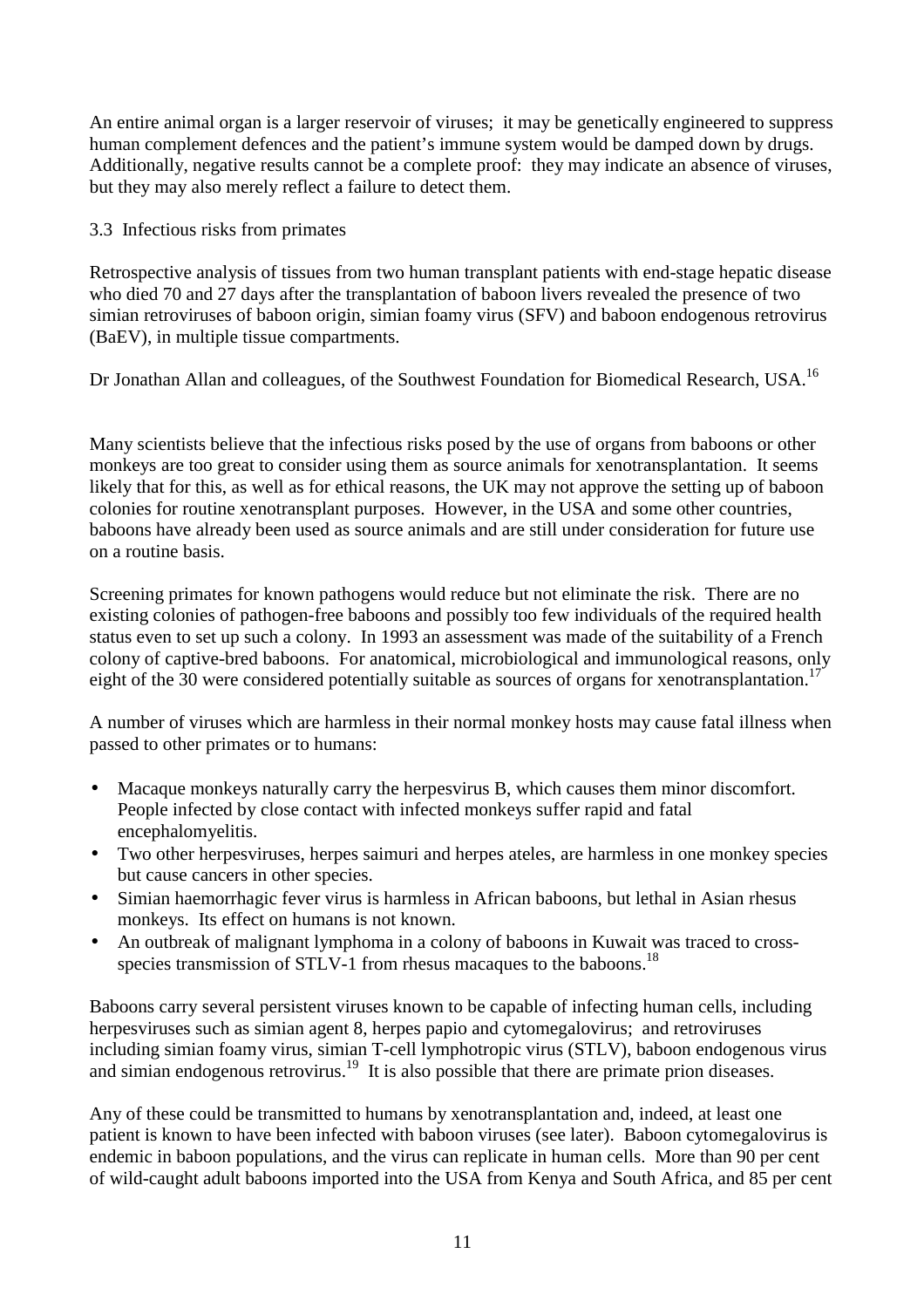An entire animal organ is a larger reservoir of viruses; it may be genetically engineered to suppress human complement defences and the patient's immune system would be damped down by drugs. Additionally, negative results cannot be a complete proof: they may indicate an absence of viruses, but they may also merely reflect a failure to detect them.

### 3.3 Infectious risks from primates

Retrospective analysis of tissues from two human transplant patients with end-stage hepatic disease who died 70 and 27 days after the transplantation of baboon livers revealed the presence of two simian retroviruses of baboon origin, simian foamy virus (SFV) and baboon endogenous retrovirus (BaEV), in multiple tissue compartments.

Dr Jonathan Allan and colleagues, of the Southwest Foundation for Biomedical Research, USA.[16]

Many scientists believe that the infectious risks posed by the use of organs from baboons or other monkeys are too great to consider using them as source animals for xenotransplantation. It seems likely that for this, as well as for ethical reasons, the UK may not approve the setting up of baboon colonies for routine xenotransplant purposes. However, in the USA and some other countries, baboons have already been used as source animals and are still under consideration for future use on a routine basis.

Screening primates for known pathogens would reduce but not eliminate the risk. There are no existing colonies of pathogen-free baboons and possibly too few individuals of the required health status even to set up such a colony. In 1993 an assessment was made of the suitability of a French colony of captive-bred baboons. For anatomical, microbiological and immunological reasons, only eight of the 30 were considered potentially suitable as sources of organs for xenotransplantation.[17]

A number of viruses which are harmless in their normal monkey hosts may cause fatal illness when passed to other primates or to humans:

- Macaque monkeys naturally carry the herpesvirus B, which causes them minor discomfort. People infected by close contact with infected monkeys suffer rapid and fatal encephalomyelitis.
- Two other herpesviruses, herpes saimuri and herpes ateles, are harmless in one monkey species but cause cancers in other species.
- Simian haemorrhagic fever virus is harmless in African baboons, but lethal in Asian rhesus monkeys. Its effect on humans is not known.
- An outbreak of malignant lymphoma in a colony of baboons in Kuwait was traced to cross-species transmission of STLV-1 from rhesus macaques to the baboons.[18]

Baboons carry several persistent viruses known to be capable of infecting human cells, including herpesviruses such as simian agent 8, herpes papio and cytomegalovirus; and retroviruses including simian foamy virus, simian T-cell lymphotropic virus (STLV), baboon endogenous virus and simian endogenous retrovirus.[19] It is also possible that there are primate prion diseases.

Any of these could be transmitted to humans by xenotransplantation and, indeed, at least one patient is known to have been infected with baboon viruses (see later). Baboon cytomegalovirus is endemic in baboon populations, and the virus can replicate in human cells. More than 90 per cent of wild-caught adult baboons imported into the USA from Kenya and South Africa, and 85 per cent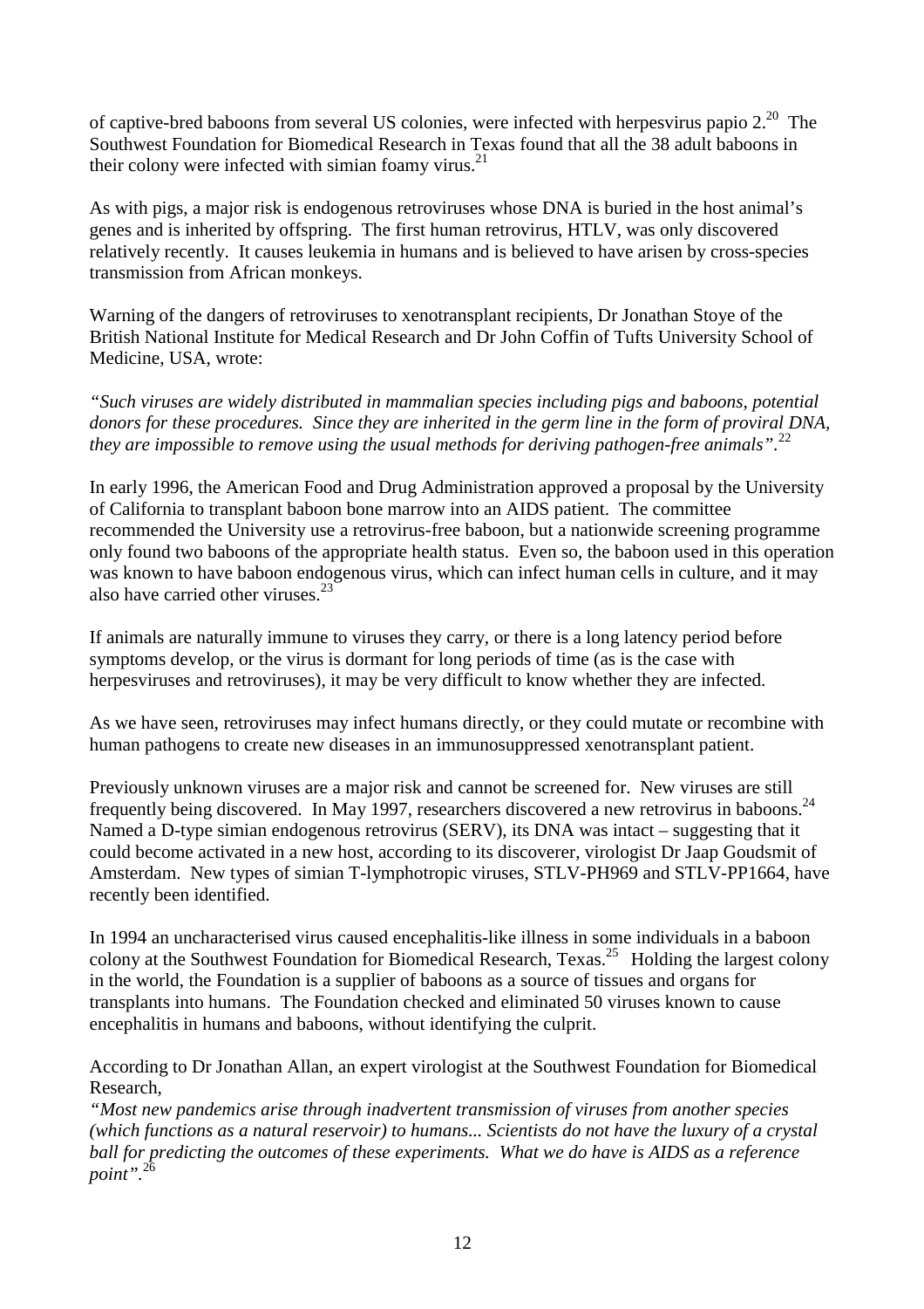of captive-bred baboons from several US colonies, were infected with herpesvirus papio 2.[20] The Southwest Foundation for Biomedical Research in Texas found that all the 38 adult baboons in their colony were infected with simian foamy virus.[21]

As with pigs, a major risk is endogenous retroviruses whose DNA is buried in the host animal's genes and is inherited by offspring. The first human retrovirus, HTLV, was only discovered relatively recently. It causes leukemia in humans and is believed to have arisen by cross-species transmission from African monkeys.

Warning of the dangers of retroviruses to xenotransplant recipients, Dr Jonathan Stoye of the British National Institute for Medical Research and Dr John Coffin of Tufts University School of Medicine, USA, wrote:

*"Such viruses are widely distributed in mammalian species including pigs and baboons, potential donors for these procedures. Since they are inherited in the germ line in the form of proviral DNA, they are impossible to remove using the usual methods for deriving pathogen-free animals".*[22]

In early 1996, the American Food and Drug Administration approved a proposal by the University of California to transplant baboon bone marrow into an AIDS patient. The committee recommended the University use a retrovirus-free baboon, but a nationwide screening programme only found two baboons of the appropriate health status. Even so, the baboon used in this operation was known to have baboon endogenous virus, which can infect human cells in culture, and it may also have carried other viruses.[23]

If animals are naturally immune to viruses they carry, or there is a long latency period before symptoms develop, or the virus is dormant for long periods of time (as is the case with herpesviruses and retroviruses), it may be very difficult to know whether they are infected.

As we have seen, retroviruses may infect humans directly, or they could mutate or recombine with human pathogens to create new diseases in an immunosuppressed xenotransplant patient.

Previously unknown viruses are a major risk and cannot be screened for. New viruses are still frequently being discovered. In May 1997, researchers discovered a new retrovirus in baboons.[24] Named a D-type simian endogenous retrovirus (SERV), its DNA was intact – suggesting that it could become activated in a new host, according to its discoverer, virologist Dr Jaap Goudsmit of Amsterdam. New types of simian T-lymphotropic viruses, STLV-PH969 and STLV-PP1664, have recently been identified.

In 1994 an uncharacterised virus caused encephalitis-like illness in some individuals in a baboon colony at the Southwest Foundation for Biomedical Research, Texas.[25] Holding the largest colony in the world, the Foundation is a supplier of baboons as a source of tissues and organs for transplants into humans. The Foundation checked and eliminated 50 viruses known to cause encephalitis in humans and baboons, without identifying the culprit.

According to Dr Jonathan Allan, an expert virologist at the Southwest Foundation for Biomedical Research,
*"Most new pandemics arise through inadvertent transmission of viruses from another species (which functions as a natural reservoir) to humans... Scientists do not have the luxury of a crystal ball for predicting the outcomes of these experiments. What we do have is AIDS as a reference point".*[26]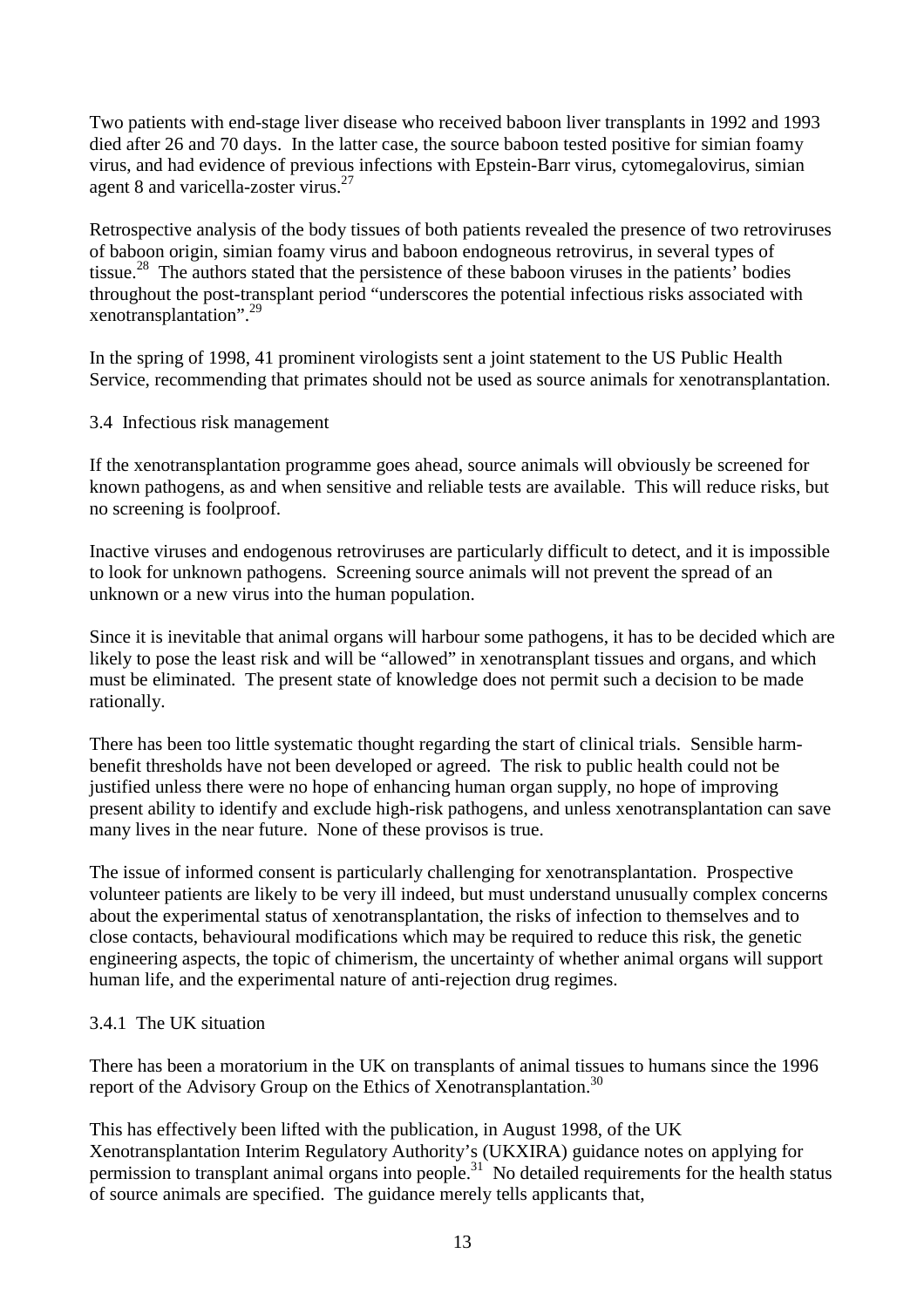Two patients with end-stage liver disease who received baboon liver transplants in 1992 and 1993 died after 26 and 70 days. In the latter case, the source baboon tested positive for simian foamy virus, and had evidence of previous infections with Epstein-Barr virus, cytomegalovirus, simian agent 8 and varicella-zoster virus.[27]

Retrospective analysis of the body tissues of both patients revealed the presence of two retroviruses of baboon origin, simian foamy virus and baboon endogneous retrovirus, in several types of tissue.[28] The authors stated that the persistence of these baboon viruses in the patients' bodies throughout the post-transplant period "underscores the potential infectious risks associated with xenotransplantation".[29]

In the spring of 1998, 41 prominent virologists sent a joint statement to the US Public Health Service, recommending that primates should not be used as source animals for xenotransplantation.

### 3.4 Infectious risk management

If the xenotransplantation programme goes ahead, source animals will obviously be screened for known pathogens, as and when sensitive and reliable tests are available. This will reduce risks, but no screening is foolproof.

Inactive viruses and endogenous retroviruses are particularly difficult to detect, and it is impossible to look for unknown pathogens. Screening source animals will not prevent the spread of an unknown or a new virus into the human population.

Since it is inevitable that animal organs will harbour some pathogens, it has to be decided which are likely to pose the least risk and will be "allowed" in xenotransplant tissues and organs, and which must be eliminated. The present state of knowledge does not permit such a decision to be made rationally.

There has been too little systematic thought regarding the start of clinical trials. Sensible harm-benefit thresholds have not been developed or agreed. The risk to public health could not be justified unless there were no hope of enhancing human organ supply, no hope of improving present ability to identify and exclude high-risk pathogens, and unless xenotransplantation can save many lives in the near future. None of these provisos is true.

The issue of informed consent is particularly challenging for xenotransplantation. Prospective volunteer patients are likely to be very ill indeed, but must understand unusually complex concerns about the experimental status of xenotransplantation, the risks of infection to themselves and to close contacts, behavioural modifications which may be required to reduce this risk, the genetic engineering aspects, the topic of chimerism, the uncertainty of whether animal organs will support human life, and the experimental nature of anti-rejection drug regimes.

#### 3.4.1 The UK situation

There has been a moratorium in the UK on transplants of animal tissues to humans since the 1996 report of the Advisory Group on the Ethics of Xenotransplantation.[30]

This has effectively been lifted with the publication, in August 1998, of the UK Xenotransplantation Interim Regulatory Authority's (UKXIRA) guidance notes on applying for permission to transplant animal organs into people.[31] No detailed requirements for the health status of source animals are specified. The guidance merely tells applicants that,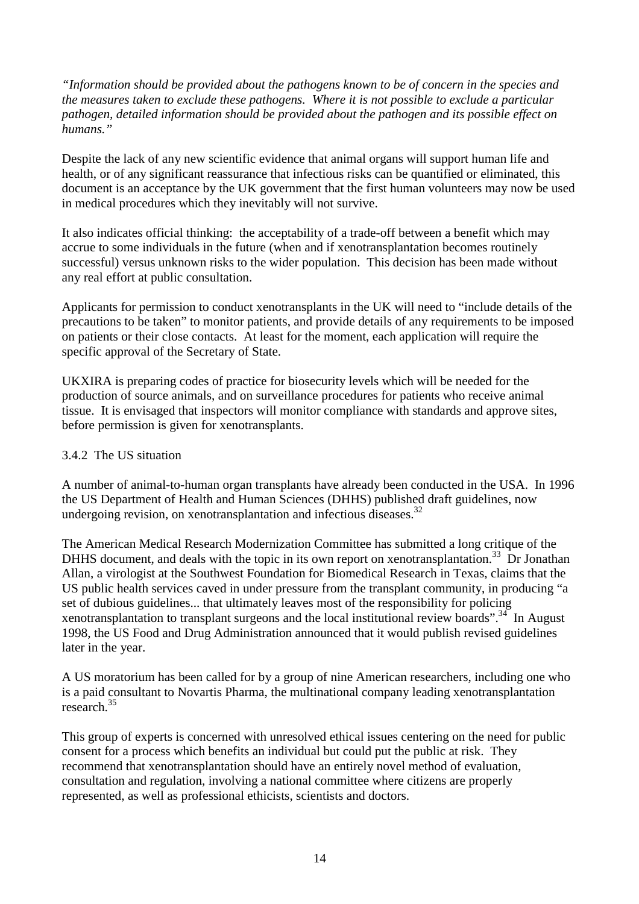*"Information should be provided about the pathogens known to be of concern in the species and the measures taken to exclude these pathogens. Where it is not possible to exclude a particular pathogen, detailed information should be provided about the pathogen and its possible effect on humans."*

Despite the lack of any new scientific evidence that animal organs will support human life and health, or of any significant reassurance that infectious risks can be quantified or eliminated, this document is an acceptance by the UK government that the first human volunteers may now be used in medical procedures which they inevitably will not survive.

It also indicates official thinking: the acceptability of a trade-off between a benefit which may accrue to some individuals in the future (when and if xenotransplantation becomes routinely successful) versus unknown risks to the wider population. This decision has been made without any real effort at public consultation.

Applicants for permission to conduct xenotransplants in the UK will need to "include details of the precautions to be taken" to monitor patients, and provide details of any requirements to be imposed on patients or their close contacts. At least for the moment, each application will require the specific approval of the Secretary of State.

UKXIRA is preparing codes of practice for biosecurity levels which will be needed for the production of source animals, and on surveillance procedures for patients who receive animal tissue. It is envisaged that inspectors will monitor compliance with standards and approve sites, before permission is given for xenotransplants.

### 3.4.2 The US situation

A number of animal-to-human organ transplants have already been conducted in the USA. In 1996 the US Department of Health and Human Sciences (DHHS) published draft guidelines, now undergoing revision, on xenotransplantation and infectious diseases.[32]

The American Medical Research Modernization Committee has submitted a long critique of the DHHS document, and deals with the topic in its own report on xenotransplantation.[33] Dr Jonathan Allan, a virologist at the Southwest Foundation for Biomedical Research in Texas, claims that the US public health services caved in under pressure from the transplant community, in producing "a set of dubious guidelines... that ultimately leaves most of the responsibility for policing xenotransplantation to transplant surgeons and the local institutional review boards".[34] In August 1998, the US Food and Drug Administration announced that it would publish revised guidelines later in the year.

A US moratorium has been called for by a group of nine American researchers, including one who is a paid consultant to Novartis Pharma, the multinational company leading xenotransplantation research.[35]

This group of experts is concerned with unresolved ethical issues centering on the need for public consent for a process which benefits an individual but could put the public at risk. They recommend that xenotransplantation should have an entirely novel method of evaluation, consultation and regulation, involving a national committee where citizens are properly represented, as well as professional ethicists, scientists and doctors.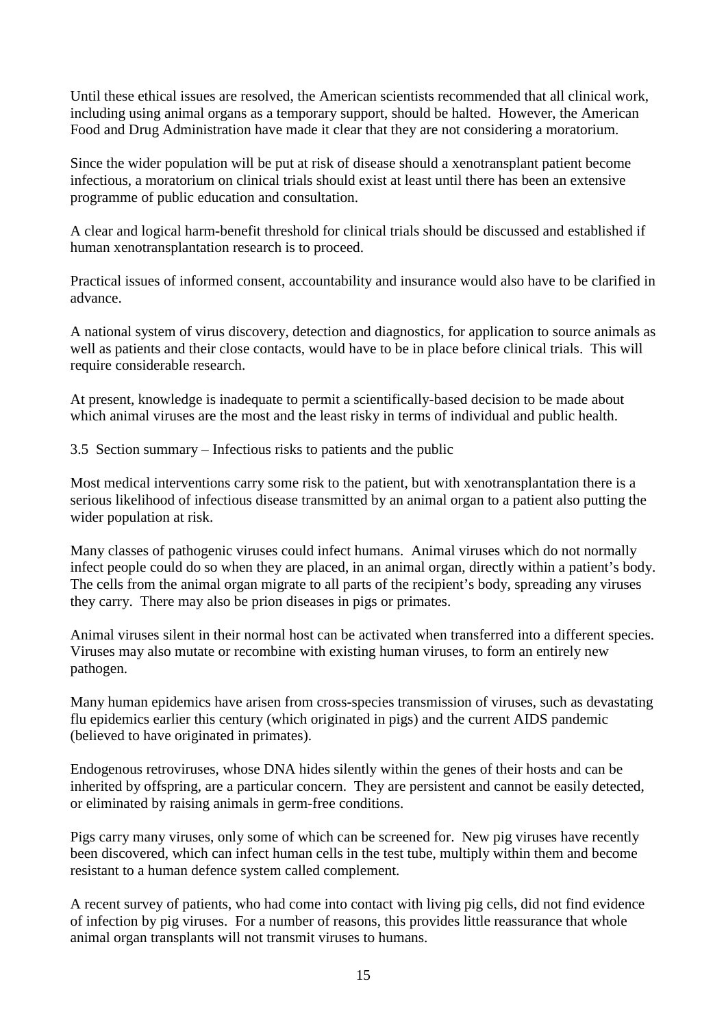Until these ethical issues are resolved, the American scientists recommended that all clinical work, including using animal organs as a temporary support, should be halted. However, the American Food and Drug Administration have made it clear that they are not considering a moratorium.

Since the wider population will be put at risk of disease should a xenotransplant patient become infectious, a moratorium on clinical trials should exist at least until there has been an extensive programme of public education and consultation.

A clear and logical harm-benefit threshold for clinical trials should be discussed and established if human xenotransplantation research is to proceed.

Practical issues of informed consent, accountability and insurance would also have to be clarified in advance.

A national system of virus discovery, detection and diagnostics, for application to source animals as well as patients and their close contacts, would have to be in place before clinical trials. This will require considerable research.

At present, knowledge is inadequate to permit a scientifically-based decision to be made about which animal viruses are the most and the least risky in terms of individual and public health.

### 3.5 Section summary – Infectious risks to patients and the public

Most medical interventions carry some risk to the patient, but with xenotransplantation there is a serious likelihood of infectious disease transmitted by an animal organ to a patient also putting the wider population at risk.

Many classes of pathogenic viruses could infect humans. Animal viruses which do not normally infect people could do so when they are placed, in an animal organ, directly within a patient's body. The cells from the animal organ migrate to all parts of the recipient's body, spreading any viruses they carry. There may also be prion diseases in pigs or primates.

Animal viruses silent in their normal host can be activated when transferred into a different species. Viruses may also mutate or recombine with existing human viruses, to form an entirely new pathogen.

Many human epidemics have arisen from cross-species transmission of viruses, such as devastating flu epidemics earlier this century (which originated in pigs) and the current AIDS pandemic (believed to have originated in primates).

Endogenous retroviruses, whose DNA hides silently within the genes of their hosts and can be inherited by offspring, are a particular concern. They are persistent and cannot be easily detected, or eliminated by raising animals in germ-free conditions.

Pigs carry many viruses, only some of which can be screened for. New pig viruses have recently been discovered, which can infect human cells in the test tube, multiply within them and become resistant to a human defence system called complement.

A recent survey of patients, who had come into contact with living pig cells, did not find evidence of infection by pig viruses. For a number of reasons, this provides little reassurance that whole animal organ transplants will not transmit viruses to humans.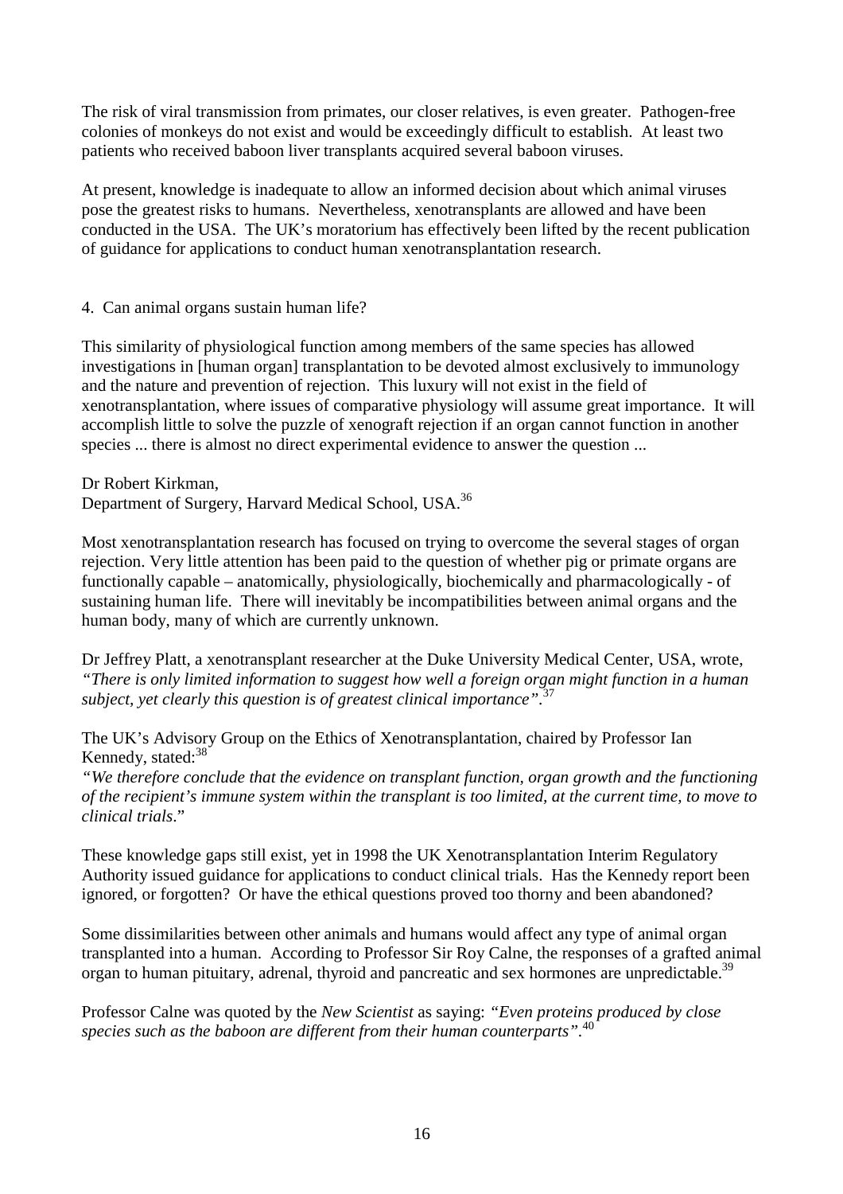The risk of viral transmission from primates, our closer relatives, is even greater. Pathogen-free colonies of monkeys do not exist and would be exceedingly difficult to establish. At least two patients who received baboon liver transplants acquired several baboon viruses.

At present, knowledge is inadequate to allow an informed decision about which animal viruses pose the greatest risks to humans. Nevertheless, xenotransplants are allowed and have been conducted in the USA. The UK's moratorium has effectively been lifted by the recent publication of guidance for applications to conduct human xenotransplantation research.

## 4. Can animal organs sustain human life?

This similarity of physiological function among members of the same species has allowed investigations in [human organ] transplantation to be devoted almost exclusively to immunology and the nature and prevention of rejection. This luxury will not exist in the field of xenotransplantation, where issues of comparative physiology will assume great importance. It will accomplish little to solve the puzzle of xenograft rejection if an organ cannot function in another species ... there is almost no direct experimental evidence to answer the question ...

Dr Robert Kirkman,
Department of Surgery, Harvard Medical School, USA.[36]

Most xenotransplantation research has focused on trying to overcome the several stages of organ rejection. Very little attention has been paid to the question of whether pig or primate organs are functionally capable – anatomically, physiologically, biochemically and pharmacologically - of sustaining human life. There will inevitably be incompatibilities between animal organs and the human body, many of which are currently unknown.

Dr Jeffrey Platt, a xenotransplant researcher at the Duke University Medical Center, USA, wrote, *"There is only limited information to suggest how well a foreign organ might function in a human subject, yet clearly this question is of greatest clinical importance"*.[37]

The UK's Advisory Group on the Ethics of Xenotransplantation, chaired by Professor Ian Kennedy, stated:[38]
*"We therefore conclude that the evidence on transplant function, organ growth and the functioning of the recipient's immune system within the transplant is too limited, at the current time, to move to clinical trials*."

These knowledge gaps still exist, yet in 1998 the UK Xenotransplantation Interim Regulatory Authority issued guidance for applications to conduct clinical trials. Has the Kennedy report been ignored, or forgotten? Or have the ethical questions proved too thorny and been abandoned?

Some dissimilarities between other animals and humans would affect any type of animal organ transplanted into a human. According to Professor Sir Roy Calne, the responses of a grafted animal organ to human pituitary, adrenal, thyroid and pancreatic and sex hormones are unpredictable.[39]

Professor Calne was quoted by the *New Scientist* as saying: *"Even proteins produced by close species such as the baboon are different from their human counterparts"*.[40]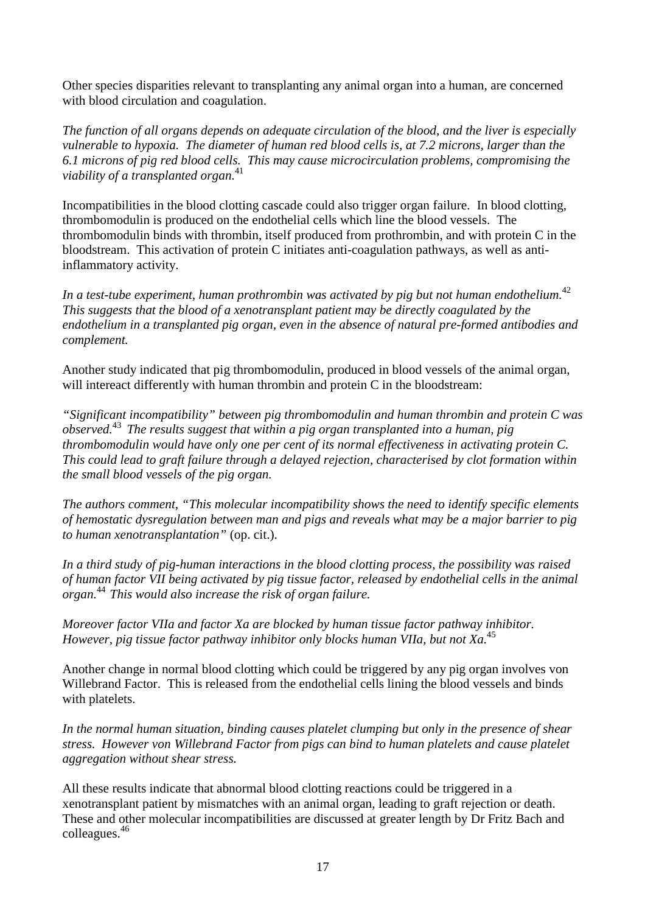Other species disparities relevant to transplanting any animal organ into a human, are concerned with blood circulation and coagulation.

*The function of all organs depends on adequate circulation of the blood, and the liver is especially vulnerable to hypoxia. The diameter of human red blood cells is, at 7.2 microns, larger than the 6.1 microns of pig red blood cells. This may cause microcirculation problems, compromising the viability of a transplanted organ.*[41]

Incompatibilities in the blood clotting cascade could also trigger organ failure. In blood clotting, thrombomodulin is produced on the endothelial cells which line the blood vessels. The thrombomodulin binds with thrombin, itself produced from prothrombin, and with protein C in the bloodstream. This activation of protein C initiates anti-coagulation pathways, as well as anti-inflammatory activity.

*In a test-tube experiment, human prothrombin was activated by pig but not human endothelium.*[42] *This suggests that the blood of a xenotransplant patient may be directly coagulated by the endothelium in a transplanted pig organ, even in the absence of natural pre-formed antibodies and complement.*

Another study indicated that pig thrombomodulin, produced in blood vessels of the animal organ, will intereact differently with human thrombin and protein C in the bloodstream:

*"Significant incompatibility" between pig thrombomodulin and human thrombin and protein C was observed.*[43] *The results suggest that within a pig organ transplanted into a human, pig thrombomodulin would have only one per cent of its normal effectiveness in activating protein C. This could lead to graft failure through a delayed rejection, characterised by clot formation within the small blood vessels of the pig organ.*

*The authors comment, "This molecular incompatibility shows the need to identify specific elements of hemostatic dysregulation between man and pigs and reveals what may be a major barrier to pig to human xenotransplantation"* (op. cit.).

*In a third study of pig-human interactions in the blood clotting process, the possibility was raised of human factor VII being activated by pig tissue factor, released by endothelial cells in the animal organ.*[44] *This would also increase the risk of organ failure.*

*Moreover factor VIIa and factor Xa are blocked by human tissue factor pathway inhibitor. However, pig tissue factor pathway inhibitor only blocks human VIIa, but not Xa.*[45]

Another change in normal blood clotting which could be triggered by any pig organ involves von Willebrand Factor. This is released from the endothelial cells lining the blood vessels and binds with platelets.

*In the normal human situation, binding causes platelet clumping but only in the presence of shear stress. However von Willebrand Factor from pigs can bind to human platelets and cause platelet aggregation without shear stress.*

All these results indicate that abnormal blood clotting reactions could be triggered in a xenotransplant patient by mismatches with an animal organ, leading to graft rejection or death. These and other molecular incompatibilities are discussed at greater length by Dr Fritz Bach and colleagues.[46]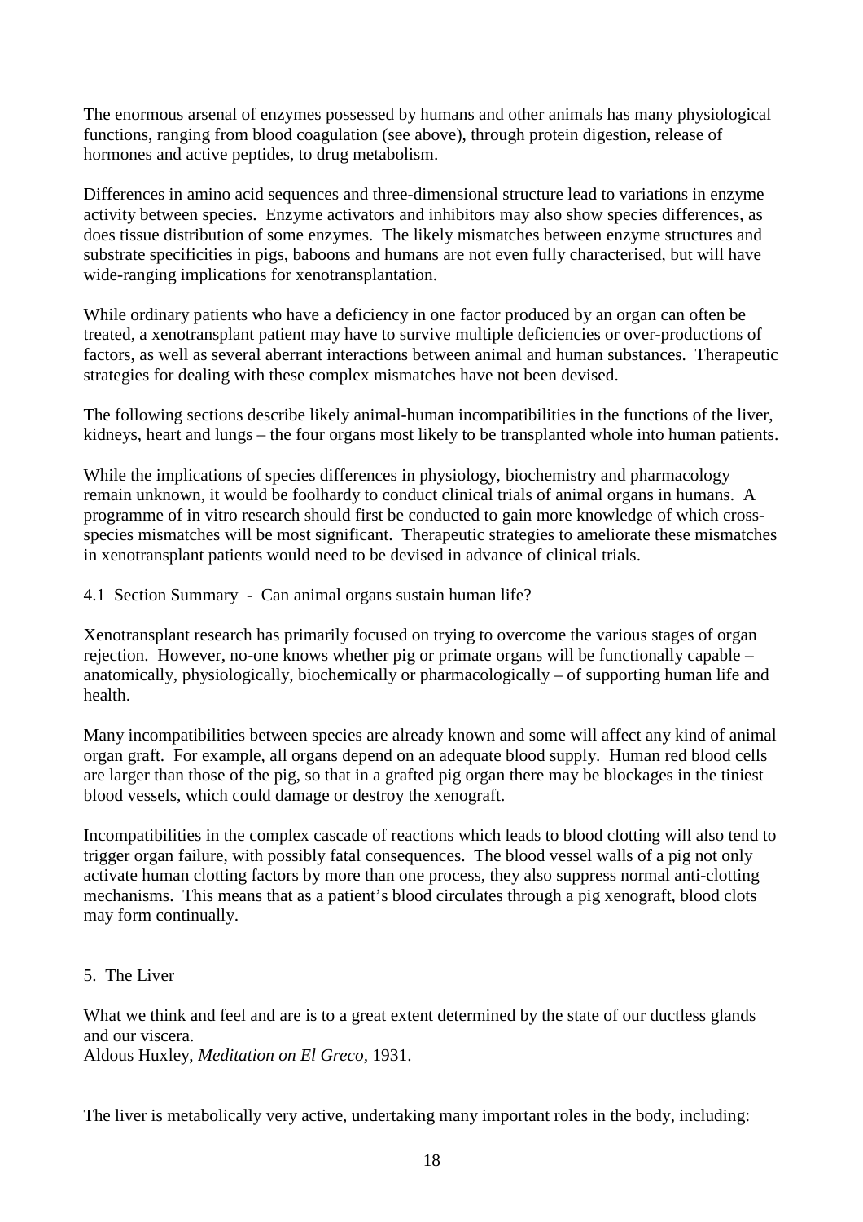The enormous arsenal of enzymes possessed by humans and other animals has many physiological functions, ranging from blood coagulation (see above), through protein digestion, release of hormones and active peptides, to drug metabolism.

Differences in amino acid sequences and three-dimensional structure lead to variations in enzyme activity between species. Enzyme activators and inhibitors may also show species differences, as does tissue distribution of some enzymes. The likely mismatches between enzyme structures and substrate specificities in pigs, baboons and humans are not even fully characterised, but will have wide-ranging implications for xenotransplantation.

While ordinary patients who have a deficiency in one factor produced by an organ can often be treated, a xenotransplant patient may have to survive multiple deficiencies or over-productions of factors, as well as several aberrant interactions between animal and human substances. Therapeutic strategies for dealing with these complex mismatches have not been devised.

The following sections describe likely animal-human incompatibilities in the functions of the liver, kidneys, heart and lungs – the four organs most likely to be transplanted whole into human patients.

While the implications of species differences in physiology, biochemistry and pharmacology remain unknown, it would be foolhardy to conduct clinical trials of animal organs in humans. A programme of in vitro research should first be conducted to gain more knowledge of which cross-species mismatches will be most significant. Therapeutic strategies to ameliorate these mismatches in xenotransplant patients would need to be devised in advance of clinical trials.

### 4.1 Section Summary - Can animal organs sustain human life?

Xenotransplant research has primarily focused on trying to overcome the various stages of organ rejection. However, no-one knows whether pig or primate organs will be functionally capable – anatomically, physiologically, biochemically or pharmacologically – of supporting human life and health.

Many incompatibilities between species are already known and some will affect any kind of animal organ graft. For example, all organs depend on an adequate blood supply. Human red blood cells are larger than those of the pig, so that in a grafted pig organ there may be blockages in the tiniest blood vessels, which could damage or destroy the xenograft.

Incompatibilities in the complex cascade of reactions which leads to blood clotting will also tend to trigger organ failure, with possibly fatal consequences. The blood vessel walls of a pig not only activate human clotting factors by more than one process, they also suppress normal anti-clotting mechanisms. This means that as a patient's blood circulates through a pig xenograft, blood clots may form continually.

## 5. The Liver

What we think and feel and are is to a great extent determined by the state of our ductless glands and our viscera.
Aldous Huxley, *Meditation on El Greco*, 1931.

The liver is metabolically very active, undertaking many important roles in the body, including: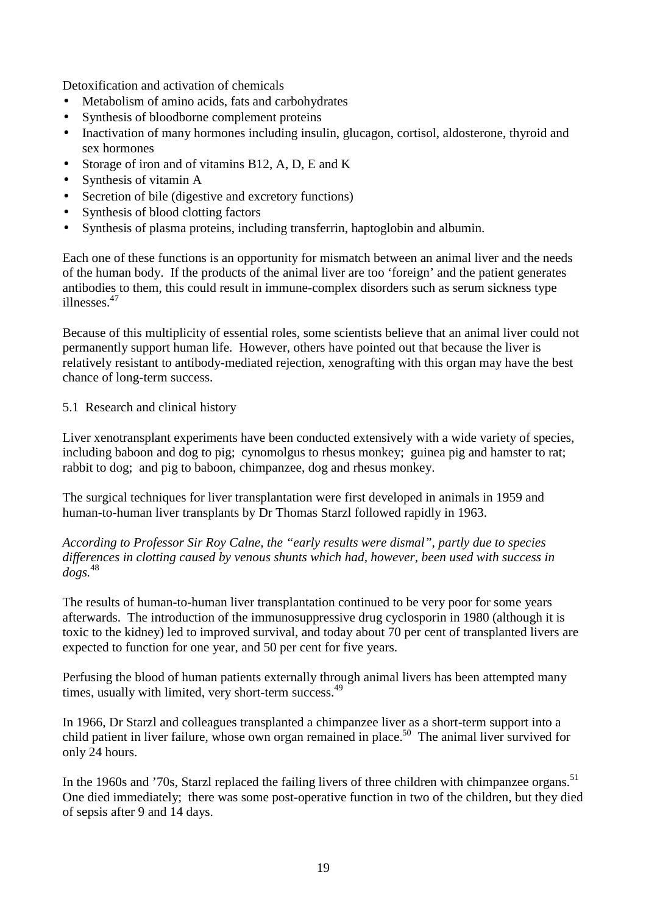Detoxification and activation of chemicals

- Metabolism of amino acids, fats and carbohydrates
- Synthesis of bloodborne complement proteins
- Inactivation of many hormones including insulin, glucagon, cortisol, aldosterone, thyroid and sex hormones
- Storage of iron and of vitamins B12, A, D, E and K
- Synthesis of vitamin A
- Secretion of bile (digestive and excretory functions)
- Synthesis of blood clotting factors
- Synthesis of plasma proteins, including transferrin, haptoglobin and albumin.

Each one of these functions is an opportunity for mismatch between an animal liver and the needs of the human body. If the products of the animal liver are too 'foreign' and the patient generates antibodies to them, this could result in immune-complex disorders such as serum sickness type illnesses.[47]

Because of this multiplicity of essential roles, some scientists believe that an animal liver could not permanently support human life. However, others have pointed out that because the liver is relatively resistant to antibody-mediated rejection, xenografting with this organ may have the best chance of long-term success.

## 5.1 Research and clinical history

Liver xenotransplant experiments have been conducted extensively with a wide variety of species, including baboon and dog to pig; cynomolgus to rhesus monkey; guinea pig and hamster to rat; rabbit to dog; and pig to baboon, chimpanzee, dog and rhesus monkey.

The surgical techniques for liver transplantation were first developed in animals in 1959 and human-to-human liver transplants by Dr Thomas Starzl followed rapidly in 1963.

*According to Professor Sir Roy Calne, the "early results were dismal", partly due to species differences in clotting caused by venous shunts which had, however, been used with success in dogs.*[48]

The results of human-to-human liver transplantation continued to be very poor for some years afterwards. The introduction of the immunosuppressive drug cyclosporin in 1980 (although it is toxic to the kidney) led to improved survival, and today about 70 per cent of transplanted livers are expected to function for one year, and 50 per cent for five years.

Perfusing the blood of human patients externally through animal livers has been attempted many times, usually with limited, very short-term success.[49]

In 1966, Dr Starzl and colleagues transplanted a chimpanzee liver as a short-term support into a child patient in liver failure, whose own organ remained in place.[50] The animal liver survived for only 24 hours.

In the 1960s and '70s, Starzl replaced the failing livers of three children with chimpanzee organs.[51] One died immediately; there was some post-operative function in two of the children, but they died of sepsis after 9 and 14 days.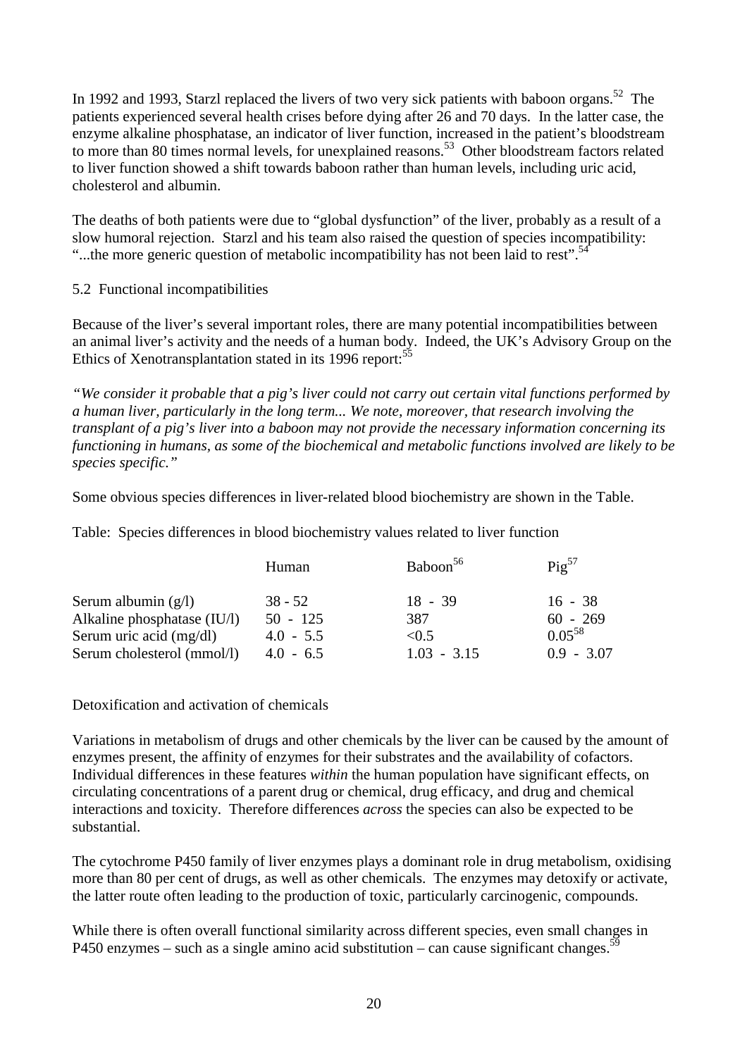In 1992 and 1993, Starzl replaced the livers of two very sick patients with baboon organs.[52] The patients experienced several health crises before dying after 26 and 70 days. In the latter case, the enzyme alkaline phosphatase, an indicator of liver function, increased in the patient's bloodstream to more than 80 times normal levels, for unexplained reasons.[53] Other bloodstream factors related to liver function showed a shift towards baboon rather than human levels, including uric acid, cholesterol and albumin.

The deaths of both patients were due to "global dysfunction" of the liver, probably as a result of a slow humoral rejection. Starzl and his team also raised the question of species incompatibility: "...the more generic question of metabolic incompatibility has not been laid to rest".[54]

## 5.2 Functional incompatibilities

Because of the liver's several important roles, there are many potential incompatibilities between an animal liver's activity and the needs of a human body. Indeed, the UK's Advisory Group on the Ethics of Xenotransplantation stated in its 1996 report:[55]

*"We consider it probable that a pig's liver could not carry out certain vital functions performed by a human liver, particularly in the long term... We note, moreover, that research involving the transplant of a pig's liver into a baboon may not provide the necessary information concerning its functioning in humans, as some of the biochemical and metabolic functions involved are likely to be species specific."*

Some obvious species differences in liver-related blood biochemistry are shown in the Table.

Table: Species differences in blood biochemistry values related to liver function

| | Human | Baboon[56] | Pig[57] |
|---|---|---|---|
| Serum albumin (g/l) | 38 - 52 | 18 - 39 | 16 - 38 |
| Alkaline phosphatase (IU/l) | 50 - 125 | 387 | 60 - 269 |
| Serum uric acid (mg/dl) | 4.0 - 5.5 | <0.5 | 0.05[58] |
| Serum cholesterol (mmol/l) | 4.0 - 6.5 | 1.03 - 3.15 | 0.9 - 3.07 |

### Detoxification and activation of chemicals

Variations in metabolism of drugs and other chemicals by the liver can be caused by the amount of enzymes present, the affinity of enzymes for their substrates and the availability of cofactors. Individual differences in these features *within* the human population have significant effects, on circulating concentrations of a parent drug or chemical, drug efficacy, and drug and chemical interactions and toxicity. Therefore differences *across* the species can also be expected to be substantial.

The cytochrome P450 family of liver enzymes plays a dominant role in drug metabolism, oxidising more than 80 per cent of drugs, as well as other chemicals. The enzymes may detoxify or activate, the latter route often leading to the production of toxic, particularly carcinogenic, compounds.

While there is often overall functional similarity across different species, even small changes in P450 enzymes – such as a single amino acid substitution – can cause significant changes.[59]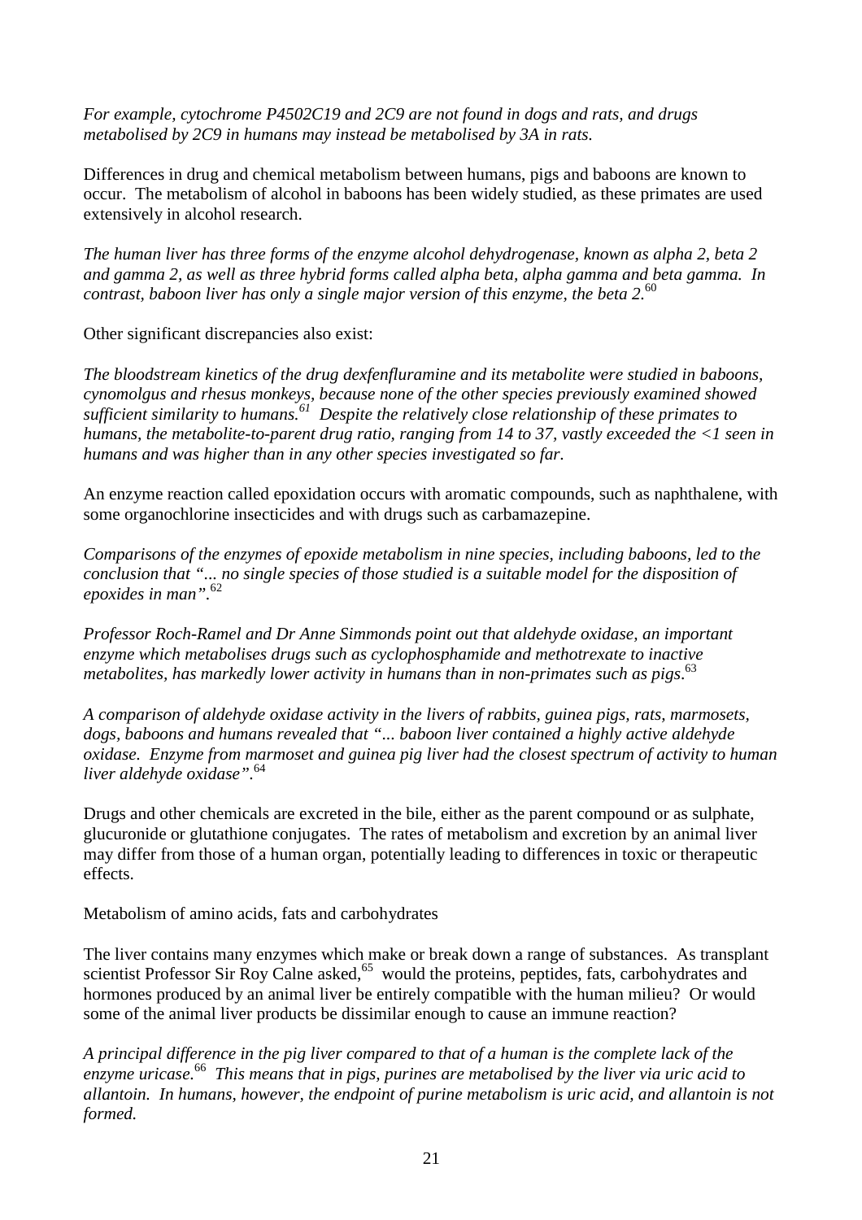*For example, cytochrome P4502C19 and 2C9 are not found in dogs and rats, and drugs metabolised by 2C9 in humans may instead be metabolised by 3A in rats.*

Differences in drug and chemical metabolism between humans, pigs and baboons are known to occur. The metabolism of alcohol in baboons has been widely studied, as these primates are used extensively in alcohol research.

*The human liver has three forms of the enzyme alcohol dehydrogenase, known as alpha 2, beta 2 and gamma 2, as well as three hybrid forms called alpha beta, alpha gamma and beta gamma. In contrast, baboon liver has only a single major version of this enzyme, the beta 2.*[60]

Other significant discrepancies also exist:

*The bloodstream kinetics of the drug dexfenfluramine and its metabolite were studied in baboons, cynomolgus and rhesus monkeys, because none of the other species previously examined showed sufficient similarity to humans.*[61] *Despite the relatively close relationship of these primates to humans, the metabolite-to-parent drug ratio, ranging from 14 to 37, vastly exceeded the <1 seen in humans and was higher than in any other species investigated so far.*

An enzyme reaction called epoxidation occurs with aromatic compounds, such as naphthalene, with some organochlorine insecticides and with drugs such as carbamazepine.

*Comparisons of the enzymes of epoxide metabolism in nine species, including baboons, led to the conclusion that "... no single species of those studied is a suitable model for the disposition of epoxides in man".*[62]

*Professor Roch-Ramel and Dr Anne Simmonds point out that aldehyde oxidase, an important enzyme which metabolises drugs such as cyclophosphamide and methotrexate to inactive metabolites, has markedly lower activity in humans than in non-primates such as pigs.*[63]

*A comparison of aldehyde oxidase activity in the livers of rabbits, guinea pigs, rats, marmosets, dogs, baboons and humans revealed that "... baboon liver contained a highly active aldehyde oxidase. Enzyme from marmoset and guinea pig liver had the closest spectrum of activity to human liver aldehyde oxidase".*[64]

Drugs and other chemicals are excreted in the bile, either as the parent compound or as sulphate, glucuronide or glutathione conjugates. The rates of metabolism and excretion by an animal liver may differ from those of a human organ, potentially leading to differences in toxic or therapeutic effects.

Metabolism of amino acids, fats and carbohydrates

The liver contains many enzymes which make or break down a range of substances. As transplant scientist Professor Sir Roy Calne asked,[65] would the proteins, peptides, fats, carbohydrates and hormones produced by an animal liver be entirely compatible with the human milieu? Or would some of the animal liver products be dissimilar enough to cause an immune reaction?

*A principal difference in the pig liver compared to that of a human is the complete lack of the enzyme uricase.*[66] *This means that in pigs, purines are metabolised by the liver via uric acid to allantoin. In humans, however, the endpoint of purine metabolism is uric acid, and allantoin is not formed.*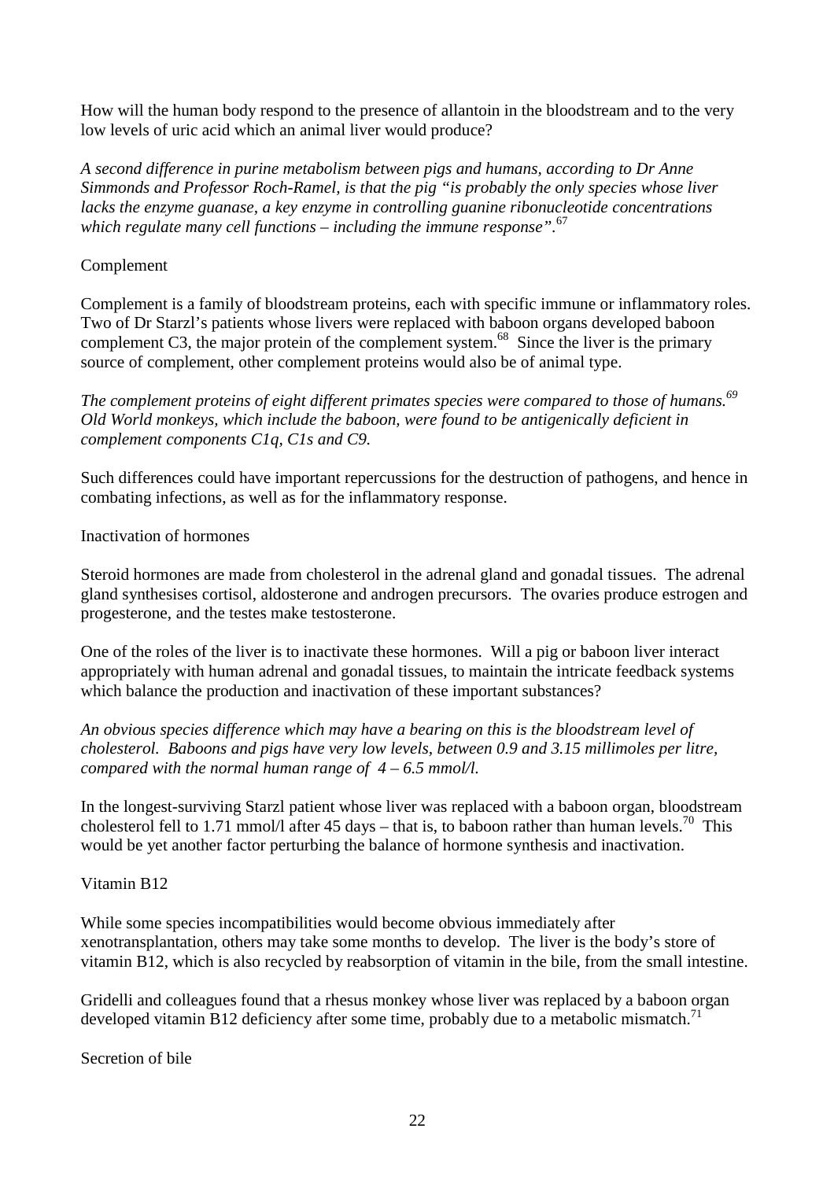How will the human body respond to the presence of allantoin in the bloodstream and to the very low levels of uric acid which an animal liver would produce?

*A second difference in purine metabolism between pigs and humans, according to Dr Anne Simmonds and Professor Roch-Ramel, is that the pig "is probably the only species whose liver lacks the enzyme guanase, a key enzyme in controlling guanine ribonucleotide concentrations which regulate many cell functions – including the immune response".*[67]

## Complement

Complement is a family of bloodstream proteins, each with specific immune or inflammatory roles. Two of Dr Starzl's patients whose livers were replaced with baboon organs developed baboon complement C3, the major protein of the complement system.[68] Since the liver is the primary source of complement, other complement proteins would also be of animal type.

*The complement proteins of eight different primates species were compared to those of humans.*[69] *Old World monkeys, which include the baboon, were found to be antigenically deficient in complement components C1q, C1s and C9.*

Such differences could have important repercussions for the destruction of pathogens, and hence in combating infections, as well as for the inflammatory response.

## Inactivation of hormones

Steroid hormones are made from cholesterol in the adrenal gland and gonadal tissues. The adrenal gland synthesises cortisol, aldosterone and androgen precursors. The ovaries produce estrogen and progesterone, and the testes make testosterone.

One of the roles of the liver is to inactivate these hormones. Will a pig or baboon liver interact appropriately with human adrenal and gonadal tissues, to maintain the intricate feedback systems which balance the production and inactivation of these important substances?

*An obvious species difference which may have a bearing on this is the bloodstream level of cholesterol. Baboons and pigs have very low levels, between 0.9 and 3.15 millimoles per litre, compared with the normal human range of 4 – 6.5 mmol/l.*

In the longest-surviving Starzl patient whose liver was replaced with a baboon organ, bloodstream cholesterol fell to 1.71 mmol/l after 45 days – that is, to baboon rather than human levels.[70] This would be yet another factor perturbing the balance of hormone synthesis and inactivation.

## Vitamin B12

While some species incompatibilities would become obvious immediately after xenotransplantation, others may take some months to develop. The liver is the body's store of vitamin B12, which is also recycled by reabsorption of vitamin in the bile, from the small intestine.

Gridelli and colleagues found that a rhesus monkey whose liver was replaced by a baboon organ developed vitamin B12 deficiency after some time, probably due to a metabolic mismatch.[71]

## Secretion of bile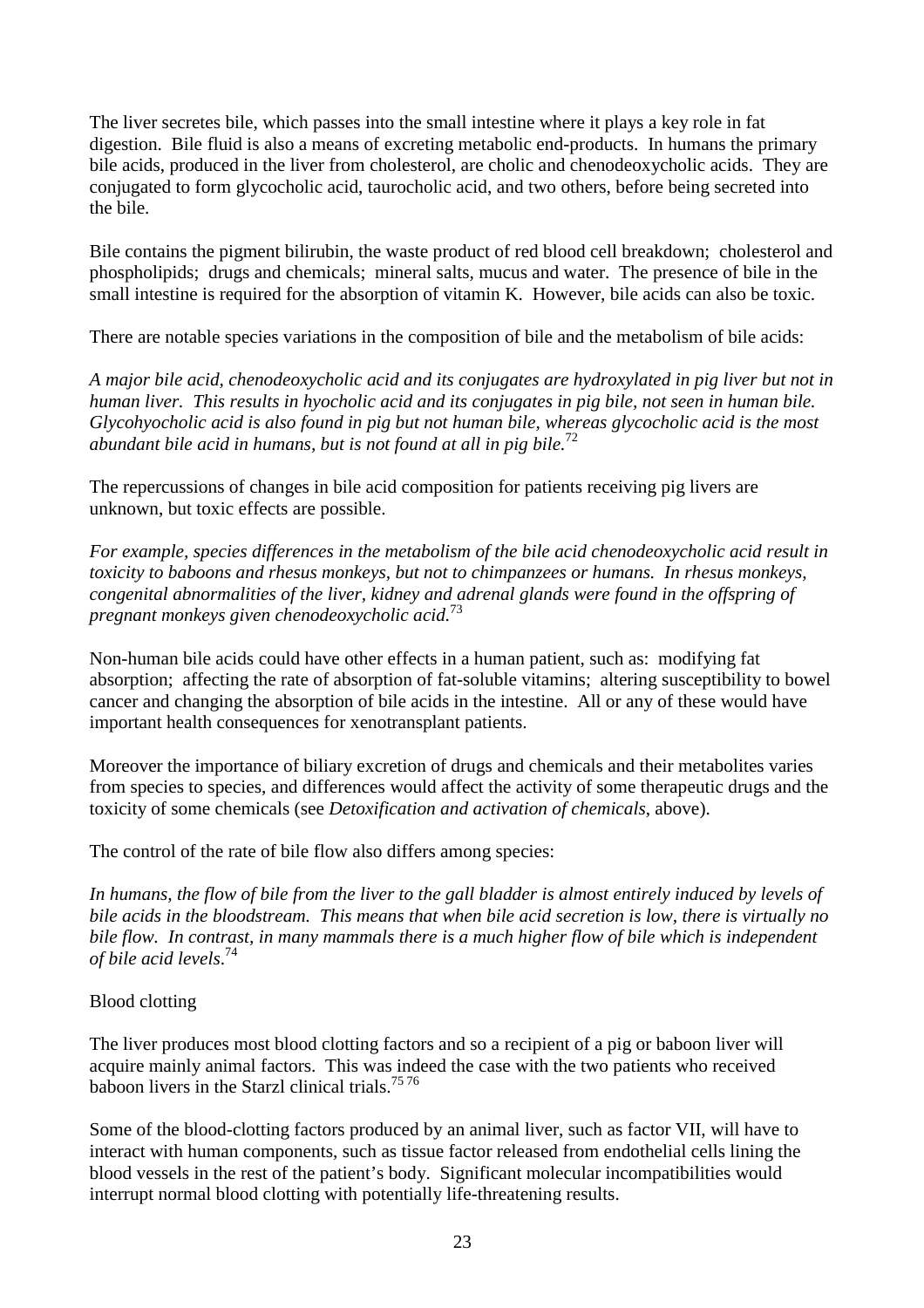The liver secretes bile, which passes into the small intestine where it plays a key role in fat digestion. Bile fluid is also a means of excreting metabolic end-products. In humans the primary bile acids, produced in the liver from cholesterol, are cholic and chenodeoxycholic acids. They are conjugated to form glycocholic acid, taurocholic acid, and two others, before being secreted into the bile.

Bile contains the pigment bilirubin, the waste product of red blood cell breakdown; cholesterol and phospholipids; drugs and chemicals; mineral salts, mucus and water. The presence of bile in the small intestine is required for the absorption of vitamin K. However, bile acids can also be toxic.

There are notable species variations in the composition of bile and the metabolism of bile acids:

*A major bile acid, chenodeoxycholic acid and its conjugates are hydroxylated in pig liver but not in human liver. This results in hyocholic acid and its conjugates in pig bile, not seen in human bile. Glycohyocholic acid is also found in pig but not human bile, whereas glycocholic acid is the most abundant bile acid in humans, but is not found at all in pig bile.*[72]

The repercussions of changes in bile acid composition for patients receiving pig livers are unknown, but toxic effects are possible.

*For example, species differences in the metabolism of the bile acid chenodeoxycholic acid result in toxicity to baboons and rhesus monkeys, but not to chimpanzees or humans. In rhesus monkeys, congenital abnormalities of the liver, kidney and adrenal glands were found in the offspring of pregnant monkeys given chenodeoxycholic acid.*[73]

Non-human bile acids could have other effects in a human patient, such as: modifying fat absorption; affecting the rate of absorption of fat-soluble vitamins; altering susceptibility to bowel cancer and changing the absorption of bile acids in the intestine. All or any of these would have important health consequences for xenotransplant patients.

Moreover the importance of biliary excretion of drugs and chemicals and their metabolites varies from species to species, and differences would affect the activity of some therapeutic drugs and the toxicity of some chemicals (see *Detoxification and activation of chemicals*, above).

The control of the rate of bile flow also differs among species:

*In humans, the flow of bile from the liver to the gall bladder is almost entirely induced by levels of bile acids in the bloodstream. This means that when bile acid secretion is low, there is virtually no bile flow. In contrast, in many mammals there is a much higher flow of bile which is independent of bile acid levels.*[74]

Blood clotting

The liver produces most blood clotting factors and so a recipient of a pig or baboon liver will acquire mainly animal factors. This was indeed the case with the two patients who received baboon livers in the Starzl clinical trials.[75,76]

Some of the blood-clotting factors produced by an animal liver, such as factor VII, will have to interact with human components, such as tissue factor released from endothelial cells lining the blood vessels in the rest of the patient's body. Significant molecular incompatibilities would interrupt normal blood clotting with potentially life-threatening results.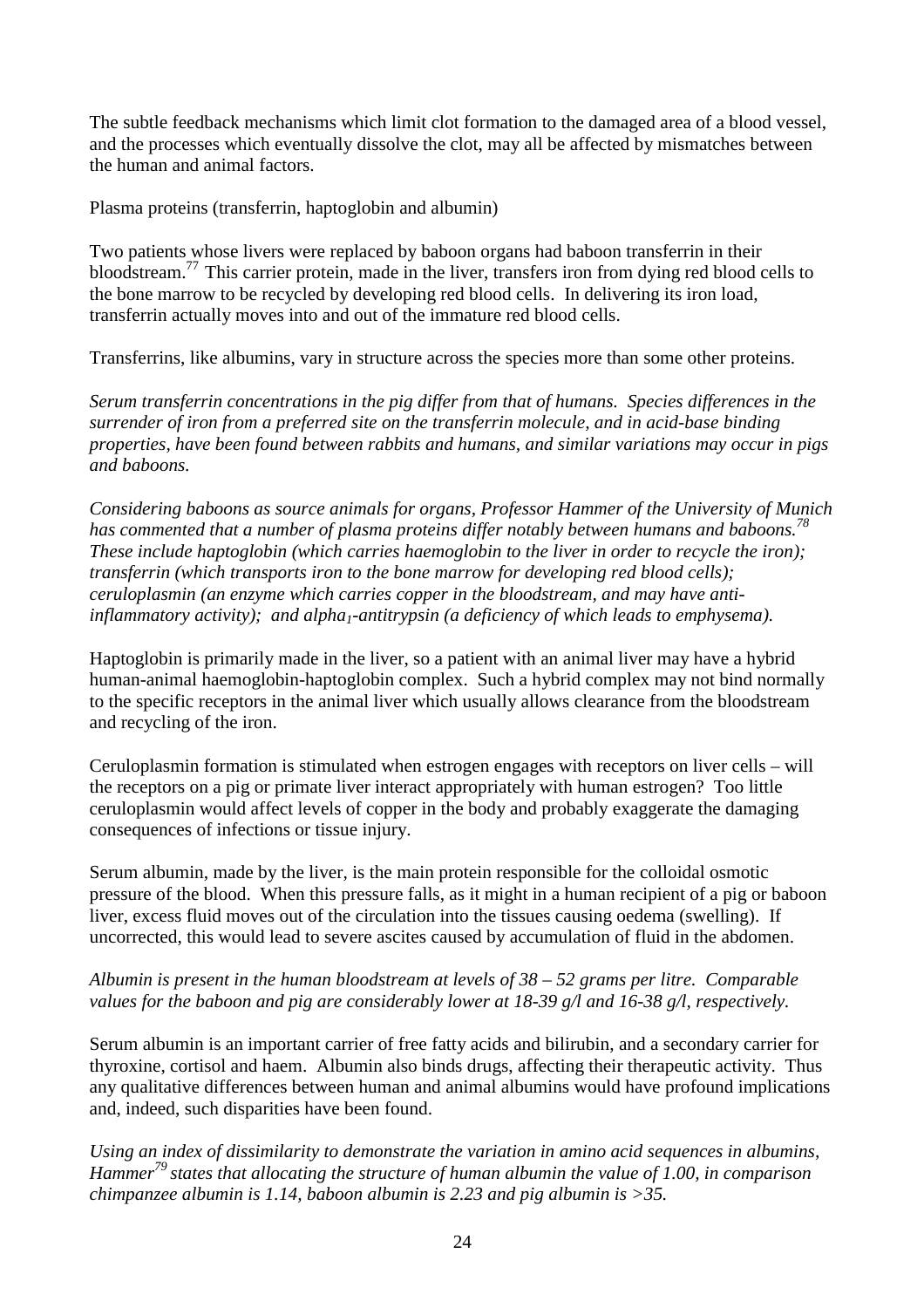The subtle feedback mechanisms which limit clot formation to the damaged area of a blood vessel, and the processes which eventually dissolve the clot, may all be affected by mismatches between the human and animal factors.

Plasma proteins (transferrin, haptoglobin and albumin)

Two patients whose livers were replaced by baboon organs had baboon transferrin in their bloodstream.[77] This carrier protein, made in the liver, transfers iron from dying red blood cells to the bone marrow to be recycled by developing red blood cells. In delivering its iron load, transferrin actually moves into and out of the immature red blood cells.

Transferrins, like albumins, vary in structure across the species more than some other proteins.

*Serum transferrin concentrations in the pig differ from that of humans. Species differences in the surrender of iron from a preferred site on the transferrin molecule, and in acid-base binding properties, have been found between rabbits and humans, and similar variations may occur in pigs and baboons.*

*Considering baboons as source animals for organs, Professor Hammer of the University of Munich has commented that a number of plasma proteins differ notably between humans and baboons.[78] These include haptoglobin (which carries haemoglobin to the liver in order to recycle the iron); transferrin (which transports iron to the bone marrow for developing red blood cells); ceruloplasmin (an enzyme which carries copper in the bloodstream, and may have anti-inflammatory activity); and alpha$_1$-antitrypsin (a deficiency of which leads to emphysema).*

Haptoglobin is primarily made in the liver, so a patient with an animal liver may have a hybrid human-animal haemoglobin-haptoglobin complex. Such a hybrid complex may not bind normally to the specific receptors in the animal liver which usually allows clearance from the bloodstream and recycling of the iron.

Ceruloplasmin formation is stimulated when estrogen engages with receptors on liver cells – will the receptors on a pig or primate liver interact appropriately with human estrogen? Too little ceruloplasmin would affect levels of copper in the body and probably exaggerate the damaging consequences of infections or tissue injury.

Serum albumin, made by the liver, is the main protein responsible for the colloidal osmotic pressure of the blood. When this pressure falls, as it might in a human recipient of a pig or baboon liver, excess fluid moves out of the circulation into the tissues causing oedema (swelling). If uncorrected, this would lead to severe ascites caused by accumulation of fluid in the abdomen.

*Albumin is present in the human bloodstream at levels of 38 – 52 grams per litre. Comparable values for the baboon and pig are considerably lower at 18-39 g/l and 16-38 g/l, respectively.*

Serum albumin is an important carrier of free fatty acids and bilirubin, and a secondary carrier for thyroxine, cortisol and haem. Albumin also binds drugs, affecting their therapeutic activity. Thus any qualitative differences between human and animal albumins would have profound implications and, indeed, such disparities have been found.

*Using an index of dissimilarity to demonstrate the variation in amino acid sequences in albumins, Hammer[79] states that allocating the structure of human albumin the value of 1.00, in comparison chimpanzee albumin is 1.14, baboon albumin is 2.23 and pig albumin is >35.*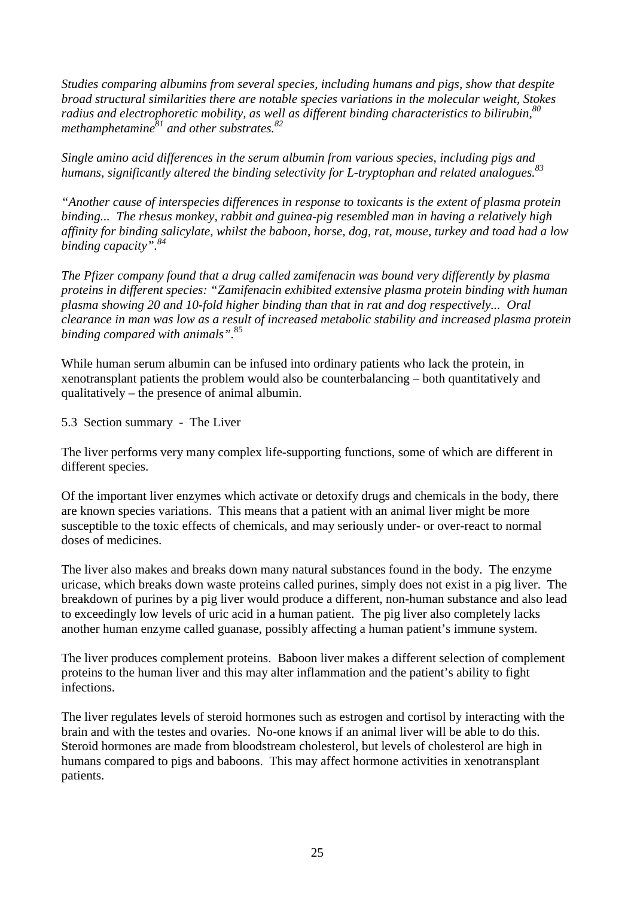*Studies comparing albumins from several species, including humans and pigs, show that despite broad structural similarities there are notable species variations in the molecular weight, Stokes radius and electrophoretic mobility, as well as different binding characteristics to bilirubin,*[80] *methamphetamine*[81] *and other substrates.*[82]

*Single amino acid differences in the serum albumin from various species, including pigs and humans, significantly altered the binding selectivity for L-tryptophan and related analogues.*[83]

*"Another cause of interspecies differences in response to toxicants is the extent of plasma protein binding... The rhesus monkey, rabbit and guinea-pig resembled man in having a relatively high affinity for binding salicylate, whilst the baboon, horse, dog, rat, mouse, turkey and toad had a low binding capacity".*[84]

*The Pfizer company found that a drug called zamifenacin was bound very differently by plasma proteins in different species: "Zamifenacin exhibited extensive plasma protein binding with human plasma showing 20 and 10-fold higher binding than that in rat and dog respectively... Oral clearance in man was low as a result of increased metabolic stability and increased plasma protein binding compared with animals".*[85]

While human serum albumin can be infused into ordinary patients who lack the protein, in xenotransplant patients the problem would also be counterbalancing – both quantitatively and qualitatively – the presence of animal albumin.

5.3 Section summary - The Liver

The liver performs very many complex life-supporting functions, some of which are different in different species.

Of the important liver enzymes which activate or detoxify drugs and chemicals in the body, there are known species variations. This means that a patient with an animal liver might be more susceptible to the toxic effects of chemicals, and may seriously under- or over-react to normal doses of medicines.

The liver also makes and breaks down many natural substances found in the body. The enzyme uricase, which breaks down waste proteins called purines, simply does not exist in a pig liver. The breakdown of purines by a pig liver would produce a different, non-human substance and also lead to exceedingly low levels of uric acid in a human patient. The pig liver also completely lacks another human enzyme called guanase, possibly affecting a human patient's immune system.

The liver produces complement proteins. Baboon liver makes a different selection of complement proteins to the human liver and this may alter inflammation and the patient's ability to fight infections.

The liver regulates levels of steroid hormones such as estrogen and cortisol by interacting with the brain and with the testes and ovaries. No-one knows if an animal liver will be able to do this. Steroid hormones are made from bloodstream cholesterol, but levels of cholesterol are high in humans compared to pigs and baboons. This may affect hormone activities in xenotransplant patients.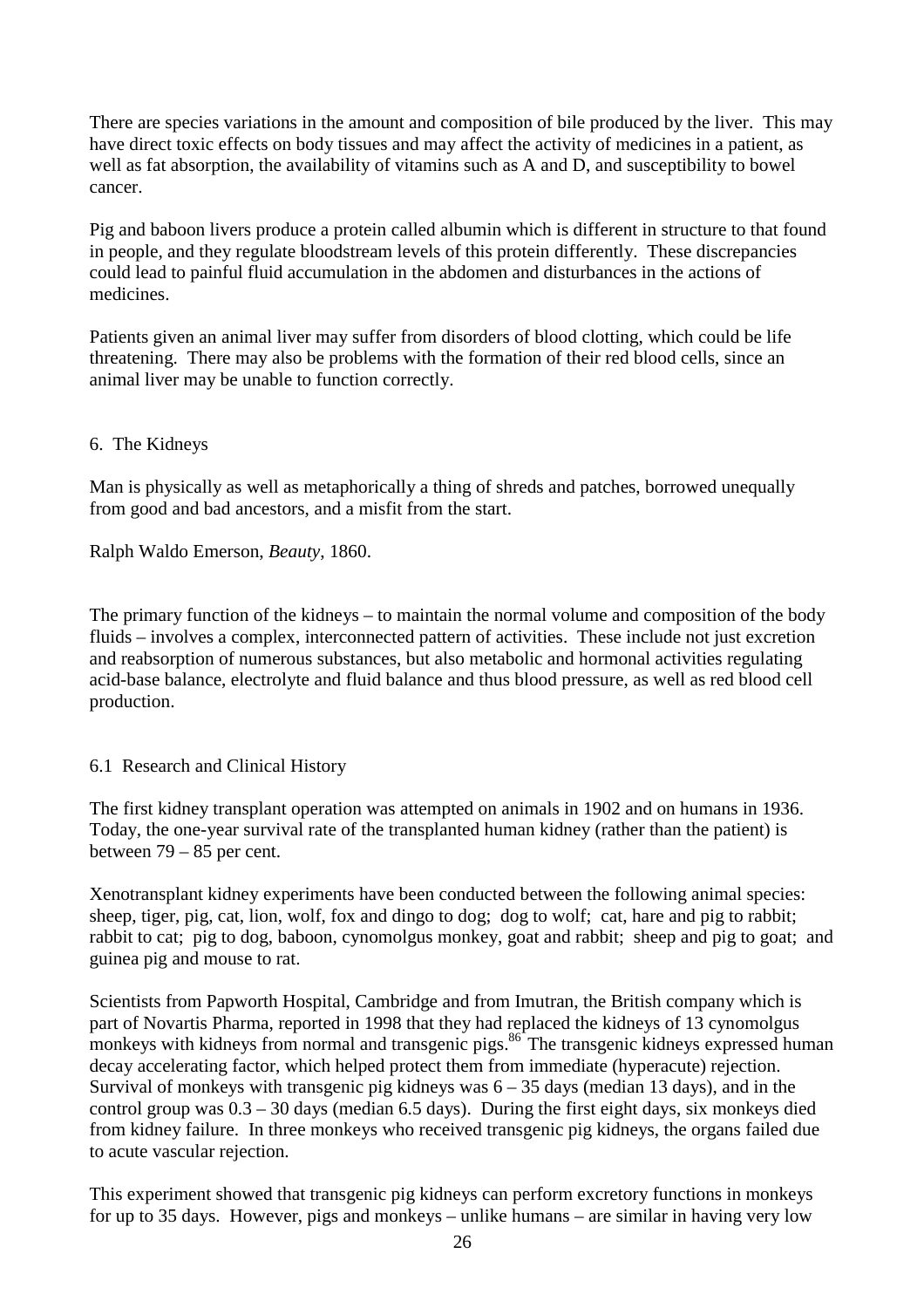There are species variations in the amount and composition of bile produced by the liver. This may have direct toxic effects on body tissues and may affect the activity of medicines in a patient, as well as fat absorption, the availability of vitamins such as A and D, and susceptibility to bowel cancer.

Pig and baboon livers produce a protein called albumin which is different in structure to that found in people, and they regulate bloodstream levels of this protein differently. These discrepancies could lead to painful fluid accumulation in the abdomen and disturbances in the actions of medicines.

Patients given an animal liver may suffer from disorders of blood clotting, which could be life threatening. There may also be problems with the formation of their red blood cells, since an animal liver may be unable to function correctly.

## 6. The Kidneys

Man is physically as well as metaphorically a thing of shreds and patches, borrowed unequally from good and bad ancestors, and a misfit from the start.

Ralph Waldo Emerson, *Beauty*, 1860.

The primary function of the kidneys – to maintain the normal volume and composition of the body fluids – involves a complex, interconnected pattern of activities. These include not just excretion and reabsorption of numerous substances, but also metabolic and hormonal activities regulating acid-base balance, electrolyte and fluid balance and thus blood pressure, as well as red blood cell production.

### 6.1 Research and Clinical History

The first kidney transplant operation was attempted on animals in 1902 and on humans in 1936. Today, the one-year survival rate of the transplanted human kidney (rather than the patient) is between 79 – 85 per cent.

Xenotransplant kidney experiments have been conducted between the following animal species: sheep, tiger, pig, cat, lion, wolf, fox and dingo to dog; dog to wolf; cat, hare and pig to rabbit; rabbit to cat; pig to dog, baboon, cynomolgus monkey, goat and rabbit; sheep and pig to goat; and guinea pig and mouse to rat.

Scientists from Papworth Hospital, Cambridge and from Imutran, the British company which is part of Novartis Pharma, reported in 1998 that they had replaced the kidneys of 13 cynomolgus monkeys with kidneys from normal and transgenic pigs.[86] The transgenic kidneys expressed human decay accelerating factor, which helped protect them from immediate (hyperacute) rejection. Survival of monkeys with transgenic pig kidneys was 6 – 35 days (median 13 days), and in the control group was 0.3 – 30 days (median 6.5 days). During the first eight days, six monkeys died from kidney failure. In three monkeys who received transgenic pig kidneys, the organs failed due to acute vascular rejection.

This experiment showed that transgenic pig kidneys can perform excretory functions in monkeys for up to 35 days. However, pigs and monkeys – unlike humans – are similar in having very low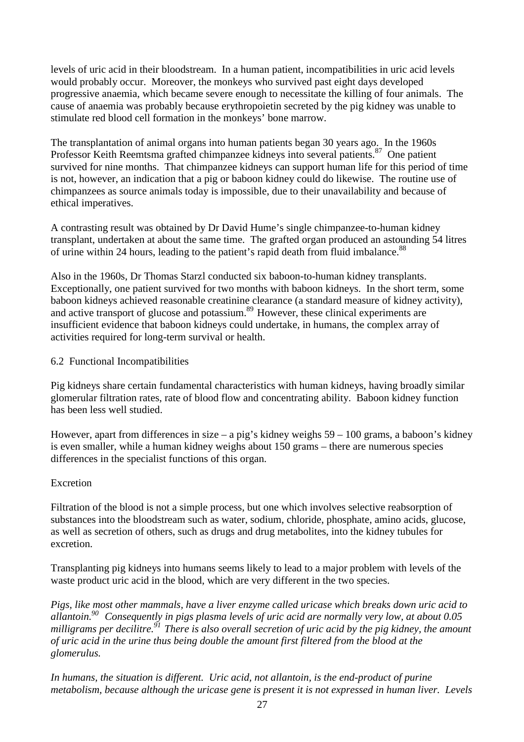levels of uric acid in their bloodstream. In a human patient, incompatibilities in uric acid levels would probably occur. Moreover, the monkeys who survived past eight days developed progressive anaemia, which became severe enough to necessitate the killing of four animals. The cause of anaemia was probably because erythropoietin secreted by the pig kidney was unable to stimulate red blood cell formation in the monkeys' bone marrow.

The transplantation of animal organs into human patients began 30 years ago. In the 1960s Professor Keith Reemtsma grafted chimpanzee kidneys into several patients.[87] One patient survived for nine months. That chimpanzee kidneys can support human life for this period of time is not, however, an indication that a pig or baboon kidney could do likewise. The routine use of chimpanzees as source animals today is impossible, due to their unavailability and because of ethical imperatives.

A contrasting result was obtained by Dr David Hume's single chimpanzee-to-human kidney transplant, undertaken at about the same time. The grafted organ produced an astounding 54 litres of urine within 24 hours, leading to the patient's rapid death from fluid imbalance.[88]

Also in the 1960s, Dr Thomas Starzl conducted six baboon-to-human kidney transplants. Exceptionally, one patient survived for two months with baboon kidneys. In the short term, some baboon kidneys achieved reasonable creatinine clearance (a standard measure of kidney activity), and active transport of glucose and potassium.[89] However, these clinical experiments are insufficient evidence that baboon kidneys could undertake, in humans, the complex array of activities required for long-term survival or health.

### 6.2 Functional Incompatibilities

Pig kidneys share certain fundamental characteristics with human kidneys, having broadly similar glomerular filtration rates, rate of blood flow and concentrating ability. Baboon kidney function has been less well studied.

However, apart from differences in size – a pig's kidney weighs 59 – 100 grams, a baboon's kidney is even smaller, while a human kidney weighs about 150 grams – there are numerous species differences in the specialist functions of this organ.

#### Excretion

Filtration of the blood is not a simple process, but one which involves selective reabsorption of substances into the bloodstream such as water, sodium, chloride, phosphate, amino acids, glucose, as well as secretion of others, such as drugs and drug metabolites, into the kidney tubules for excretion.

Transplanting pig kidneys into humans seems likely to lead to a major problem with levels of the waste product uric acid in the blood, which are very different in the two species.

*Pigs, like most other mammals, have a liver enzyme called uricase which breaks down uric acid to allantoin.*[90] *Consequently in pigs plasma levels of uric acid are normally very low, at about 0.05 milligrams per decilitre.*[91] *There is also overall secretion of uric acid by the pig kidney, the amount of uric acid in the urine thus being double the amount first filtered from the blood at the glomerulus.*

*In humans, the situation is different. Uric acid, not allantoin, is the end-product of purine metabolism, because although the uricase gene is present it is not expressed in human liver. Levels*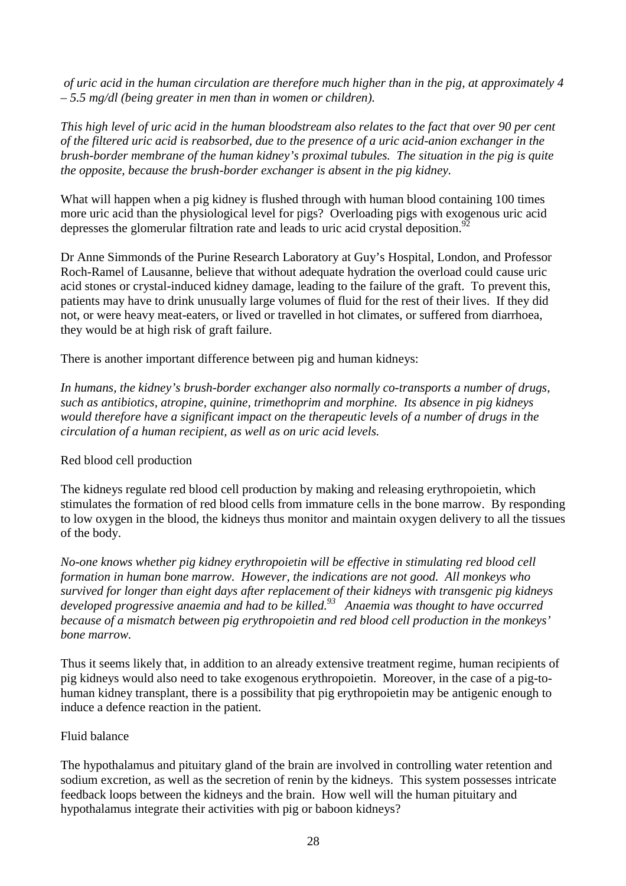*of uric acid in the human circulation are therefore much higher than in the pig, at approximately 4 – 5.5 mg/dl (being greater in men than in women or children).*

*This high level of uric acid in the human bloodstream also relates to the fact that over 90 per cent of the filtered uric acid is reabsorbed, due to the presence of a uric acid-anion exchanger in the brush-border membrane of the human kidney's proximal tubules. The situation in the pig is quite the opposite, because the brush-border exchanger is absent in the pig kidney.*

What will happen when a pig kidney is flushed through with human blood containing 100 times more uric acid than the physiological level for pigs? Overloading pigs with exogenous uric acid depresses the glomerular filtration rate and leads to uric acid crystal deposition.[92]

Dr Anne Simmonds of the Purine Research Laboratory at Guy's Hospital, London, and Professor Roch-Ramel of Lausanne, believe that without adequate hydration the overload could cause uric acid stones or crystal-induced kidney damage, leading to the failure of the graft. To prevent this, patients may have to drink unusually large volumes of fluid for the rest of their lives. If they did not, or were heavy meat-eaters, or lived or travelled in hot climates, or suffered from diarrhoea, they would be at high risk of graft failure.

There is another important difference between pig and human kidneys:

*In humans, the kidney's brush-border exchanger also normally co-transports a number of drugs, such as antibiotics, atropine, quinine, trimethoprim and morphine. Its absence in pig kidneys would therefore have a significant impact on the therapeutic levels of a number of drugs in the circulation of a human recipient, as well as on uric acid levels.*

Red blood cell production

The kidneys regulate red blood cell production by making and releasing erythropoietin, which stimulates the formation of red blood cells from immature cells in the bone marrow. By responding to low oxygen in the blood, the kidneys thus monitor and maintain oxygen delivery to all the tissues of the body.

*No-one knows whether pig kidney erythropoietin will be effective in stimulating red blood cell formation in human bone marrow. However, the indications are not good. All monkeys who survived for longer than eight days after replacement of their kidneys with transgenic pig kidneys developed progressive anaemia and had to be killed.[93] Anaemia was thought to have occurred because of a mismatch between pig erythropoietin and red blood cell production in the monkeys' bone marrow.*

Thus it seems likely that, in addition to an already extensive treatment regime, human recipients of pig kidneys would also need to take exogenous erythropoietin. Moreover, in the case of a pig-to-human kidney transplant, there is a possibility that pig erythropoietin may be antigenic enough to induce a defence reaction in the patient.

Fluid balance

The hypothalamus and pituitary gland of the brain are involved in controlling water retention and sodium excretion, as well as the secretion of renin by the kidneys. This system possesses intricate feedback loops between the kidneys and the brain. How well will the human pituitary and hypothalamus integrate their activities with pig or baboon kidneys?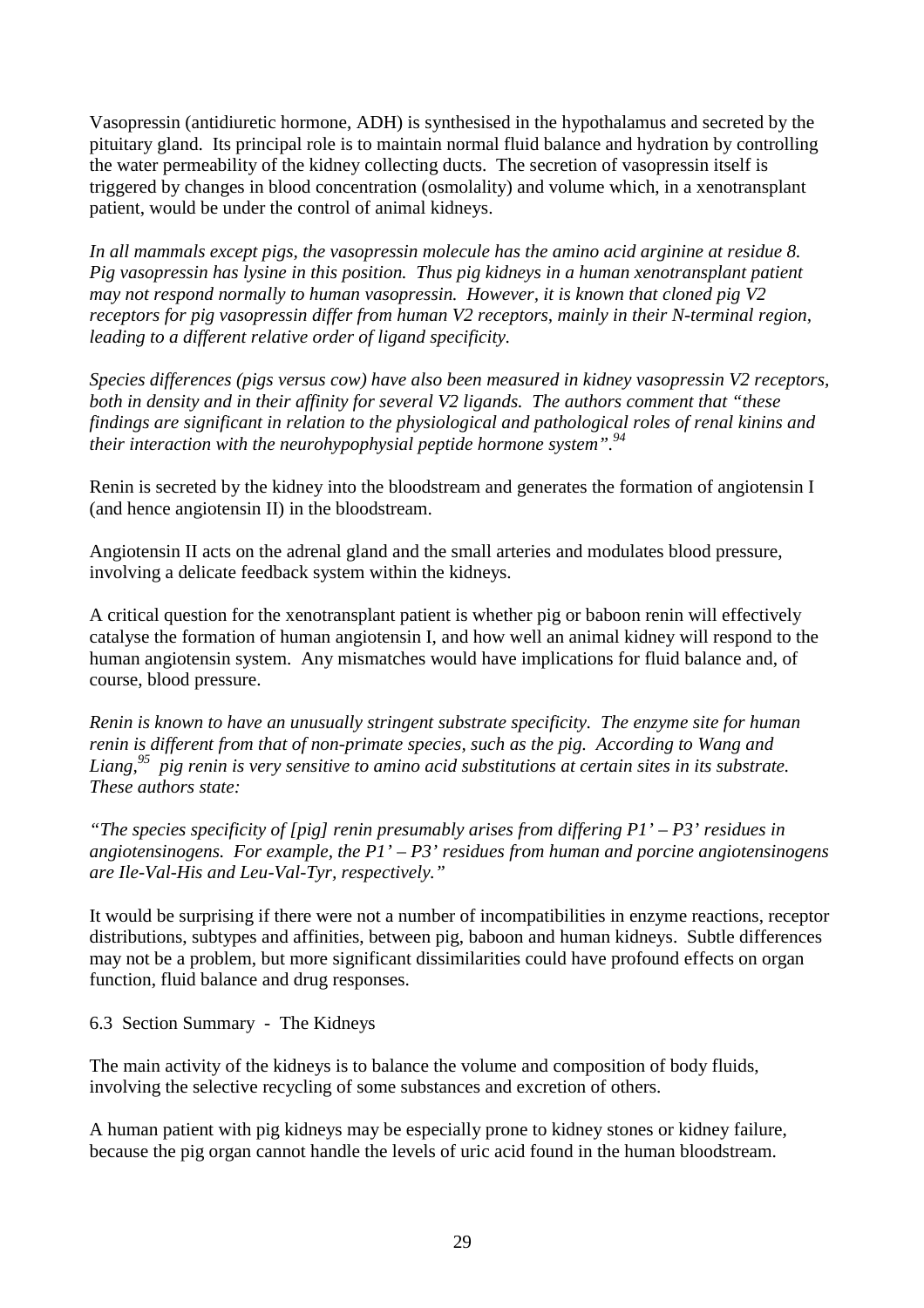Vasopressin (antidiuretic hormone, ADH) is synthesised in the hypothalamus and secreted by the pituitary gland. Its principal role is to maintain normal fluid balance and hydration by controlling the water permeability of the kidney collecting ducts. The secretion of vasopressin itself is triggered by changes in blood concentration (osmolality) and volume which, in a xenotransplant patient, would be under the control of animal kidneys.

*In all mammals except pigs, the vasopressin molecule has the amino acid arginine at residue 8. Pig vasopressin has lysine in this position. Thus pig kidneys in a human xenotransplant patient may not respond normally to human vasopressin. However, it is known that cloned pig V2 receptors for pig vasopressin differ from human V2 receptors, mainly in their N-terminal region, leading to a different relative order of ligand specificity.*

*Species differences (pigs versus cow) have also been measured in kidney vasopressin V2 receptors, both in density and in their affinity for several V2 ligands. The authors comment that "these findings are significant in relation to the physiological and pathological roles of renal kinins and their interaction with the neurohypophysial peptide hormone system".[94]*

Renin is secreted by the kidney into the bloodstream and generates the formation of angiotensin I (and hence angiotensin II) in the bloodstream.

Angiotensin II acts on the adrenal gland and the small arteries and modulates blood pressure, involving a delicate feedback system within the kidneys.

A critical question for the xenotransplant patient is whether pig or baboon renin will effectively catalyse the formation of human angiotensin I, and how well an animal kidney will respond to the human angiotensin system. Any mismatches would have implications for fluid balance and, of course, blood pressure.

*Renin is known to have an unusually stringent substrate specificity. The enzyme site for human renin is different from that of non-primate species, such as the pig. According to Wang and Liang,[95] pig renin is very sensitive to amino acid substitutions at certain sites in its substrate. These authors state:*

*"The species specificity of [pig] renin presumably arises from differing P1' – P3' residues in angiotensinogens. For example, the P1' – P3' residues from human and porcine angiotensinogens are Ile-Val-His and Leu-Val-Tyr, respectively."*

It would be surprising if there were not a number of incompatibilities in enzyme reactions, receptor distributions, subtypes and affinities, between pig, baboon and human kidneys. Subtle differences may not be a problem, but more significant dissimilarities could have profound effects on organ function, fluid balance and drug responses.

### 6.3 Section Summary - The Kidneys

The main activity of the kidneys is to balance the volume and composition of body fluids, involving the selective recycling of some substances and excretion of others.

A human patient with pig kidneys may be especially prone to kidney stones or kidney failure, because the pig organ cannot handle the levels of uric acid found in the human bloodstream.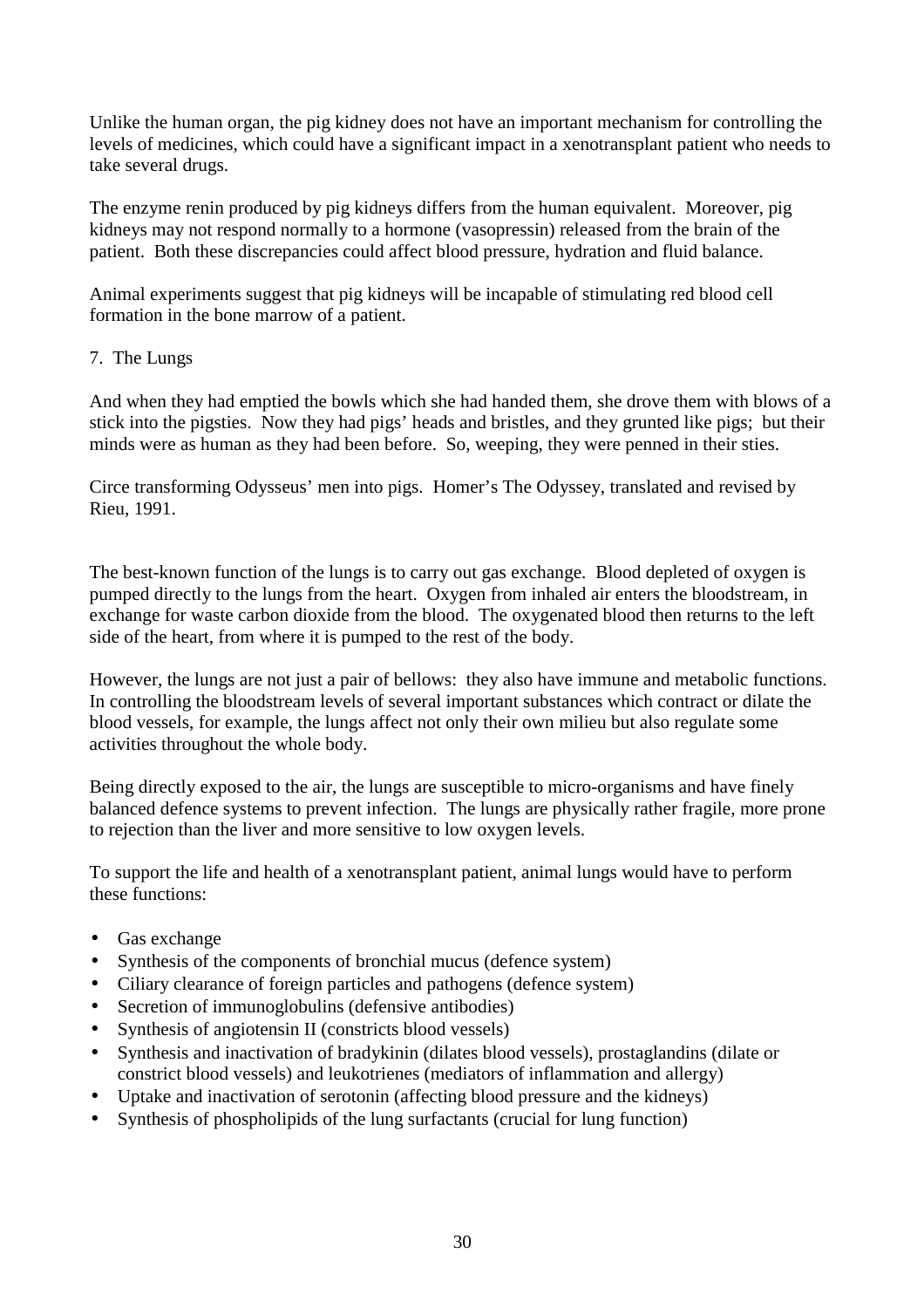Unlike the human organ, the pig kidney does not have an important mechanism for controlling the levels of medicines, which could have a significant impact in a xenotransplant patient who needs to take several drugs.

The enzyme renin produced by pig kidneys differs from the human equivalent. Moreover, pig kidneys may not respond normally to a hormone (vasopressin) released from the brain of the patient. Both these discrepancies could affect blood pressure, hydration and fluid balance.

Animal experiments suggest that pig kidneys will be incapable of stimulating red blood cell formation in the bone marrow of a patient.

## 7. The Lungs

And when they had emptied the bowls which she had handed them, she drove them with blows of a stick into the pigsties. Now they had pigs' heads and bristles, and they grunted like pigs; but their minds were as human as they had been before. So, weeping, they were penned in their sties.

Circe transforming Odysseus' men into pigs. Homer's The Odyssey, translated and revised by Rieu, 1991.

The best-known function of the lungs is to carry out gas exchange. Blood depleted of oxygen is pumped directly to the lungs from the heart. Oxygen from inhaled air enters the bloodstream, in exchange for waste carbon dioxide from the blood. The oxygenated blood then returns to the left side of the heart, from where it is pumped to the rest of the body.

However, the lungs are not just a pair of bellows: they also have immune and metabolic functions. In controlling the bloodstream levels of several important substances which contract or dilate the blood vessels, for example, the lungs affect not only their own milieu but also regulate some activities throughout the whole body.

Being directly exposed to the air, the lungs are susceptible to micro-organisms and have finely balanced defence systems to prevent infection. The lungs are physically rather fragile, more prone to rejection than the liver and more sensitive to low oxygen levels.

To support the life and health of a xenotransplant patient, animal lungs would have to perform these functions:

- Gas exchange
- Synthesis of the components of bronchial mucus (defence system)
- Ciliary clearance of foreign particles and pathogens (defence system)
- Secretion of immunoglobulins (defensive antibodies)
- Synthesis of angiotensin II (constricts blood vessels)
- Synthesis and inactivation of bradykinin (dilates blood vessels), prostaglandins (dilate or constrict blood vessels) and leukotrienes (mediators of inflammation and allergy)
- Uptake and inactivation of serotonin (affecting blood pressure and the kidneys)
- Synthesis of phospholipids of the lung surfactants (crucial for lung function)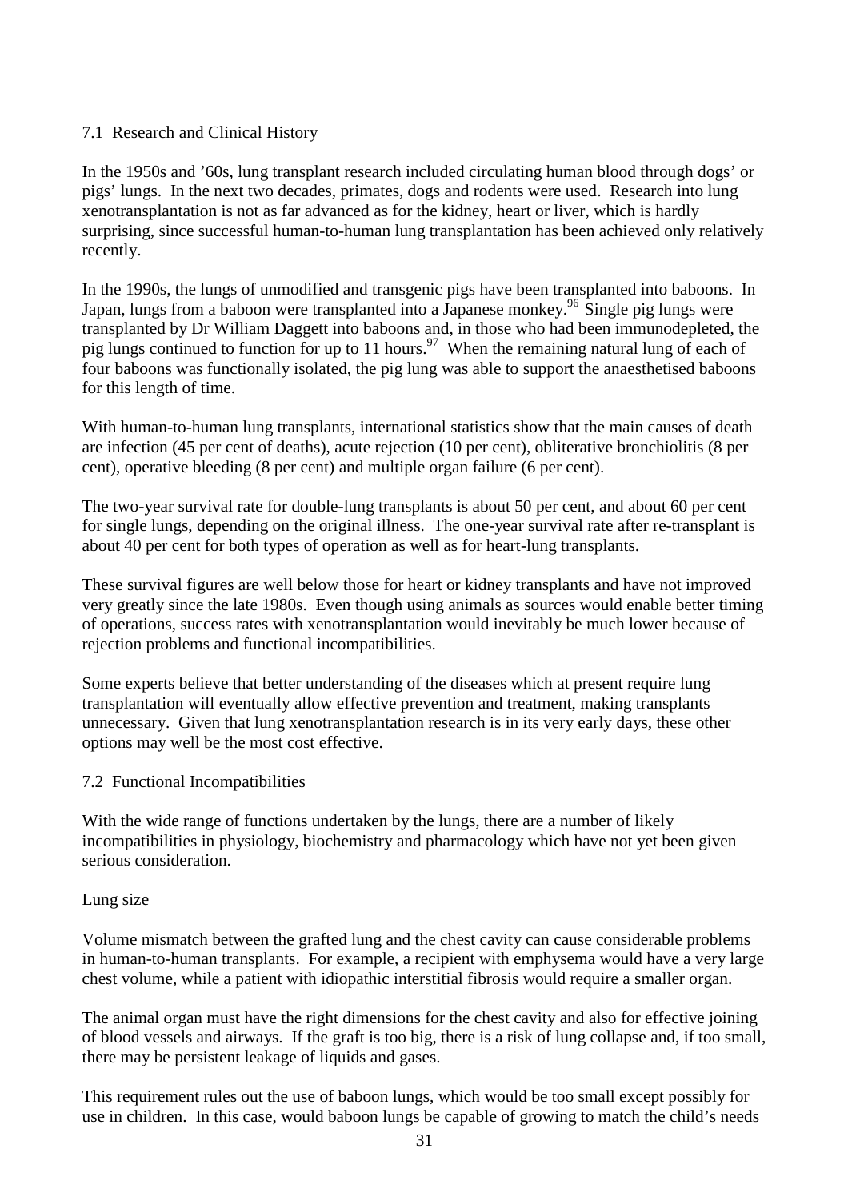## 7.1 Research and Clinical History

In the 1950s and '60s, lung transplant research included circulating human blood through dogs' or pigs' lungs. In the next two decades, primates, dogs and rodents were used. Research into lung xenotransplantation is not as far advanced as for the kidney, heart or liver, which is hardly surprising, since successful human-to-human lung transplantation has been achieved only relatively recently.

In the 1990s, the lungs of unmodified and transgenic pigs have been transplanted into baboons. In Japan, lungs from a baboon were transplanted into a Japanese monkey.[96] Single pig lungs were transplanted by Dr William Daggett into baboons and, in those who had been immunodepleted, the pig lungs continued to function for up to 11 hours.[97] When the remaining natural lung of each of four baboons was functionally isolated, the pig lung was able to support the anaesthetised baboons for this length of time.

With human-to-human lung transplants, international statistics show that the main causes of death are infection (45 per cent of deaths), acute rejection (10 per cent), obliterative bronchiolitis (8 per cent), operative bleeding (8 per cent) and multiple organ failure (6 per cent).

The two-year survival rate for double-lung transplants is about 50 per cent, and about 60 per cent for single lungs, depending on the original illness. The one-year survival rate after re-transplant is about 40 per cent for both types of operation as well as for heart-lung transplants.

These survival figures are well below those for heart or kidney transplants and have not improved very greatly since the late 1980s. Even though using animals as sources would enable better timing of operations, success rates with xenotransplantation would inevitably be much lower because of rejection problems and functional incompatibilities.

Some experts believe that better understanding of the diseases which at present require lung transplantation will eventually allow effective prevention and treatment, making transplants unnecessary. Given that lung xenotransplantation research is in its very early days, these other options may well be the most cost effective.

## 7.2 Functional Incompatibilities

With the wide range of functions undertaken by the lungs, there are a number of likely incompatibilities in physiology, biochemistry and pharmacology which have not yet been given serious consideration.

### Lung size

Volume mismatch between the grafted lung and the chest cavity can cause considerable problems in human-to-human transplants. For example, a recipient with emphysema would have a very large chest volume, while a patient with idiopathic interstitial fibrosis would require a smaller organ.

The animal organ must have the right dimensions for the chest cavity and also for effective joining of blood vessels and airways. If the graft is too big, there is a risk of lung collapse and, if too small, there may be persistent leakage of liquids and gases.

This requirement rules out the use of baboon lungs, which would be too small except possibly for use in children. In this case, would baboon lungs be capable of growing to match the child's needs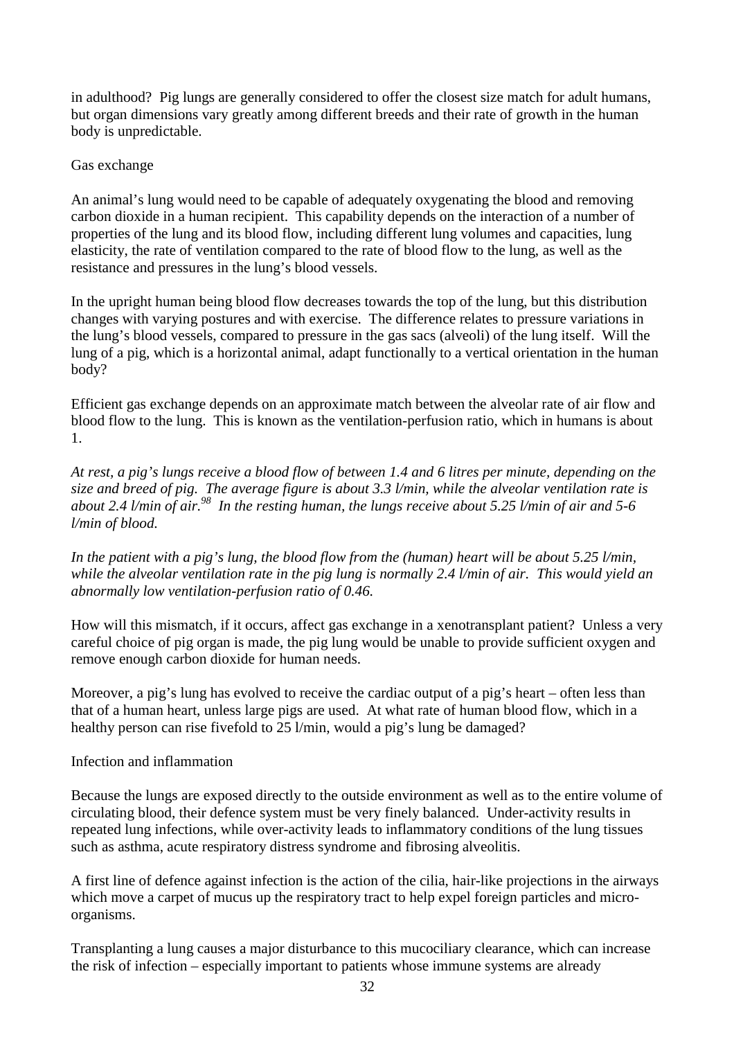in adulthood? Pig lungs are generally considered to offer the closest size match for adult humans, but organ dimensions vary greatly among different breeds and their rate of growth in the human body is unpredictable.

## Gas exchange

An animal's lung would need to be capable of adequately oxygenating the blood and removing carbon dioxide in a human recipient. This capability depends on the interaction of a number of properties of the lung and its blood flow, including different lung volumes and capacities, lung elasticity, the rate of ventilation compared to the rate of blood flow to the lung, as well as the resistance and pressures in the lung's blood vessels.

In the upright human being blood flow decreases towards the top of the lung, but this distribution changes with varying postures and with exercise. The difference relates to pressure variations in the lung's blood vessels, compared to pressure in the gas sacs (alveoli) of the lung itself. Will the lung of a pig, which is a horizontal animal, adapt functionally to a vertical orientation in the human body?

Efficient gas exchange depends on an approximate match between the alveolar rate of air flow and blood flow to the lung. This is known as the ventilation-perfusion ratio, which in humans is about 1.

*At rest, a pig's lungs receive a blood flow of between 1.4 and 6 litres per minute, depending on the size and breed of pig. The average figure is about 3.3 l/min, while the alveolar ventilation rate is about 2.4 l/min of air.*[98] *In the resting human, the lungs receive about 5.25 l/min of air and 5-6 l/min of blood.*

*In the patient with a pig's lung, the blood flow from the (human) heart will be about 5.25 l/min, while the alveolar ventilation rate in the pig lung is normally 2.4 l/min of air. This would yield an abnormally low ventilation-perfusion ratio of 0.46.*

How will this mismatch, if it occurs, affect gas exchange in a xenotransplant patient? Unless a very careful choice of pig organ is made, the pig lung would be unable to provide sufficient oxygen and remove enough carbon dioxide for human needs.

Moreover, a pig's lung has evolved to receive the cardiac output of a pig's heart – often less than that of a human heart, unless large pigs are used. At what rate of human blood flow, which in a healthy person can rise fivefold to 25 l/min, would a pig's lung be damaged?

## Infection and inflammation

Because the lungs are exposed directly to the outside environment as well as to the entire volume of circulating blood, their defence system must be very finely balanced. Under-activity results in repeated lung infections, while over-activity leads to inflammatory conditions of the lung tissues such as asthma, acute respiratory distress syndrome and fibrosing alveolitis.

A first line of defence against infection is the action of the cilia, hair-like projections in the airways which move a carpet of mucus up the respiratory tract to help expel foreign particles and micro-organisms.

Transplanting a lung causes a major disturbance to this mucociliary clearance, which can increase the risk of infection – especially important to patients whose immune systems are already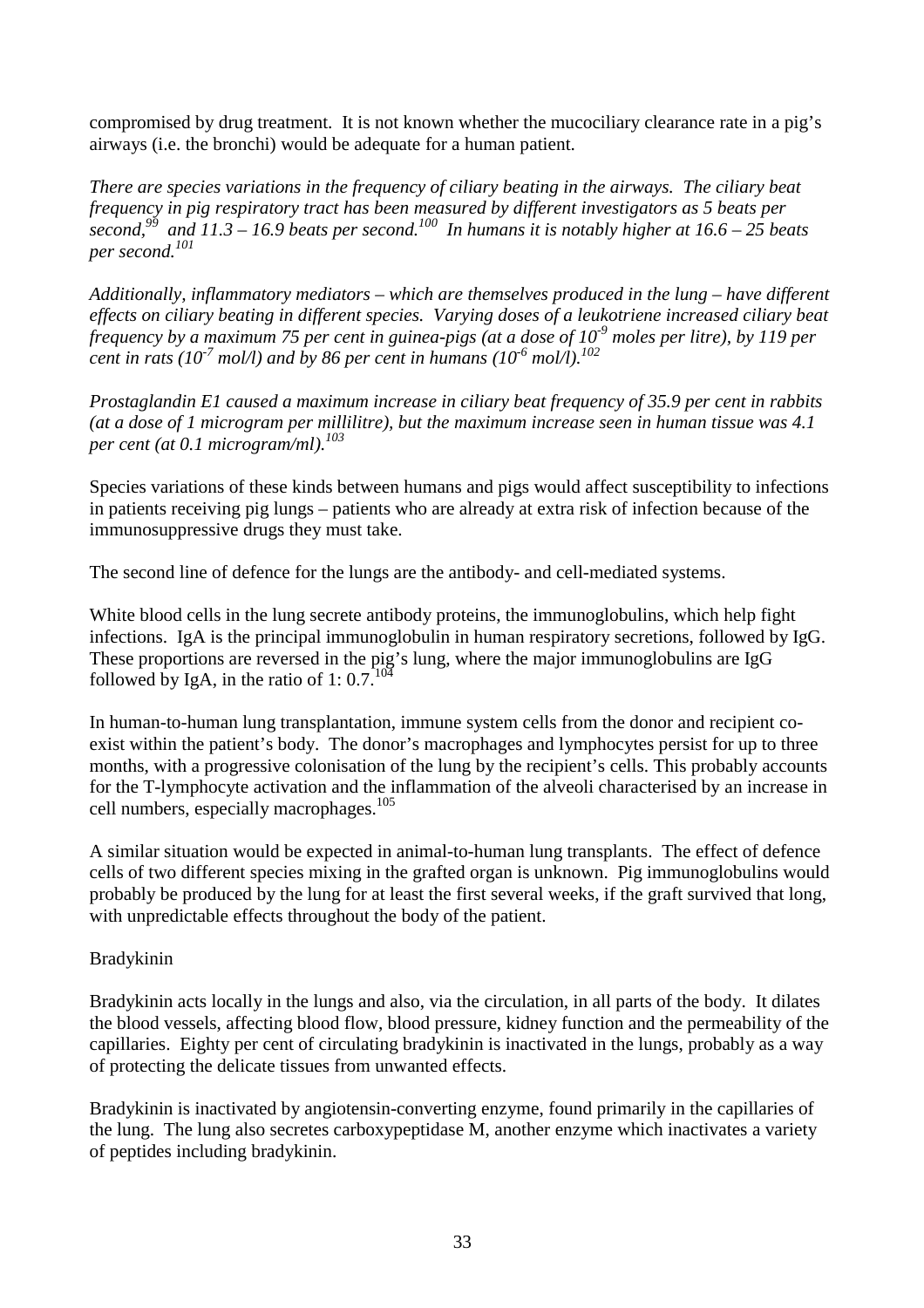compromised by drug treatment. It is not known whether the mucociliary clearance rate in a pig's airways (i.e. the bronchi) would be adequate for a human patient.

*There are species variations in the frequency of ciliary beating in the airways. The ciliary beat frequency in pig respiratory tract has been measured by different investigators as 5 beats per second,[99] and 11.3 – 16.9 beats per second.[100] In humans it is notably higher at 16.6 – 25 beats per second.[101]*

*Additionally, inflammatory mediators – which are themselves produced in the lung – have different effects on ciliary beating in different species. Varying doses of a leukotriene increased ciliary beat frequency by a maximum 75 per cent in guinea-pigs (at a dose of $10^{-9}$ moles per litre), by 119 per cent in rats ($10^{-7}$ mol/l) and by 86 per cent in humans ($10^{-6}$ mol/l).[102]*

*Prostaglandin E1 caused a maximum increase in ciliary beat frequency of 35.9 per cent in rabbits (at a dose of 1 microgram per millilitre), but the maximum increase seen in human tissue was 4.1 per cent (at 0.1 microgram/ml).[103]*

Species variations of these kinds between humans and pigs would affect susceptibility to infections in patients receiving pig lungs – patients who are already at extra risk of infection because of the immunosuppressive drugs they must take.

The second line of defence for the lungs are the antibody- and cell-mediated systems.

White blood cells in the lung secrete antibody proteins, the immunoglobulins, which help fight infections. IgA is the principal immunoglobulin in human respiratory secretions, followed by IgG. These proportions are reversed in the pig's lung, where the major immunoglobulins are IgG followed by IgA, in the ratio of 1: 0.7.[104]

In human-to-human lung transplantation, immune system cells from the donor and recipient co-exist within the patient's body. The donor's macrophages and lymphocytes persist for up to three months, with a progressive colonisation of the lung by the recipient's cells. This probably accounts for the T-lymphocyte activation and the inflammation of the alveoli characterised by an increase in cell numbers, especially macrophages.[105]

A similar situation would be expected in animal-to-human lung transplants. The effect of defence cells of two different species mixing in the grafted organ is unknown. Pig immunoglobulins would probably be produced by the lung for at least the first several weeks, if the graft survived that long, with unpredictable effects throughout the body of the patient.

Bradykinin

Bradykinin acts locally in the lungs and also, via the circulation, in all parts of the body. It dilates the blood vessels, affecting blood flow, blood pressure, kidney function and the permeability of the capillaries. Eighty per cent of circulating bradykinin is inactivated in the lungs, probably as a way of protecting the delicate tissues from unwanted effects.

Bradykinin is inactivated by angiotensin-converting enzyme, found primarily in the capillaries of the lung. The lung also secretes carboxypeptidase M, another enzyme which inactivates a variety of peptides including bradykinin.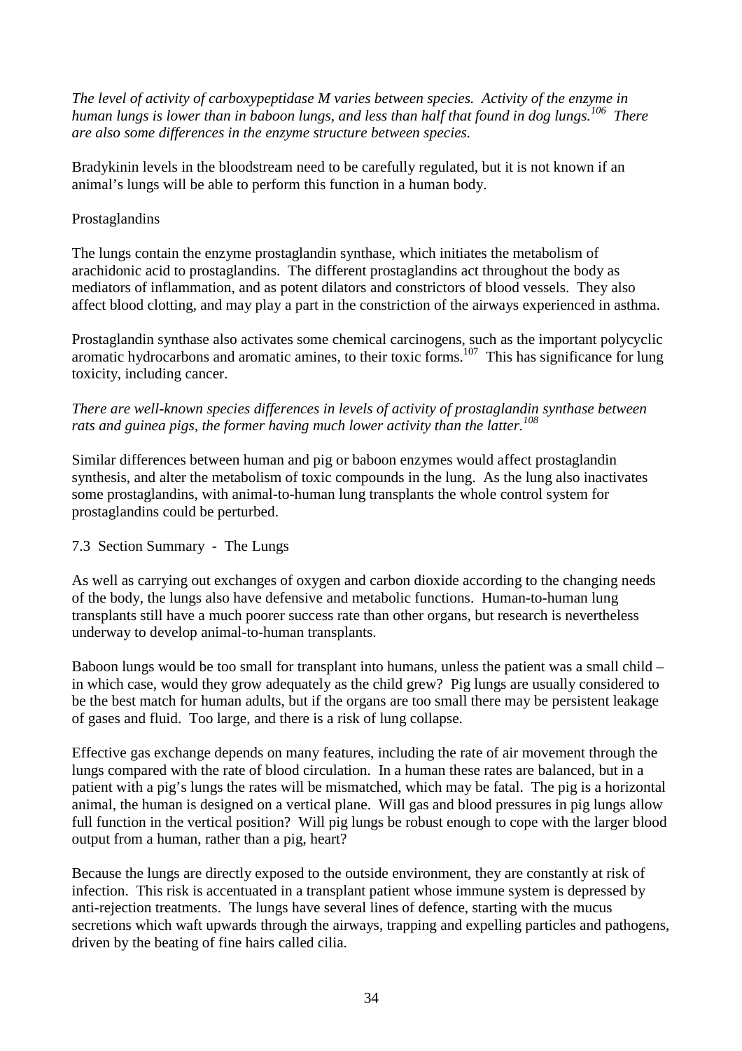*The level of activity of carboxypeptidase M varies between species. Activity of the enzyme in human lungs is lower than in baboon lungs, and less than half that found in dog lungs.[106] There are also some differences in the enzyme structure between species.*

Bradykinin levels in the bloodstream need to be carefully regulated, but it is not known if an animal's lungs will be able to perform this function in a human body.

Prostaglandins

The lungs contain the enzyme prostaglandin synthase, which initiates the metabolism of arachidonic acid to prostaglandins. The different prostaglandins act throughout the body as mediators of inflammation, and as potent dilators and constrictors of blood vessels. They also affect blood clotting, and may play a part in the constriction of the airways experienced in asthma.

Prostaglandin synthase also activates some chemical carcinogens, such as the important polycyclic aromatic hydrocarbons and aromatic amines, to their toxic forms.[107] This has significance for lung toxicity, including cancer.

*There are well-known species differences in levels of activity of prostaglandin synthase between rats and guinea pigs, the former having much lower activity than the latter.[108]*

Similar differences between human and pig or baboon enzymes would affect prostaglandin synthesis, and alter the metabolism of toxic compounds in the lung. As the lung also inactivates some prostaglandins, with animal-to-human lung transplants the whole control system for prostaglandins could be perturbed.

7.3 Section Summary - The Lungs

As well as carrying out exchanges of oxygen and carbon dioxide according to the changing needs of the body, the lungs also have defensive and metabolic functions. Human-to-human lung transplants still have a much poorer success rate than other organs, but research is nevertheless underway to develop animal-to-human transplants.

Baboon lungs would be too small for transplant into humans, unless the patient was a small child – in which case, would they grow adequately as the child grew? Pig lungs are usually considered to be the best match for human adults, but if the organs are too small there may be persistent leakage of gases and fluid. Too large, and there is a risk of lung collapse.

Effective gas exchange depends on many features, including the rate of air movement through the lungs compared with the rate of blood circulation. In a human these rates are balanced, but in a patient with a pig's lungs the rates will be mismatched, which may be fatal. The pig is a horizontal animal, the human is designed on a vertical plane. Will gas and blood pressures in pig lungs allow full function in the vertical position? Will pig lungs be robust enough to cope with the larger blood output from a human, rather than a pig, heart?

Because the lungs are directly exposed to the outside environment, they are constantly at risk of infection. This risk is accentuated in a transplant patient whose immune system is depressed by anti-rejection treatments. The lungs have several lines of defence, starting with the mucus secretions which waft upwards through the airways, trapping and expelling particles and pathogens, driven by the beating of fine hairs called cilia.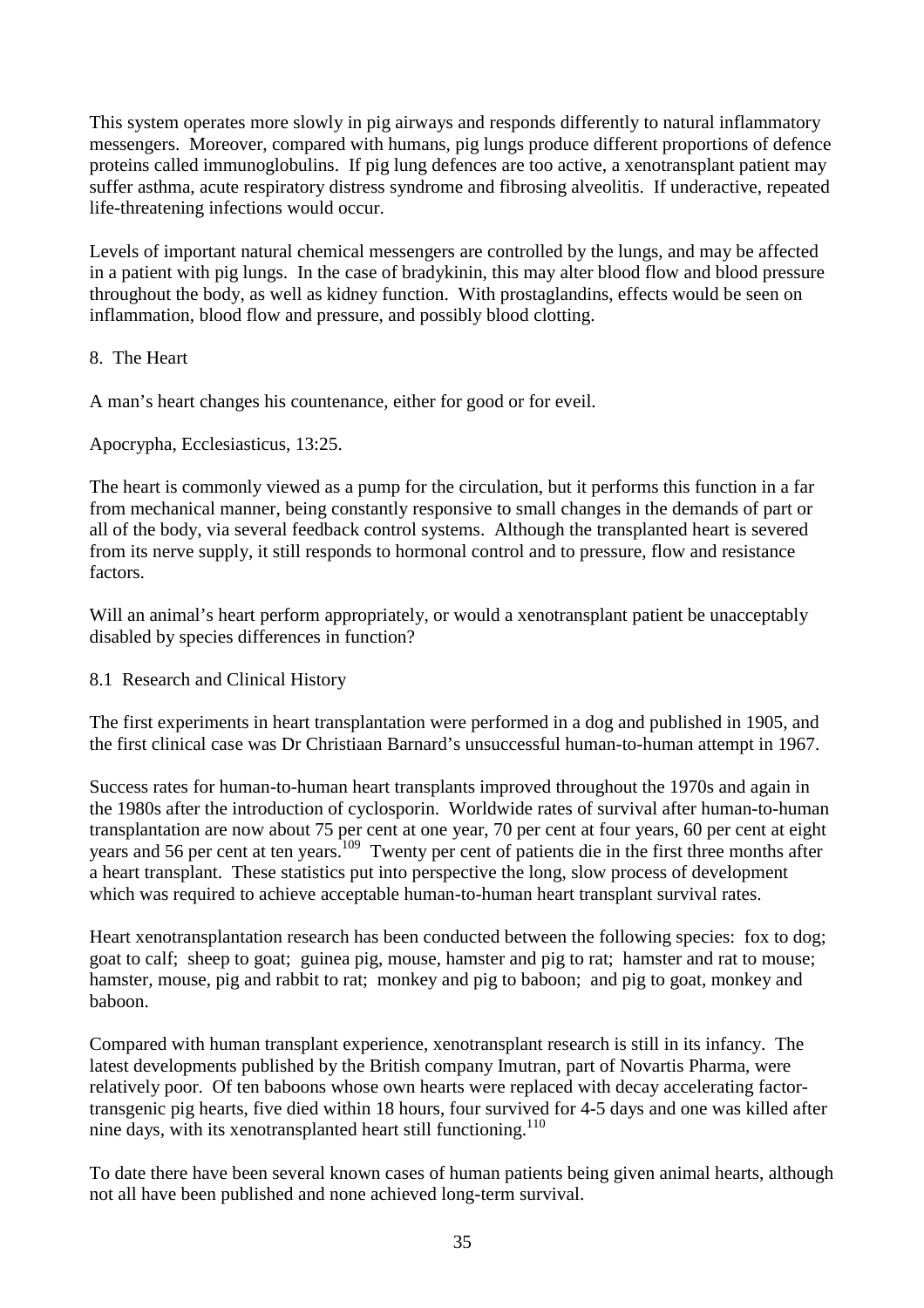This system operates more slowly in pig airways and responds differently to natural inflammatory messengers. Moreover, compared with humans, pig lungs produce different proportions of defence proteins called immunoglobulins. If pig lung defences are too active, a xenotransplant patient may suffer asthma, acute respiratory distress syndrome and fibrosing alveolitis. If underactive, repeated life-threatening infections would occur.

Levels of important natural chemical messengers are controlled by the lungs, and may be affected in a patient with pig lungs. In the case of bradykinin, this may alter blood flow and blood pressure throughout the body, as well as kidney function. With prostaglandins, effects would be seen on inflammation, blood flow and pressure, and possibly blood clotting.

## 8. The Heart

A man's heart changes his countenance, either for good or for eveil.

Apocrypha, Ecclesiasticus, 13:25.

The heart is commonly viewed as a pump for the circulation, but it performs this function in a far from mechanical manner, being constantly responsive to small changes in the demands of part or all of the body, via several feedback control systems. Although the transplanted heart is severed from its nerve supply, it still responds to hormonal control and to pressure, flow and resistance factors.

Will an animal's heart perform appropriately, or would a xenotransplant patient be unacceptably disabled by species differences in function?

### 8.1 Research and Clinical History

The first experiments in heart transplantation were performed in a dog and published in 1905, and the first clinical case was Dr Christiaan Barnard's unsuccessful human-to-human attempt in 1967.

Success rates for human-to-human heart transplants improved throughout the 1970s and again in the 1980s after the introduction of cyclosporin. Worldwide rates of survival after human-to-human transplantation are now about 75 per cent at one year, 70 per cent at four years, 60 per cent at eight years and 56 per cent at ten years.[109] Twenty per cent of patients die in the first three months after a heart transplant. These statistics put into perspective the long, slow process of development which was required to achieve acceptable human-to-human heart transplant survival rates.

Heart xenotransplantation research has been conducted between the following species: fox to dog; goat to calf; sheep to goat; guinea pig, mouse, hamster and pig to rat; hamster and rat to mouse; hamster, mouse, pig and rabbit to rat; monkey and pig to baboon; and pig to goat, monkey and baboon.

Compared with human transplant experience, xenotransplant research is still in its infancy. The latest developments published by the British company Imutran, part of Novartis Pharma, were relatively poor. Of ten baboons whose own hearts were replaced with decay accelerating factor-transgenic pig hearts, five died within 18 hours, four survived for 4-5 days and one was killed after nine days, with its xenotransplanted heart still functioning.[110]

To date there have been several known cases of human patients being given animal hearts, although not all have been published and none achieved long-term survival.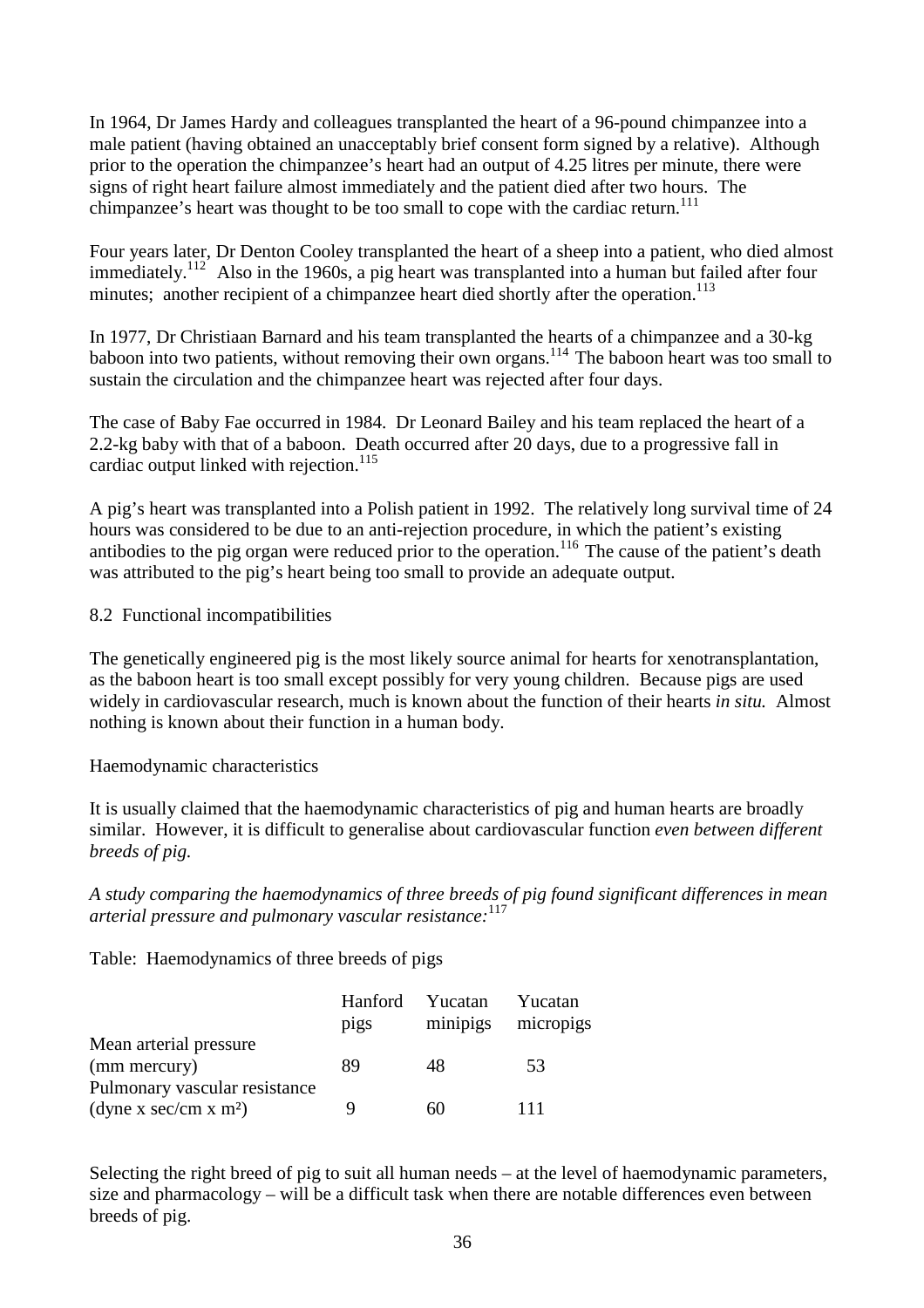In 1964, Dr James Hardy and colleagues transplanted the heart of a 96-pound chimpanzee into a male patient (having obtained an unacceptably brief consent form signed by a relative). Although prior to the operation the chimpanzee's heart had an output of 4.25 litres per minute, there were signs of right heart failure almost immediately and the patient died after two hours. The chimpanzee's heart was thought to be too small to cope with the cardiac return.[111]

Four years later, Dr Denton Cooley transplanted the heart of a sheep into a patient, who died almost immediately.[112] Also in the 1960s, a pig heart was transplanted into a human but failed after four minutes; another recipient of a chimpanzee heart died shortly after the operation.[113]

In 1977, Dr Christiaan Barnard and his team transplanted the hearts of a chimpanzee and a 30-kg baboon into two patients, without removing their own organs.[114] The baboon heart was too small to sustain the circulation and the chimpanzee heart was rejected after four days.

The case of Baby Fae occurred in 1984. Dr Leonard Bailey and his team replaced the heart of a 2.2-kg baby with that of a baboon. Death occurred after 20 days, due to a progressive fall in cardiac output linked with rejection.[115]

A pig's heart was transplanted into a Polish patient in 1992. The relatively long survival time of 24 hours was considered to be due to an anti-rejection procedure, in which the patient's existing antibodies to the pig organ were reduced prior to the operation.[116] The cause of the patient's death was attributed to the pig's heart being too small to provide an adequate output.

8.2 Functional incompatibilities

The genetically engineered pig is the most likely source animal for hearts for xenotransplantation, as the baboon heart is too small except possibly for very young children. Because pigs are used widely in cardiovascular research, much is known about the function of their hearts *in situ.* Almost nothing is known about their function in a human body.

Haemodynamic characteristics

It is usually claimed that the haemodynamic characteristics of pig and human hearts are broadly similar. However, it is difficult to generalise about cardiovascular function *even between different breeds of pig.*

*A study comparing the haemodynamics of three breeds of pig found significant differences in mean arterial pressure and pulmonary vascular resistance:*[117]

Table: Haemodynamics of three breeds of pigs

| | Hanford pigs | Yucatan minipigs | Yucatan micropigs |
|---|---|---|---|
| Mean arterial pressure (mm mercury) | 89 | 48 | 53 |
| Pulmonary vascular resistance (dyne x sec/cm x m²) | 9 | 60 | 111 |

Selecting the right breed of pig to suit all human needs – at the level of haemodynamic parameters, size and pharmacology – will be a difficult task when there are notable differences even between breeds of pig.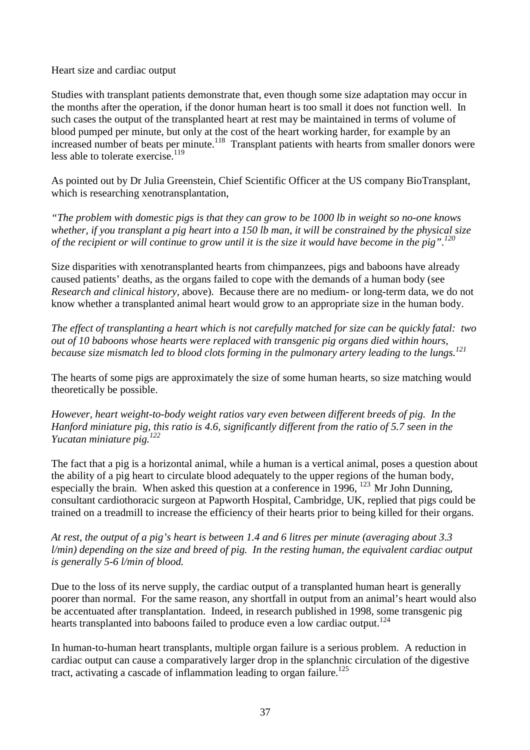## Heart size and cardiac output

Studies with transplant patients demonstrate that, even though some size adaptation may occur in the months after the operation, if the donor human heart is too small it does not function well. In such cases the output of the transplanted heart at rest may be maintained in terms of volume of blood pumped per minute, but only at the cost of the heart working harder, for example by an increased number of beats per minute.[118] Transplant patients with hearts from smaller donors were less able to tolerate exercise.[119]

As pointed out by Dr Julia Greenstein, Chief Scientific Officer at the US company BioTransplant, which is researching xenotransplantation,

*"The problem with domestic pigs is that they can grow to be 1000 lb in weight so no-one knows whether, if you transplant a pig heart into a 150 lb man, it will be constrained by the physical size of the recipient or will continue to grow until it is the size it would have become in the pig".[120]*

Size disparities with xenotransplanted hearts from chimpanzees, pigs and baboons have already caused patients' deaths, as the organs failed to cope with the demands of a human body (see *Research and clinical history*, above). Because there are no medium- or long-term data, we do not know whether a transplanted animal heart would grow to an appropriate size in the human body.

*The effect of transplanting a heart which is not carefully matched for size can be quickly fatal: two out of 10 baboons whose hearts were replaced with transgenic pig organs died within hours, because size mismatch led to blood clots forming in the pulmonary artery leading to the lungs.[121]*

The hearts of some pigs are approximately the size of some human hearts, so size matching would theoretically be possible.

*However, heart weight-to-body weight ratios vary even between different breeds of pig. In the Hanford miniature pig, this ratio is 4.6, significantly different from the ratio of 5.7 seen in the Yucatan miniature pig.[122]*

The fact that a pig is a horizontal animal, while a human is a vertical animal, poses a question about the ability of a pig heart to circulate blood adequately to the upper regions of the human body, especially the brain. When asked this question at a conference in 1996, [123] Mr John Dunning, consultant cardiothoracic surgeon at Papworth Hospital, Cambridge, UK, replied that pigs could be trained on a treadmill to increase the efficiency of their hearts prior to being killed for their organs.

*At rest, the output of a pig's heart is between 1.4 and 6 litres per minute (averaging about 3.3 l/min) depending on the size and breed of pig. In the resting human, the equivalent cardiac output is generally 5-6 l/min of blood.*

Due to the loss of its nerve supply, the cardiac output of a transplanted human heart is generally poorer than normal. For the same reason, any shortfall in output from an animal's heart would also be accentuated after transplantation. Indeed, in research published in 1998, some transgenic pig hearts transplanted into baboons failed to produce even a low cardiac output.[124]

In human-to-human heart transplants, multiple organ failure is a serious problem. A reduction in cardiac output can cause a comparatively larger drop in the splanchnic circulation of the digestive tract, activating a cascade of inflammation leading to organ failure.[125]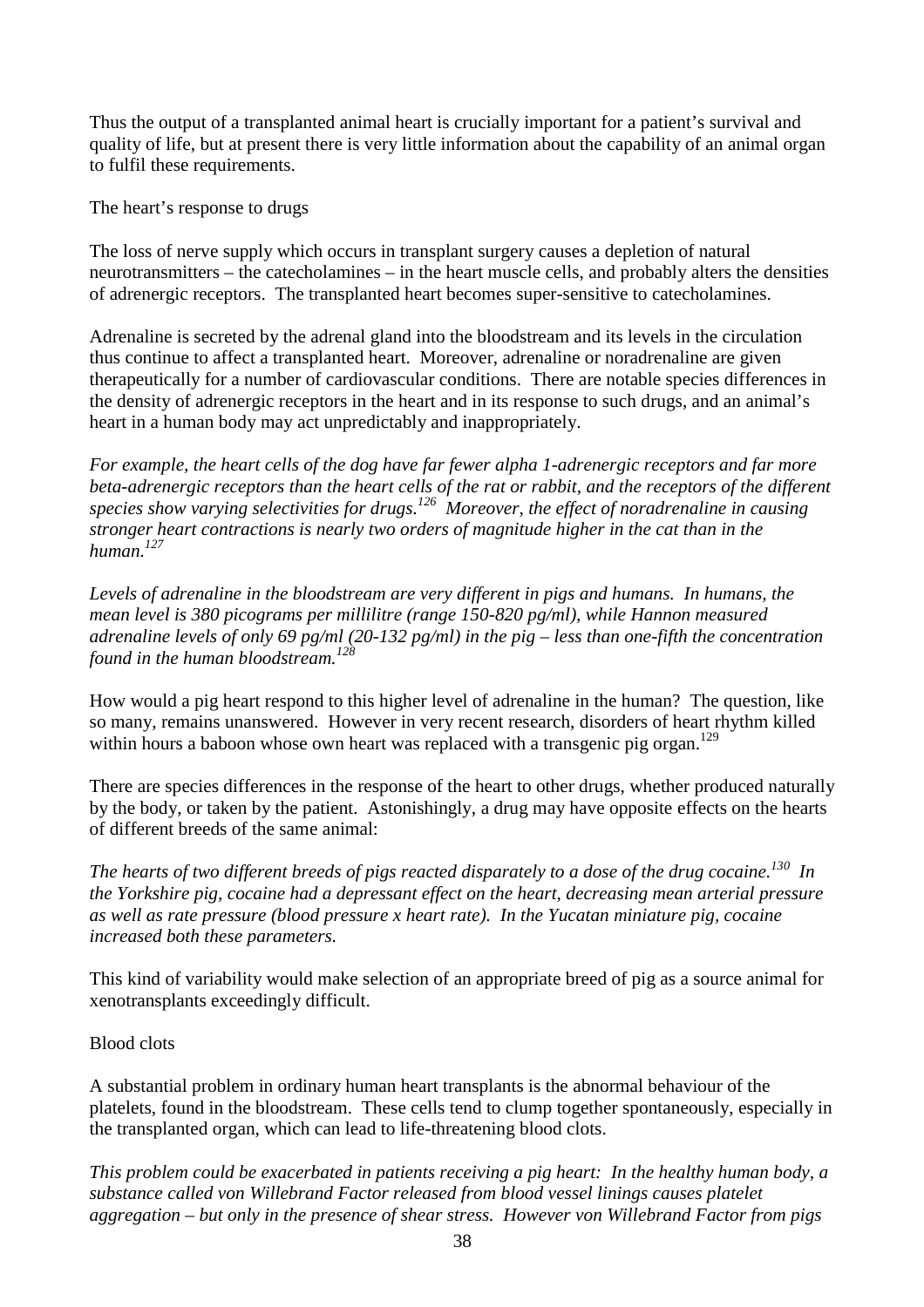Thus the output of a transplanted animal heart is crucially important for a patient's survival and quality of life, but at present there is very little information about the capability of an animal organ to fulfil these requirements.

## The heart's response to drugs

The loss of nerve supply which occurs in transplant surgery causes a depletion of natural neurotransmitters – the catecholamines – in the heart muscle cells, and probably alters the densities of adrenergic receptors. The transplanted heart becomes super-sensitive to catecholamines.

Adrenaline is secreted by the adrenal gland into the bloodstream and its levels in the circulation thus continue to affect a transplanted heart. Moreover, adrenaline or noradrenaline are given therapeutically for a number of cardiovascular conditions. There are notable species differences in the density of adrenergic receptors in the heart and in its response to such drugs, and an animal's heart in a human body may act unpredictably and inappropriately.

*For example, the heart cells of the dog have far fewer alpha 1-adrenergic receptors and far more beta-adrenergic receptors than the heart cells of the rat or rabbit, and the receptors of the different species show varying selectivities for drugs.*[126] *Moreover, the effect of noradrenaline in causing stronger heart contractions is nearly two orders of magnitude higher in the cat than in the human.*[127]

*Levels of adrenaline in the bloodstream are very different in pigs and humans. In humans, the mean level is 380 picograms per millilitre (range 150-820 pg/ml), while Hannon measured adrenaline levels of only 69 pg/ml (20-132 pg/ml) in the pig – less than one-fifth the concentration found in the human bloodstream.*[128]

How would a pig heart respond to this higher level of adrenaline in the human? The question, like so many, remains unanswered. However in very recent research, disorders of heart rhythm killed within hours a baboon whose own heart was replaced with a transgenic pig organ.[129]

There are species differences in the response of the heart to other drugs, whether produced naturally by the body, or taken by the patient. Astonishingly, a drug may have opposite effects on the hearts of different breeds of the same animal:

*The hearts of two different breeds of pigs reacted disparately to a dose of the drug cocaine.*[130] *In the Yorkshire pig, cocaine had a depressant effect on the heart, decreasing mean arterial pressure as well as rate pressure (blood pressure x heart rate). In the Yucatan miniature pig, cocaine increased both these parameters.*

This kind of variability would make selection of an appropriate breed of pig as a source animal for xenotransplants exceedingly difficult.

## Blood clots

A substantial problem in ordinary human heart transplants is the abnormal behaviour of the platelets, found in the bloodstream. These cells tend to clump together spontaneously, especially in the transplanted organ, which can lead to life-threatening blood clots.

*This problem could be exacerbated in patients receiving a pig heart: In the healthy human body, a substance called von Willebrand Factor released from blood vessel linings causes platelet aggregation – but only in the presence of shear stress. However von Willebrand Factor from pigs*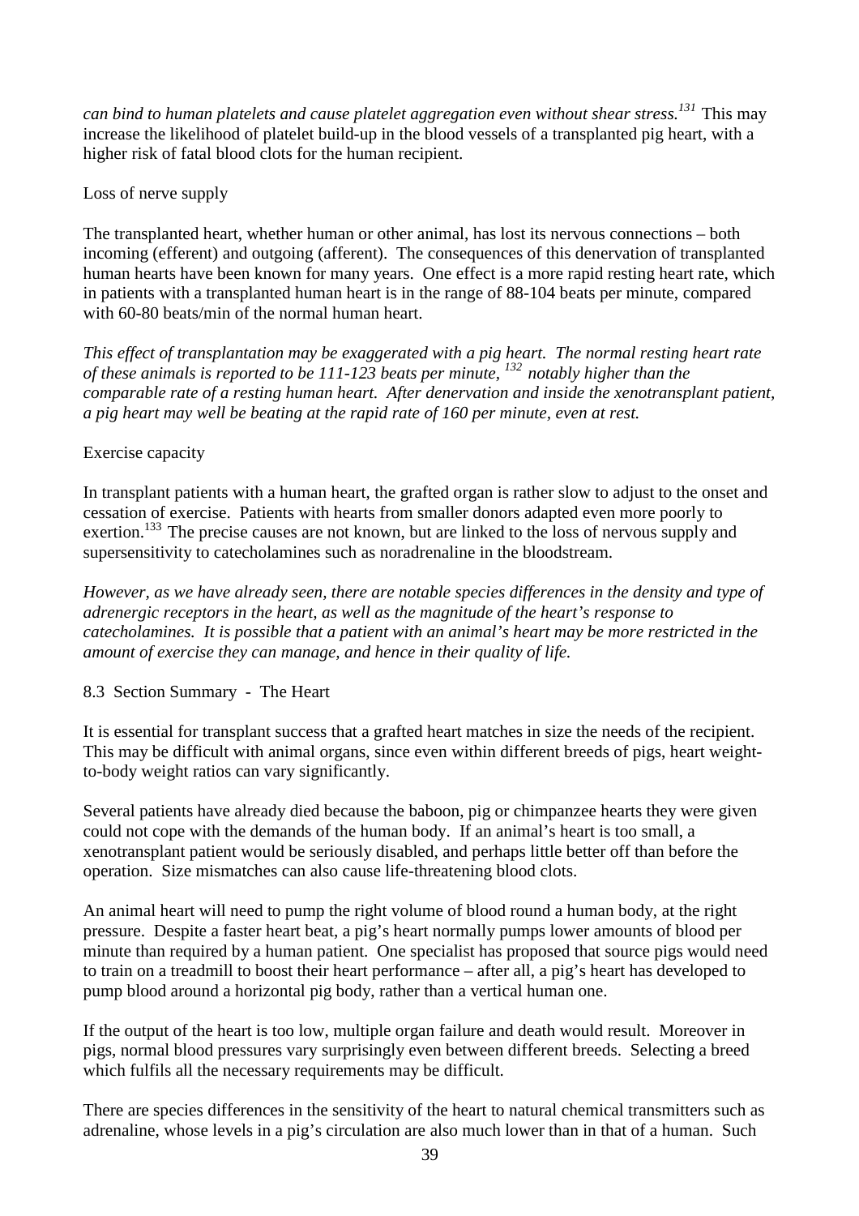*can bind to human platelets and cause platelet aggregation even without shear stress.*[131] This may increase the likelihood of platelet build-up in the blood vessels of a transplanted pig heart, with a higher risk of fatal blood clots for the human recipient.

Loss of nerve supply

The transplanted heart, whether human or other animal, has lost its nervous connections – both incoming (efferent) and outgoing (afferent). The consequences of this denervation of transplanted human hearts have been known for many years. One effect is a more rapid resting heart rate, which in patients with a transplanted human heart is in the range of 88-104 beats per minute, compared with 60-80 beats/min of the normal human heart.

*This effect of transplantation may be exaggerated with a pig heart. The normal resting heart rate of these animals is reported to be 111-123 beats per minute,* [132] *notably higher than the comparable rate of a resting human heart. After denervation and inside the xenotransplant patient, a pig heart may well be beating at the rapid rate of 160 per minute, even at rest.*

Exercise capacity

In transplant patients with a human heart, the grafted organ is rather slow to adjust to the onset and cessation of exercise. Patients with hearts from smaller donors adapted even more poorly to exertion.[133] The precise causes are not known, but are linked to the loss of nervous supply and supersensitivity to catecholamines such as noradrenaline in the bloodstream.

*However, as we have already seen, there are notable species differences in the density and type of adrenergic receptors in the heart, as well as the magnitude of the heart's response to catecholamines. It is possible that a patient with an animal's heart may be more restricted in the amount of exercise they can manage, and hence in their quality of life.*

8.3 Section Summary - The Heart

It is essential for transplant success that a grafted heart matches in size the needs of the recipient. This may be difficult with animal organs, since even within different breeds of pigs, heart weight-to-body weight ratios can vary significantly.

Several patients have already died because the baboon, pig or chimpanzee hearts they were given could not cope with the demands of the human body. If an animal's heart is too small, a xenotransplant patient would be seriously disabled, and perhaps little better off than before the operation. Size mismatches can also cause life-threatening blood clots.

An animal heart will need to pump the right volume of blood round a human body, at the right pressure. Despite a faster heart beat, a pig's heart normally pumps lower amounts of blood per minute than required by a human patient. One specialist has proposed that source pigs would need to train on a treadmill to boost their heart performance – after all, a pig's heart has developed to pump blood around a horizontal pig body, rather than a vertical human one.

If the output of the heart is too low, multiple organ failure and death would result. Moreover in pigs, normal blood pressures vary surprisingly even between different breeds. Selecting a breed which fulfils all the necessary requirements may be difficult.

There are species differences in the sensitivity of the heart to natural chemical transmitters such as adrenaline, whose levels in a pig's circulation are also much lower than in that of a human. Such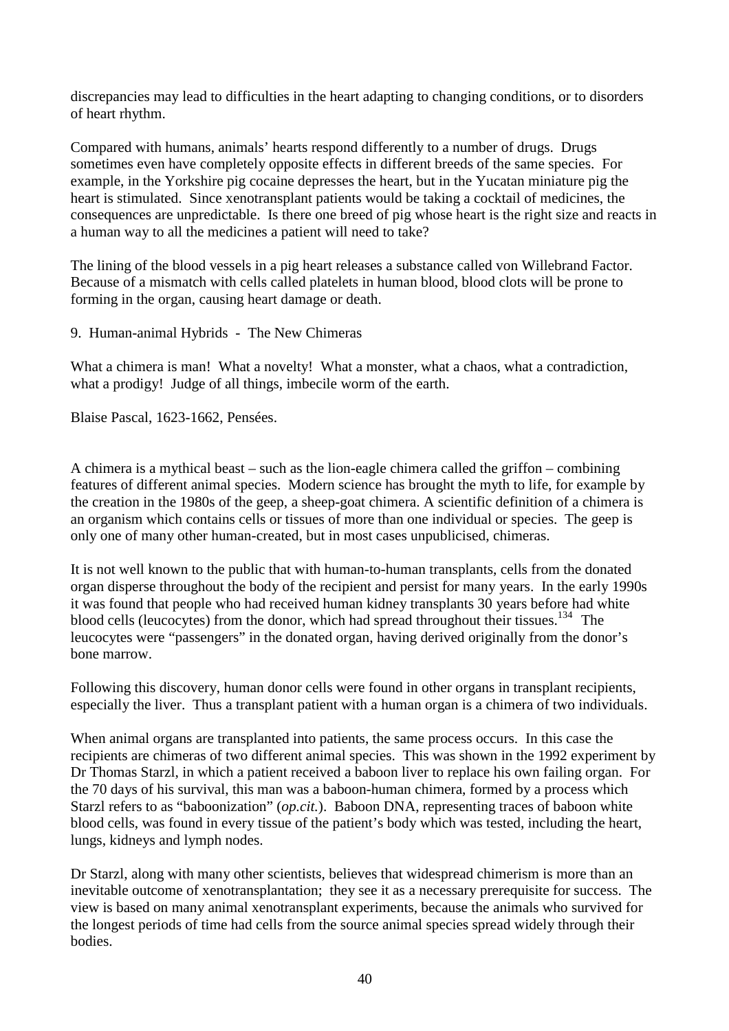discrepancies may lead to difficulties in the heart adapting to changing conditions, or to disorders of heart rhythm.

Compared with humans, animals' hearts respond differently to a number of drugs. Drugs sometimes even have completely opposite effects in different breeds of the same species. For example, in the Yorkshire pig cocaine depresses the heart, but in the Yucatan miniature pig the heart is stimulated. Since xenotransplant patients would be taking a cocktail of medicines, the consequences are unpredictable. Is there one breed of pig whose heart is the right size and reacts in a human way to all the medicines a patient will need to take?

The lining of the blood vessels in a pig heart releases a substance called von Willebrand Factor. Because of a mismatch with cells called platelets in human blood, blood clots will be prone to forming in the organ, causing heart damage or death.

## 9. Human-animal Hybrids - The New Chimeras

What a chimera is man! What a novelty! What a monster, what a chaos, what a contradiction, what a prodigy! Judge of all things, imbecile worm of the earth.

Blaise Pascal, 1623-1662, Pensées.

A chimera is a mythical beast – such as the lion-eagle chimera called the griffon – combining features of different animal species. Modern science has brought the myth to life, for example by the creation in the 1980s of the geep, a sheep-goat chimera. A scientific definition of a chimera is an organism which contains cells or tissues of more than one individual or species. The geep is only one of many other human-created, but in most cases unpublicised, chimeras.

It is not well known to the public that with human-to-human transplants, cells from the donated organ disperse throughout the body of the recipient and persist for many years. In the early 1990s it was found that people who had received human kidney transplants 30 years before had white blood cells (leucocytes) from the donor, which had spread throughout their tissues.[134] The leucocytes were "passengers" in the donated organ, having derived originally from the donor's bone marrow.

Following this discovery, human donor cells were found in other organs in transplant recipients, especially the liver. Thus a transplant patient with a human organ is a chimera of two individuals.

When animal organs are transplanted into patients, the same process occurs. In this case the recipients are chimeras of two different animal species. This was shown in the 1992 experiment by Dr Thomas Starzl, in which a patient received a baboon liver to replace his own failing organ. For the 70 days of his survival, this man was a baboon-human chimera, formed by a process which Starzl refers to as "baboonization" (*op.cit.*). Baboon DNA, representing traces of baboon white blood cells, was found in every tissue of the patient's body which was tested, including the heart, lungs, kidneys and lymph nodes.

Dr Starzl, along with many other scientists, believes that widespread chimerism is more than an inevitable outcome of xenotransplantation; they see it as a necessary prerequisite for success. The view is based on many animal xenotransplant experiments, because the animals who survived for the longest periods of time had cells from the source animal species spread widely through their bodies.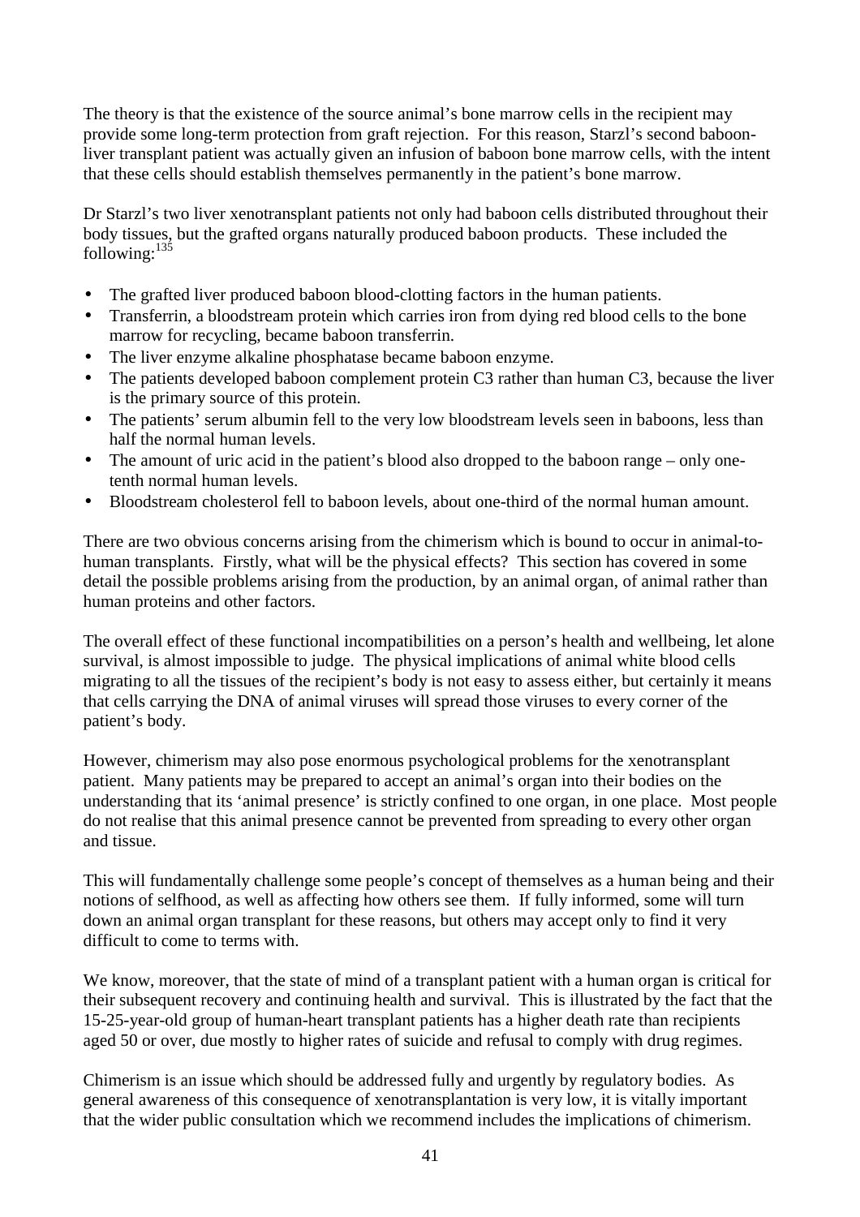The theory is that the existence of the source animal's bone marrow cells in the recipient may provide some long-term protection from graft rejection. For this reason, Starzl's second baboon-liver transplant patient was actually given an infusion of baboon bone marrow cells, with the intent that these cells should establish themselves permanently in the patient's bone marrow.

Dr Starzl's two liver xenotransplant patients not only had baboon cells distributed throughout their body tissues, but the grafted organs naturally produced baboon products. These included the following:[135]

- The grafted liver produced baboon blood-clotting factors in the human patients.
- Transferrin, a bloodstream protein which carries iron from dying red blood cells to the bone marrow for recycling, became baboon transferrin.
- The liver enzyme alkaline phosphatase became baboon enzyme.
- The patients developed baboon complement protein C3 rather than human C3, because the liver is the primary source of this protein.
- The patients' serum albumin fell to the very low bloodstream levels seen in baboons, less than half the normal human levels.
- The amount of uric acid in the patient's blood also dropped to the baboon range – only one-tenth normal human levels.
- Bloodstream cholesterol fell to baboon levels, about one-third of the normal human amount.

There are two obvious concerns arising from the chimerism which is bound to occur in animal-to-human transplants. Firstly, what will be the physical effects? This section has covered in some detail the possible problems arising from the production, by an animal organ, of animal rather than human proteins and other factors.

The overall effect of these functional incompatibilities on a person's health and wellbeing, let alone survival, is almost impossible to judge. The physical implications of animal white blood cells migrating to all the tissues of the recipient's body is not easy to assess either, but certainly it means that cells carrying the DNA of animal viruses will spread those viruses to every corner of the patient's body.

However, chimerism may also pose enormous psychological problems for the xenotransplant patient. Many patients may be prepared to accept an animal's organ into their bodies on the understanding that its 'animal presence' is strictly confined to one organ, in one place. Most people do not realise that this animal presence cannot be prevented from spreading to every other organ and tissue.

This will fundamentally challenge some people's concept of themselves as a human being and their notions of selfhood, as well as affecting how others see them. If fully informed, some will turn down an animal organ transplant for these reasons, but others may accept only to find it very difficult to come to terms with.

We know, moreover, that the state of mind of a transplant patient with a human organ is critical for their subsequent recovery and continuing health and survival. This is illustrated by the fact that the 15-25-year-old group of human-heart transplant patients has a higher death rate than recipients aged 50 or over, due mostly to higher rates of suicide and refusal to comply with drug regimes.

Chimerism is an issue which should be addressed fully and urgently by regulatory bodies. As general awareness of this consequence of xenotransplantation is very low, it is vitally important that the wider public consultation which we recommend includes the implications of chimerism.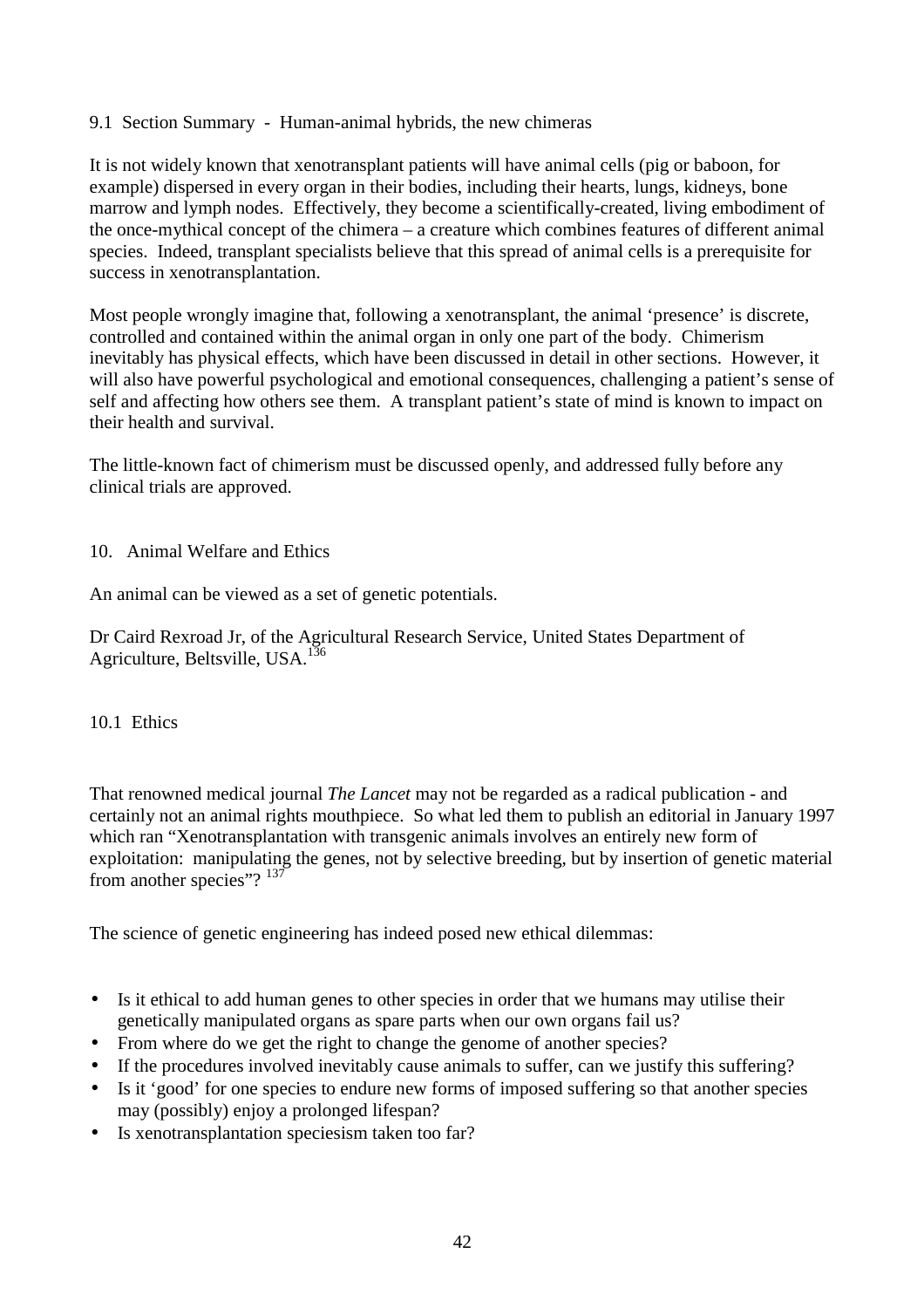### 9.1 Section Summary - Human-animal hybrids, the new chimeras

It is not widely known that xenotransplant patients will have animal cells (pig or baboon, for example) dispersed in every organ in their bodies, including their hearts, lungs, kidneys, bone marrow and lymph nodes. Effectively, they become a scientifically-created, living embodiment of the once-mythical concept of the chimera – a creature which combines features of different animal species. Indeed, transplant specialists believe that this spread of animal cells is a prerequisite for success in xenotransplantation.

Most people wrongly imagine that, following a xenotransplant, the animal 'presence' is discrete, controlled and contained within the animal organ in only one part of the body. Chimerism inevitably has physical effects, which have been discussed in detail in other sections. However, it will also have powerful psychological and emotional consequences, challenging a patient's sense of self and affecting how others see them. A transplant patient's state of mind is known to impact on their health and survival.

The little-known fact of chimerism must be discussed openly, and addressed fully before any clinical trials are approved.

## 10. Animal Welfare and Ethics

An animal can be viewed as a set of genetic potentials.

Dr Caird Rexroad Jr, of the Agricultural Research Service, United States Department of Agriculture, Beltsville, USA.[136]

### 10.1 Ethics

That renowned medical journal *The Lancet* may not be regarded as a radical publication - and certainly not an animal rights mouthpiece. So what led them to publish an editorial in January 1997 which ran "Xenotransplantation with transgenic animals involves an entirely new form of exploitation: manipulating the genes, not by selective breeding, but by insertion of genetic material from another species"? [137]

The science of genetic engineering has indeed posed new ethical dilemmas:

- Is it ethical to add human genes to other species in order that we humans may utilise their genetically manipulated organs as spare parts when our own organs fail us?
- From where do we get the right to change the genome of another species?
- If the procedures involved inevitably cause animals to suffer, can we justify this suffering?
- Is it 'good' for one species to endure new forms of imposed suffering so that another species may (possibly) enjoy a prolonged lifespan?
- Is xenotransplantation speciesism taken too far?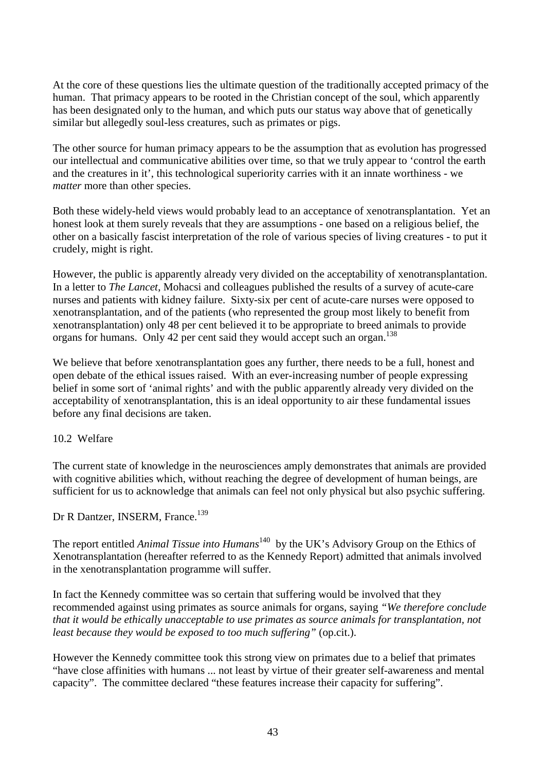At the core of these questions lies the ultimate question of the traditionally accepted primacy of the human. That primacy appears to be rooted in the Christian concept of the soul, which apparently has been designated only to the human, and which puts our status way above that of genetically similar but allegedly soul-less creatures, such as primates or pigs.

The other source for human primacy appears to be the assumption that as evolution has progressed our intellectual and communicative abilities over time, so that we truly appear to 'control the earth and the creatures in it', this technological superiority carries with it an innate worthiness - we *matter* more than other species.

Both these widely-held views would probably lead to an acceptance of xenotransplantation. Yet an honest look at them surely reveals that they are assumptions - one based on a religious belief, the other on a basically fascist interpretation of the role of various species of living creatures - to put it crudely, might is right.

However, the public is apparently already very divided on the acceptability of xenotransplantation. In a letter to *The Lancet*, Mohacsi and colleagues published the results of a survey of acute-care nurses and patients with kidney failure. Sixty-six per cent of acute-care nurses were opposed to xenotransplantation, and of the patients (who represented the group most likely to benefit from xenotransplantation) only 48 per cent believed it to be appropriate to breed animals to provide organs for humans. Only 42 per cent said they would accept such an organ.[138]

We believe that before xenotransplantation goes any further, there needs to be a full, honest and open debate of the ethical issues raised. With an ever-increasing number of people expressing belief in some sort of 'animal rights' and with the public apparently already very divided on the acceptability of xenotransplantation, this is an ideal opportunity to air these fundamental issues before any final decisions are taken.

## 10.2 Welfare

The current state of knowledge in the neurosciences amply demonstrates that animals are provided with cognitive abilities which, without reaching the degree of development of human beings, are sufficient for us to acknowledge that animals can feel not only physical but also psychic suffering.

Dr R Dantzer, INSERM, France.[139]

The report entitled *Animal Tissue into Humans*[140] by the UK's Advisory Group on the Ethics of Xenotransplantation (hereafter referred to as the Kennedy Report) admitted that animals involved in the xenotransplantation programme will suffer.

In fact the Kennedy committee was so certain that suffering would be involved that they recommended against using primates as source animals for organs, saying *"We therefore conclude that it would be ethically unacceptable to use primates as source animals for transplantation, not least because they would be exposed to too much suffering"* (op.cit.).

However the Kennedy committee took this strong view on primates due to a belief that primates "have close affinities with humans ... not least by virtue of their greater self-awareness and mental capacity". The committee declared "these features increase their capacity for suffering".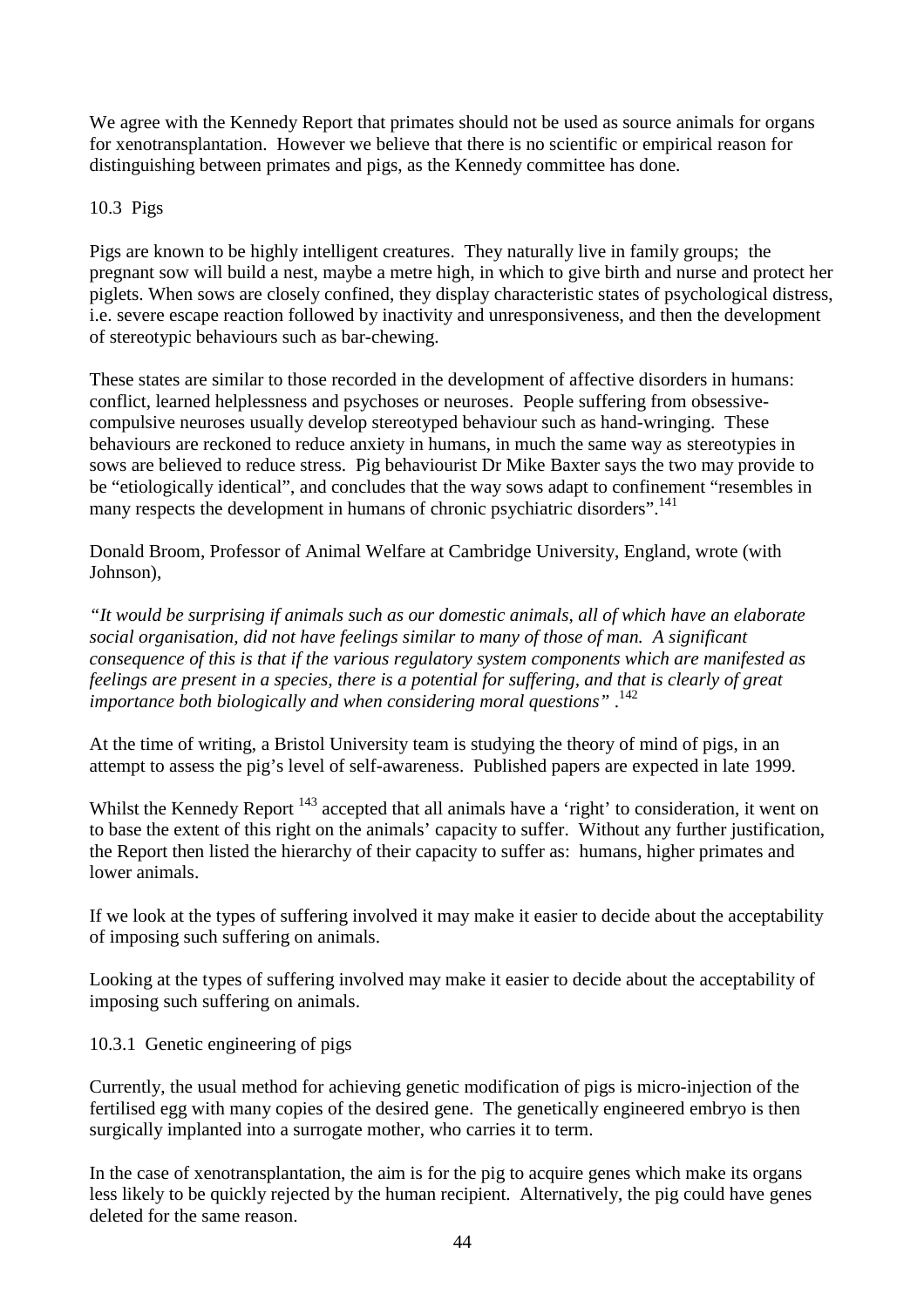We agree with the Kennedy Report that primates should not be used as source animals for organs for xenotransplantation. However we believe that there is no scientific or empirical reason for distinguishing between primates and pigs, as the Kennedy committee has done.

## 10.3 Pigs

Pigs are known to be highly intelligent creatures. They naturally live in family groups; the pregnant sow will build a nest, maybe a metre high, in which to give birth and nurse and protect her piglets. When sows are closely confined, they display characteristic states of psychological distress, i.e. severe escape reaction followed by inactivity and unresponsiveness, and then the development of stereotypic behaviours such as bar-chewing.

These states are similar to those recorded in the development of affective disorders in humans: conflict, learned helplessness and psychoses or neuroses. People suffering from obsessive-compulsive neuroses usually develop stereotyped behaviour such as hand-wringing. These behaviours are reckoned to reduce anxiety in humans, in much the same way as stereotypies in sows are believed to reduce stress. Pig behaviourist Dr Mike Baxter says the two may provide to be "etiologically identical", and concludes that the way sows adapt to confinement "resembles in many respects the development in humans of chronic psychiatric disorders".[141]

Donald Broom, Professor of Animal Welfare at Cambridge University, England, wrote (with Johnson),

*"It would be surprising if animals such as our domestic animals, all of which have an elaborate social organisation, did not have feelings similar to many of those of man. A significant consequence of this is that if the various regulatory system components which are manifested as feelings are present in a species, there is a potential for suffering, and that is clearly of great importance both biologically and when considering moral questions"* .[142]

At the time of writing, a Bristol University team is studying the theory of mind of pigs, in an attempt to assess the pig's level of self-awareness. Published papers are expected in late 1999.

Whilst the Kennedy Report [143] accepted that all animals have a 'right' to consideration, it went on to base the extent of this right on the animals' capacity to suffer. Without any further justification, the Report then listed the hierarchy of their capacity to suffer as: humans, higher primates and lower animals.

If we look at the types of suffering involved it may make it easier to decide about the acceptability of imposing such suffering on animals.

Looking at the types of suffering involved may make it easier to decide about the acceptability of imposing such suffering on animals.

### 10.3.1 Genetic engineering of pigs

Currently, the usual method for achieving genetic modification of pigs is micro-injection of the fertilised egg with many copies of the desired gene. The genetically engineered embryo is then surgically implanted into a surrogate mother, who carries it to term.

In the case of xenotransplantation, the aim is for the pig to acquire genes which make its organs less likely to be quickly rejected by the human recipient. Alternatively, the pig could have genes deleted for the same reason.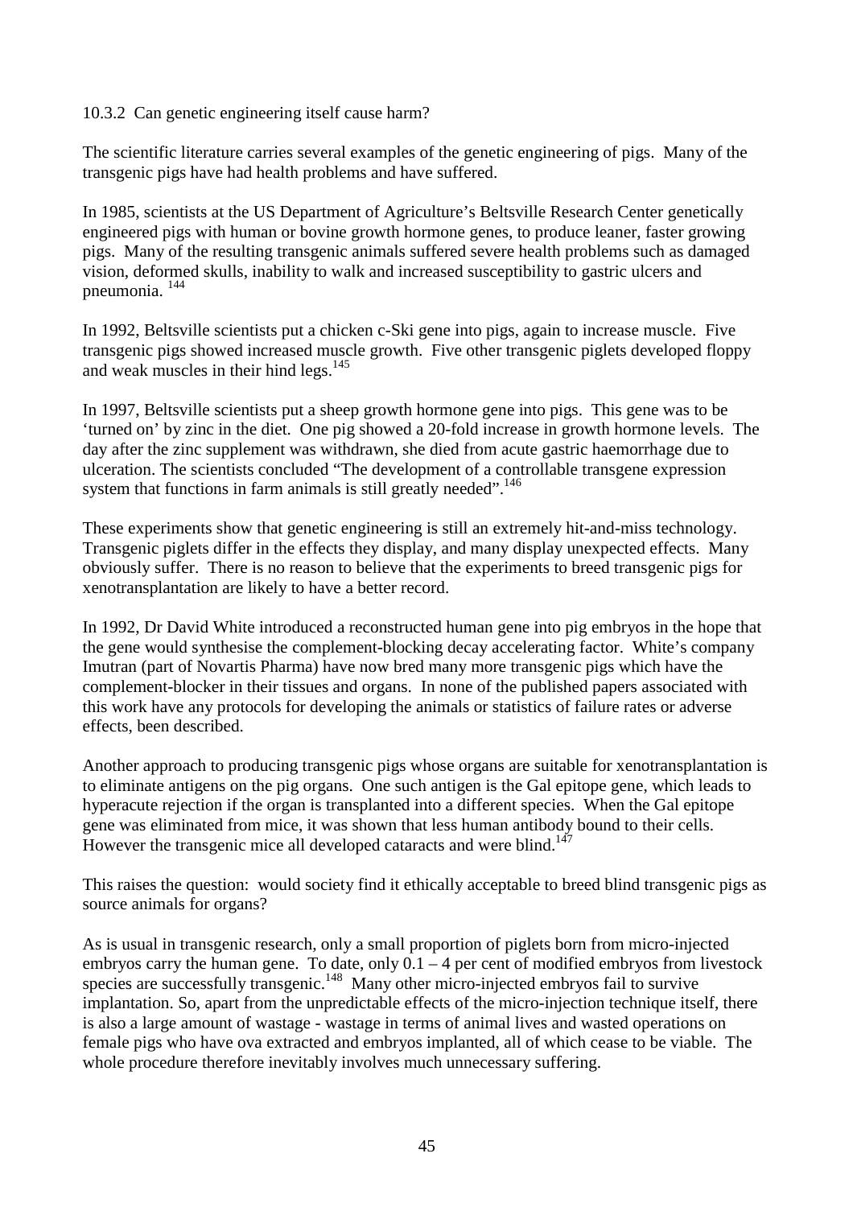### 10.3.2 Can genetic engineering itself cause harm?

The scientific literature carries several examples of the genetic engineering of pigs. Many of the transgenic pigs have had health problems and have suffered.

In 1985, scientists at the US Department of Agriculture's Beltsville Research Center genetically engineered pigs with human or bovine growth hormone genes, to produce leaner, faster growing pigs. Many of the resulting transgenic animals suffered severe health problems such as damaged vision, deformed skulls, inability to walk and increased susceptibility to gastric ulcers and pneumonia. [144]

In 1992, Beltsville scientists put a chicken c-Ski gene into pigs, again to increase muscle. Five transgenic pigs showed increased muscle growth. Five other transgenic piglets developed floppy and weak muscles in their hind legs.[145]

In 1997, Beltsville scientists put a sheep growth hormone gene into pigs. This gene was to be 'turned on' by zinc in the diet. One pig showed a 20-fold increase in growth hormone levels. The day after the zinc supplement was withdrawn, she died from acute gastric haemorrhage due to ulceration. The scientists concluded "The development of a controllable transgene expression system that functions in farm animals is still greatly needed".[146]

These experiments show that genetic engineering is still an extremely hit-and-miss technology. Transgenic piglets differ in the effects they display, and many display unexpected effects. Many obviously suffer. There is no reason to believe that the experiments to breed transgenic pigs for xenotransplantation are likely to have a better record.

In 1992, Dr David White introduced a reconstructed human gene into pig embryos in the hope that the gene would synthesise the complement-blocking decay accelerating factor. White's company Imutran (part of Novartis Pharma) have now bred many more transgenic pigs which have the complement-blocker in their tissues and organs. In none of the published papers associated with this work have any protocols for developing the animals or statistics of failure rates or adverse effects, been described.

Another approach to producing transgenic pigs whose organs are suitable for xenotransplantation is to eliminate antigens on the pig organs. One such antigen is the Gal epitope gene, which leads to hyperacute rejection if the organ is transplanted into a different species. When the Gal epitope gene was eliminated from mice, it was shown that less human antibody bound to their cells. However the transgenic mice all developed cataracts and were blind.[147]

This raises the question: would society find it ethically acceptable to breed blind transgenic pigs as source animals for organs?

As is usual in transgenic research, only a small proportion of piglets born from micro-injected embryos carry the human gene. To date, only 0.1 – 4 per cent of modified embryos from livestock species are successfully transgenic.[148] Many other micro-injected embryos fail to survive implantation. So, apart from the unpredictable effects of the micro-injection technique itself, there is also a large amount of wastage - wastage in terms of animal lives and wasted operations on female pigs who have ova extracted and embryos implanted, all of which cease to be viable. The whole procedure therefore inevitably involves much unnecessary suffering.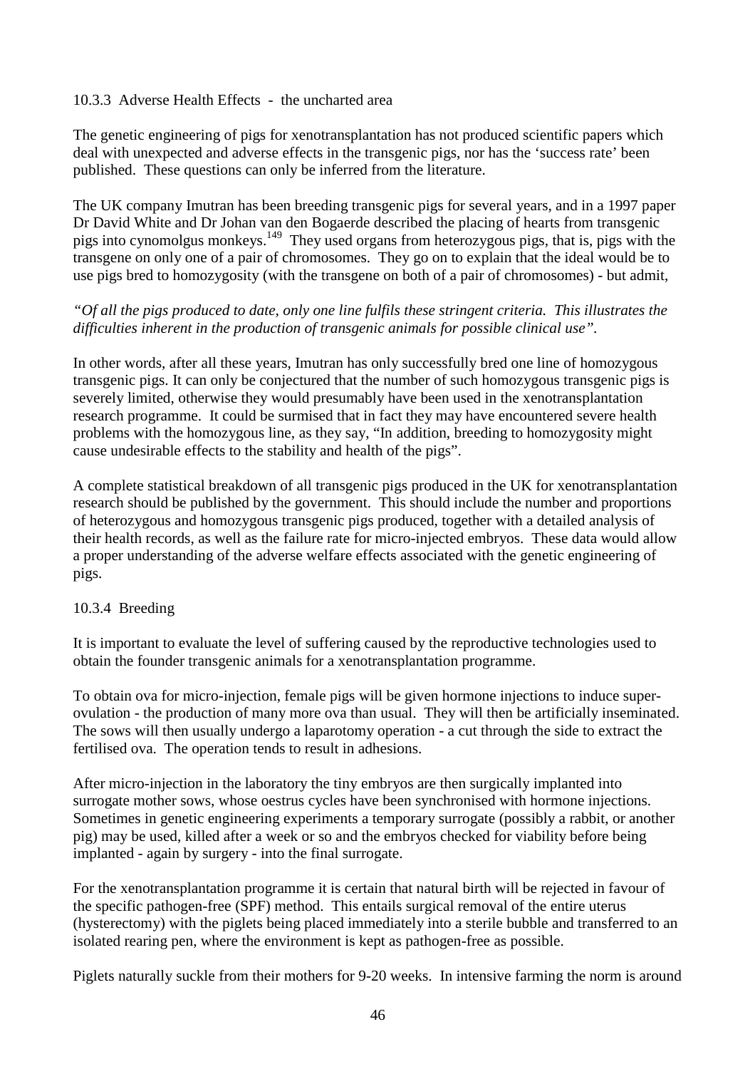### 10.3.3 Adverse Health Effects - the uncharted area

The genetic engineering of pigs for xenotransplantation has not produced scientific papers which deal with unexpected and adverse effects in the transgenic pigs, nor has the 'success rate' been published. These questions can only be inferred from the literature.

The UK company Imutran has been breeding transgenic pigs for several years, and in a 1997 paper Dr David White and Dr Johan van den Bogaerde described the placing of hearts from transgenic pigs into cynomolgus monkeys.[149] They used organs from heterozygous pigs, that is, pigs with the transgene on only one of a pair of chromosomes. They go on to explain that the ideal would be to use pigs bred to homozygosity (with the transgene on both of a pair of chromosomes) - but admit,

*"Of all the pigs produced to date, only one line fulfils these stringent criteria. This illustrates the difficulties inherent in the production of transgenic animals for possible clinical use".*

In other words, after all these years, Imutran has only successfully bred one line of homozygous transgenic pigs. It can only be conjectured that the number of such homozygous transgenic pigs is severely limited, otherwise they would presumably have been used in the xenotransplantation research programme. It could be surmised that in fact they may have encountered severe health problems with the homozygous line, as they say, "In addition, breeding to homozygosity might cause undesirable effects to the stability and health of the pigs".

A complete statistical breakdown of all transgenic pigs produced in the UK for xenotransplantation research should be published by the government. This should include the number and proportions of heterozygous and homozygous transgenic pigs produced, together with a detailed analysis of their health records, as well as the failure rate for micro-injected embryos. These data would allow a proper understanding of the adverse welfare effects associated with the genetic engineering of pigs.

### 10.3.4 Breeding

It is important to evaluate the level of suffering caused by the reproductive technologies used to obtain the founder transgenic animals for a xenotransplantation programme.

To obtain ova for micro-injection, female pigs will be given hormone injections to induce super-ovulation - the production of many more ova than usual. They will then be artificially inseminated. The sows will then usually undergo a laparotomy operation - a cut through the side to extract the fertilised ova. The operation tends to result in adhesions.

After micro-injection in the laboratory the tiny embryos are then surgically implanted into surrogate mother sows, whose oestrus cycles have been synchronised with hormone injections. Sometimes in genetic engineering experiments a temporary surrogate (possibly a rabbit, or another pig) may be used, killed after a week or so and the embryos checked for viability before being implanted - again by surgery - into the final surrogate.

For the xenotransplantation programme it is certain that natural birth will be rejected in favour of the specific pathogen-free (SPF) method. This entails surgical removal of the entire uterus (hysterectomy) with the piglets being placed immediately into a sterile bubble and transferred to an isolated rearing pen, where the environment is kept as pathogen-free as possible.

Piglets naturally suckle from their mothers for 9-20 weeks. In intensive farming the norm is around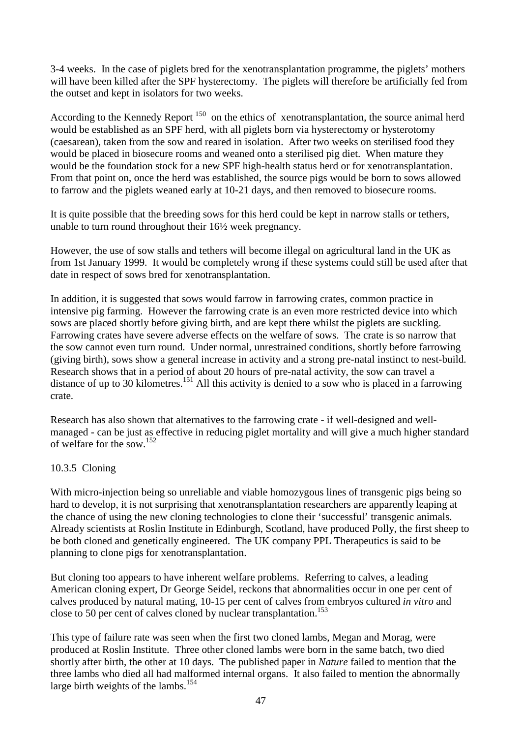3-4 weeks. In the case of piglets bred for the xenotransplantation programme, the piglets' mothers will have been killed after the SPF hysterectomy. The piglets will therefore be artificially fed from the outset and kept in isolators for two weeks.

According to the Kennedy Report [150] on the ethics of xenotransplantation, the source animal herd would be established as an SPF herd, with all piglets born via hysterectomy or hysterotomy (caesarean), taken from the sow and reared in isolation. After two weeks on sterilised food they would be placed in biosecure rooms and weaned onto a sterilised pig diet. When mature they would be the foundation stock for a new SPF high-health status herd or for xenotransplantation. From that point on, once the herd was established, the source pigs would be born to sows allowed to farrow and the piglets weaned early at 10-21 days, and then removed to biosecure rooms.

It is quite possible that the breeding sows for this herd could be kept in narrow stalls or tethers, unable to turn round throughout their 16½ week pregnancy.

However, the use of sow stalls and tethers will become illegal on agricultural land in the UK as from 1st January 1999. It would be completely wrong if these systems could still be used after that date in respect of sows bred for xenotransplantation.

In addition, it is suggested that sows would farrow in farrowing crates, common practice in intensive pig farming. However the farrowing crate is an even more restricted device into which sows are placed shortly before giving birth, and are kept there whilst the piglets are suckling. Farrowing crates have severe adverse effects on the welfare of sows. The crate is so narrow that the sow cannot even turn round. Under normal, unrestrained conditions, shortly before farrowing (giving birth), sows show a general increase in activity and a strong pre-natal instinct to nest-build. Research shows that in a period of about 20 hours of pre-natal activity, the sow can travel a distance of up to 30 kilometres.[151] All this activity is denied to a sow who is placed in a farrowing crate.

Research has also shown that alternatives to the farrowing crate - if well-designed and well-managed - can be just as effective in reducing piglet mortality and will give a much higher standard of welfare for the sow.[152]

### 10.3.5 Cloning

With micro-injection being so unreliable and viable homozygous lines of transgenic pigs being so hard to develop, it is not surprising that xenotransplantation researchers are apparently leaping at the chance of using the new cloning technologies to clone their 'successful' transgenic animals. Already scientists at Roslin Institute in Edinburgh, Scotland, have produced Polly, the first sheep to be both cloned and genetically engineered. The UK company PPL Therapeutics is said to be planning to clone pigs for xenotransplantation.

But cloning too appears to have inherent welfare problems. Referring to calves, a leading American cloning expert, Dr George Seidel, reckons that abnormalities occur in one per cent of calves produced by natural mating, 10-15 per cent of calves from embryos cultured *in vitro* and close to 50 per cent of calves cloned by nuclear transplantation.[153]

This type of failure rate was seen when the first two cloned lambs, Megan and Morag, were produced at Roslin Institute. Three other cloned lambs were born in the same batch, two died shortly after birth, the other at 10 days. The published paper in *Nature* failed to mention that the three lambs who died all had malformed internal organs. It also failed to mention the abnormally large birth weights of the lambs.[154]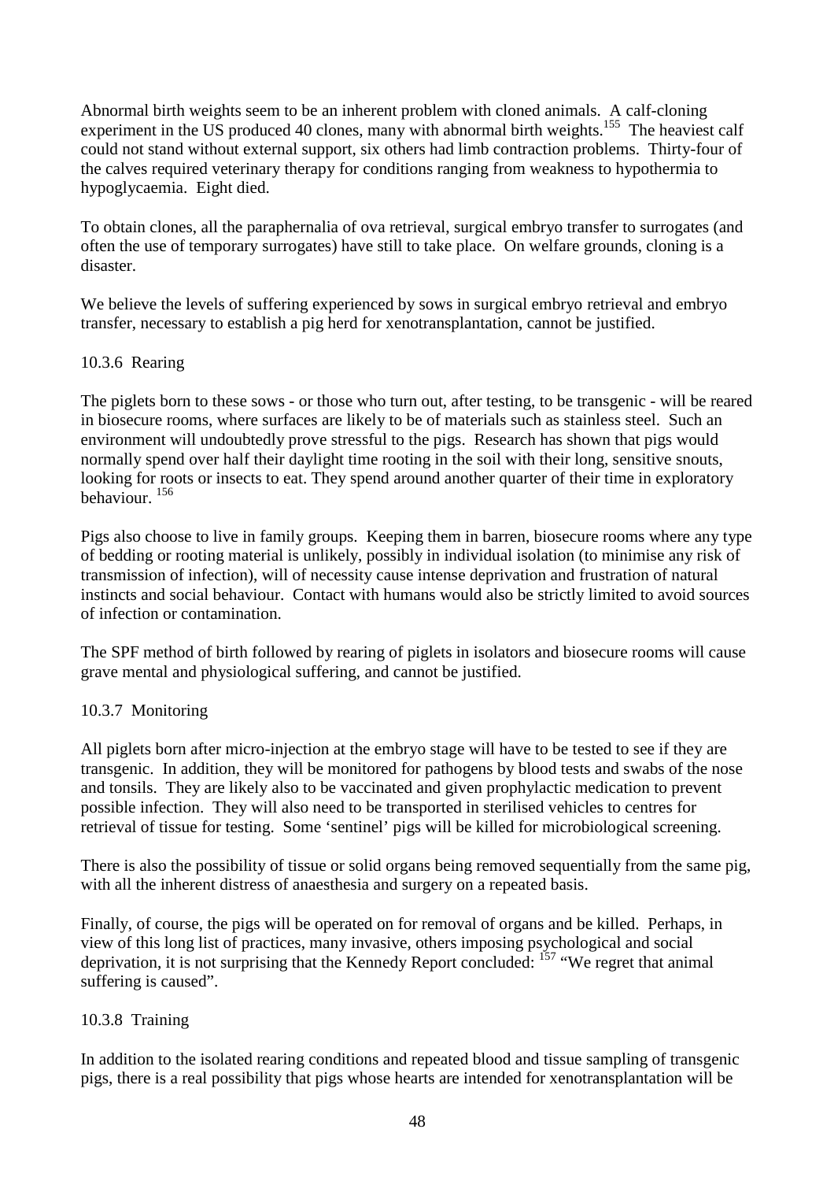Abnormal birth weights seem to be an inherent problem with cloned animals. A calf-cloning experiment in the US produced 40 clones, many with abnormal birth weights.[155] The heaviest calf could not stand without external support, six others had limb contraction problems. Thirty-four of the calves required veterinary therapy for conditions ranging from weakness to hypothermia to hypoglycaemia. Eight died.

To obtain clones, all the paraphernalia of ova retrieval, surgical embryo transfer to surrogates (and often the use of temporary surrogates) have still to take place. On welfare grounds, cloning is a disaster.

We believe the levels of suffering experienced by sows in surgical embryo retrieval and embryo transfer, necessary to establish a pig herd for xenotransplantation, cannot be justified.

### 10.3.6 Rearing

The piglets born to these sows - or those who turn out, after testing, to be transgenic - will be reared in biosecure rooms, where surfaces are likely to be of materials such as stainless steel. Such an environment will undoubtedly prove stressful to the pigs. Research has shown that pigs would normally spend over half their daylight time rooting in the soil with their long, sensitive snouts, looking for roots or insects to eat. They spend around another quarter of their time in exploratory behaviour. [156]

Pigs also choose to live in family groups. Keeping them in barren, biosecure rooms where any type of bedding or rooting material is unlikely, possibly in individual isolation (to minimise any risk of transmission of infection), will of necessity cause intense deprivation and frustration of natural instincts and social behaviour. Contact with humans would also be strictly limited to avoid sources of infection or contamination.

The SPF method of birth followed by rearing of piglets in isolators and biosecure rooms will cause grave mental and physiological suffering, and cannot be justified.

### 10.3.7 Monitoring

All piglets born after micro-injection at the embryo stage will have to be tested to see if they are transgenic. In addition, they will be monitored for pathogens by blood tests and swabs of the nose and tonsils. They are likely also to be vaccinated and given prophylactic medication to prevent possible infection. They will also need to be transported in sterilised vehicles to centres for retrieval of tissue for testing. Some 'sentinel' pigs will be killed for microbiological screening.

There is also the possibility of tissue or solid organs being removed sequentially from the same pig, with all the inherent distress of anaesthesia and surgery on a repeated basis.

Finally, of course, the pigs will be operated on for removal of organs and be killed. Perhaps, in view of this long list of practices, many invasive, others imposing psychological and social deprivation, it is not surprising that the Kennedy Report concluded: [157] "We regret that animal suffering is caused".

### 10.3.8 Training

In addition to the isolated rearing conditions and repeated blood and tissue sampling of transgenic pigs, there is a real possibility that pigs whose hearts are intended for xenotransplantation will be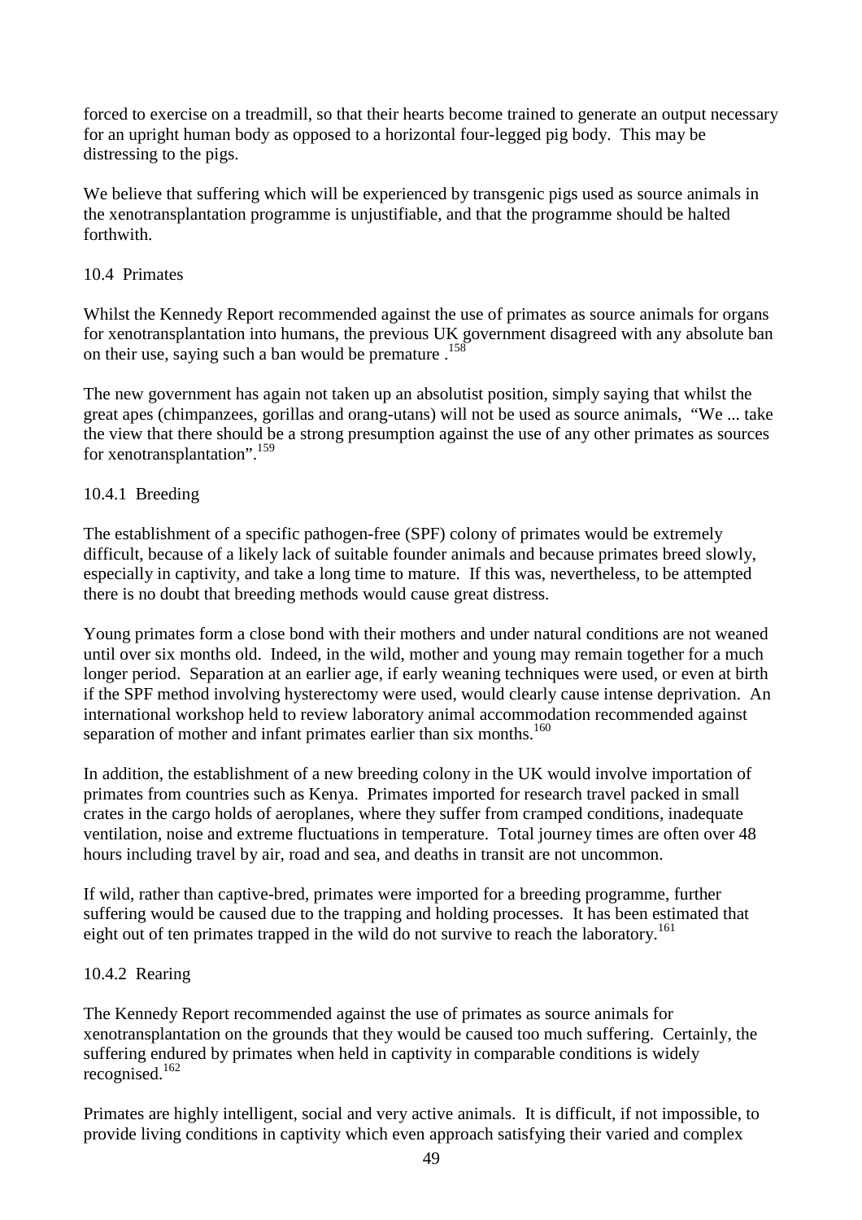forced to exercise on a treadmill, so that their hearts become trained to generate an output necessary for an upright human body as opposed to a horizontal four-legged pig body. This may be distressing to the pigs.

We believe that suffering which will be experienced by transgenic pigs used as source animals in the xenotransplantation programme is unjustifiable, and that the programme should be halted forthwith.

### 10.4 Primates

Whilst the Kennedy Report recommended against the use of primates as source animals for organs for xenotransplantation into humans, the previous UK government disagreed with any absolute ban on their use, saying such a ban would be premature .[158]

The new government has again not taken up an absolutist position, simply saying that whilst the great apes (chimpanzees, gorillas and orang-utans) will not be used as source animals, "We ... take the view that there should be a strong presumption against the use of any other primates as sources for xenotransplantation".[159]

#### 10.4.1 Breeding

The establishment of a specific pathogen-free (SPF) colony of primates would be extremely difficult, because of a likely lack of suitable founder animals and because primates breed slowly, especially in captivity, and take a long time to mature. If this was, nevertheless, to be attempted there is no doubt that breeding methods would cause great distress.

Young primates form a close bond with their mothers and under natural conditions are not weaned until over six months old. Indeed, in the wild, mother and young may remain together for a much longer period. Separation at an earlier age, if early weaning techniques were used, or even at birth if the SPF method involving hysterectomy were used, would clearly cause intense deprivation. An international workshop held to review laboratory animal accommodation recommended against separation of mother and infant primates earlier than six months.[160]

In addition, the establishment of a new breeding colony in the UK would involve importation of primates from countries such as Kenya. Primates imported for research travel packed in small crates in the cargo holds of aeroplanes, where they suffer from cramped conditions, inadequate ventilation, noise and extreme fluctuations in temperature. Total journey times are often over 48 hours including travel by air, road and sea, and deaths in transit are not uncommon.

If wild, rather than captive-bred, primates were imported for a breeding programme, further suffering would be caused due to the trapping and holding processes. It has been estimated that eight out of ten primates trapped in the wild do not survive to reach the laboratory.[161]

#### 10.4.2 Rearing

The Kennedy Report recommended against the use of primates as source animals for xenotransplantation on the grounds that they would be caused too much suffering. Certainly, the suffering endured by primates when held in captivity in comparable conditions is widely recognised.[162]

Primates are highly intelligent, social and very active animals. It is difficult, if not impossible, to provide living conditions in captivity which even approach satisfying their varied and complex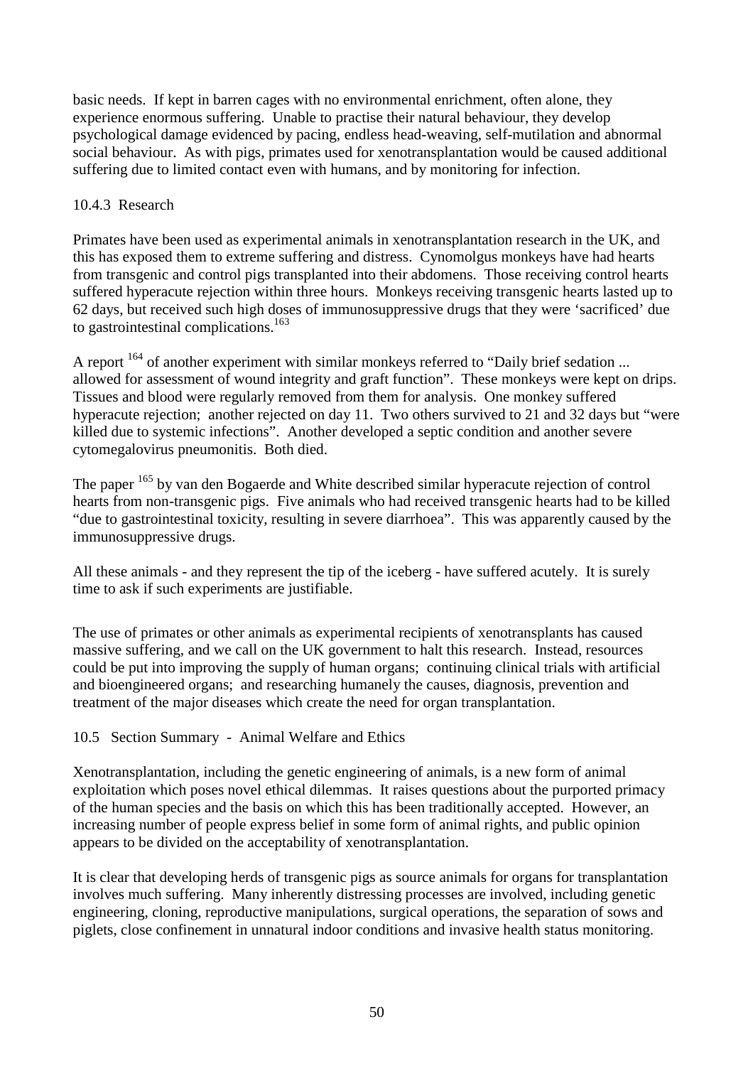basic needs. If kept in barren cages with no environmental enrichment, often alone, they experience enormous suffering. Unable to practise their natural behaviour, they develop psychological damage evidenced by pacing, endless head-weaving, self-mutilation and abnormal social behaviour. As with pigs, primates used for xenotransplantation would be caused additional suffering due to limited contact even with humans, and by monitoring for infection.

### 10.4.3 Research

Primates have been used as experimental animals in xenotransplantation research in the UK, and this has exposed them to extreme suffering and distress. Cynomolgus monkeys have had hearts from transgenic and control pigs transplanted into their abdomens. Those receiving control hearts suffered hyperacute rejection within three hours. Monkeys receiving transgenic hearts lasted up to 62 days, but received such high doses of immunosuppressive drugs that they were 'sacrificed' due to gastrointestinal complications.[163]

A report [164] of another experiment with similar monkeys referred to "Daily brief sedation ... allowed for assessment of wound integrity and graft function". These monkeys were kept on drips. Tissues and blood were regularly removed from them for analysis. One monkey suffered hyperacute rejection; another rejected on day 11. Two others survived to 21 and 32 days but "were killed due to systemic infections". Another developed a septic condition and another severe cytomegalovirus pneumonitis. Both died.

The paper [165] by van den Bogaerde and White described similar hyperacute rejection of control hearts from non-transgenic pigs. Five animals who had received transgenic hearts had to be killed "due to gastrointestinal toxicity, resulting in severe diarrhoea". This was apparently caused by the immunosuppressive drugs.

All these animals - and they represent the tip of the iceberg - have suffered acutely. It is surely time to ask if such experiments are justifiable.

The use of primates or other animals as experimental recipients of xenotransplants has caused massive suffering, and we call on the UK government to halt this research. Instead, resources could be put into improving the supply of human organs; continuing clinical trials with artificial and bioengineered organs; and researching humanely the causes, diagnosis, prevention and treatment of the major diseases which create the need for organ transplantation.

## 10.5 Section Summary - Animal Welfare and Ethics

Xenotransplantation, including the genetic engineering of animals, is a new form of animal exploitation which poses novel ethical dilemmas. It raises questions about the purported primacy of the human species and the basis on which this has been traditionally accepted. However, an increasing number of people express belief in some form of animal rights, and public opinion appears to be divided on the acceptability of xenotransplantation.

It is clear that developing herds of transgenic pigs as source animals for organs for transplantation involves much suffering. Many inherently distressing processes are involved, including genetic engineering, cloning, reproductive manipulations, surgical operations, the separation of sows and piglets, close confinement in unnatural indoor conditions and invasive health status monitoring.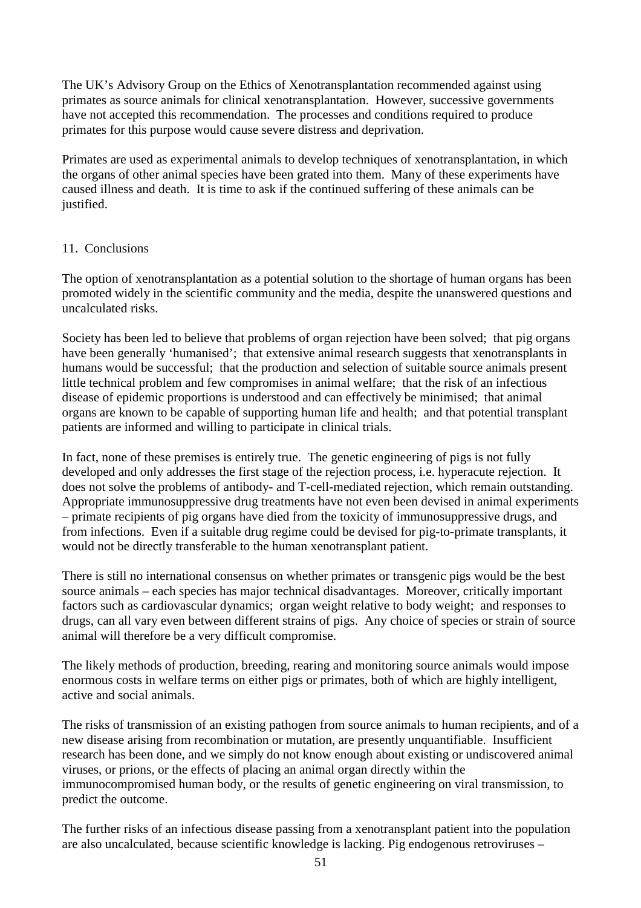The UK's Advisory Group on the Ethics of Xenotransplantation recommended against using primates as source animals for clinical xenotransplantation. However, successive governments have not accepted this recommendation. The processes and conditions required to produce primates for this purpose would cause severe distress and deprivation.

Primates are used as experimental animals to develop techniques of xenotransplantation, in which the organs of other animal species have been grated into them. Many of these experiments have caused illness and death. It is time to ask if the continued suffering of these animals can be justified.

## 11. Conclusions

The option of xenotransplantation as a potential solution to the shortage of human organs has been promoted widely in the scientific community and the media, despite the unanswered questions and uncalculated risks.

Society has been led to believe that problems of organ rejection have been solved; that pig organs have been generally 'humanised'; that extensive animal research suggests that xenotransplants in humans would be successful; that the production and selection of suitable source animals present little technical problem and few compromises in animal welfare; that the risk of an infectious disease of epidemic proportions is understood and can effectively be minimised; that animal organs are known to be capable of supporting human life and health; and that potential transplant patients are informed and willing to participate in clinical trials.

In fact, none of these premises is entirely true. The genetic engineering of pigs is not fully developed and only addresses the first stage of the rejection process, i.e. hyperacute rejection. It does not solve the problems of antibody- and T-cell-mediated rejection, which remain outstanding. Appropriate immunosuppressive drug treatments have not even been devised in animal experiments – primate recipients of pig organs have died from the toxicity of immunosuppressive drugs, and from infections. Even if a suitable drug regime could be devised for pig-to-primate transplants, it would not be directly transferable to the human xenotransplant patient.

There is still no international consensus on whether primates or transgenic pigs would be the best source animals – each species has major technical disadvantages. Moreover, critically important factors such as cardiovascular dynamics; organ weight relative to body weight; and responses to drugs, can all vary even between different strains of pigs. Any choice of species or strain of source animal will therefore be a very difficult compromise.

The likely methods of production, breeding, rearing and monitoring source animals would impose enormous costs in welfare terms on either pigs or primates, both of which are highly intelligent, active and social animals.

The risks of transmission of an existing pathogen from source animals to human recipients, and of a new disease arising from recombination or mutation, are presently unquantifiable. Insufficient research has been done, and we simply do not know enough about existing or undiscovered animal viruses, or prions, or the effects of placing an animal organ directly within the immunocompromised human body, or the results of genetic engineering on viral transmission, to predict the outcome.

The further risks of an infectious disease passing from a xenotransplant patient into the population are also uncalculated, because scientific knowledge is lacking. Pig endogenous retroviruses –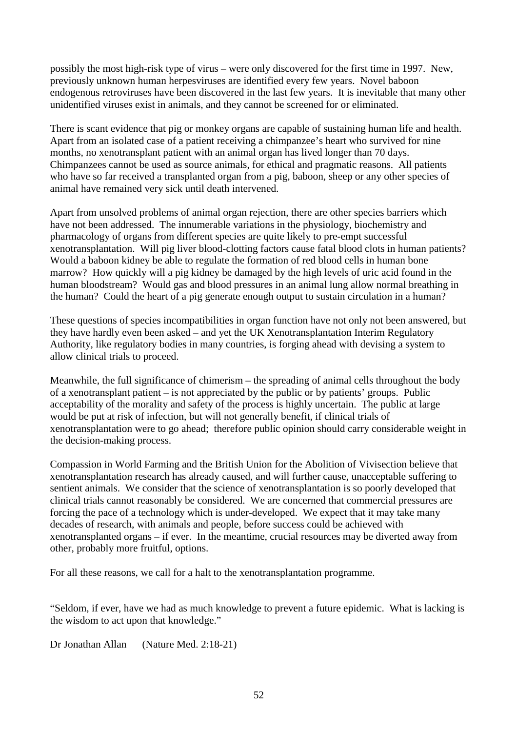possibly the most high-risk type of virus – were only discovered for the first time in 1997. New, previously unknown human herpesviruses are identified every few years. Novel baboon endogenous retroviruses have been discovered in the last few years. It is inevitable that many other unidentified viruses exist in animals, and they cannot be screened for or eliminated.

There is scant evidence that pig or monkey organs are capable of sustaining human life and health. Apart from an isolated case of a patient receiving a chimpanzee's heart who survived for nine months, no xenotransplant patient with an animal organ has lived longer than 70 days. Chimpanzees cannot be used as source animals, for ethical and pragmatic reasons. All patients who have so far received a transplanted organ from a pig, baboon, sheep or any other species of animal have remained very sick until death intervened.

Apart from unsolved problems of animal organ rejection, there are other species barriers which have not been addressed. The innumerable variations in the physiology, biochemistry and pharmacology of organs from different species are quite likely to pre-empt successful xenotransplantation. Will pig liver blood-clotting factors cause fatal blood clots in human patients? Would a baboon kidney be able to regulate the formation of red blood cells in human bone marrow? How quickly will a pig kidney be damaged by the high levels of uric acid found in the human bloodstream? Would gas and blood pressures in an animal lung allow normal breathing in the human? Could the heart of a pig generate enough output to sustain circulation in a human?

These questions of species incompatibilities in organ function have not only not been answered, but they have hardly even been asked – and yet the UK Xenotransplantation Interim Regulatory Authority, like regulatory bodies in many countries, is forging ahead with devising a system to allow clinical trials to proceed.

Meanwhile, the full significance of chimerism – the spreading of animal cells throughout the body of a xenotransplant patient – is not appreciated by the public or by patients' groups. Public acceptability of the morality and safety of the process is highly uncertain. The public at large would be put at risk of infection, but will not generally benefit, if clinical trials of xenotransplantation were to go ahead; therefore public opinion should carry considerable weight in the decision-making process.

Compassion in World Farming and the British Union for the Abolition of Vivisection believe that xenotransplantation research has already caused, and will further cause, unacceptable suffering to sentient animals. We consider that the science of xenotransplantation is so poorly developed that clinical trials cannot reasonably be considered. We are concerned that commercial pressures are forcing the pace of a technology which is under-developed. We expect that it may take many decades of research, with animals and people, before success could be achieved with xenotransplanted organs – if ever. In the meantime, crucial resources may be diverted away from other, probably more fruitful, options.

For all these reasons, we call for a halt to the xenotransplantation programme.

"Seldom, if ever, have we had as much knowledge to prevent a future epidemic. What is lacking is the wisdom to act upon that knowledge."

Dr Jonathan Allan (Nature Med. 2:18-21)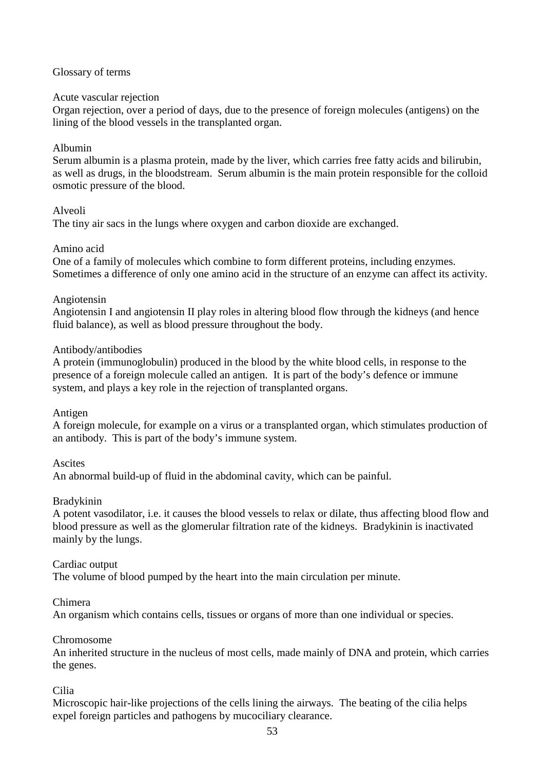# Glossary of terms

### Acute vascular rejection

Organ rejection, over a period of days, due to the presence of foreign molecules (antigens) on the lining of the blood vessels in the transplanted organ.

### Albumin

Serum albumin is a plasma protein, made by the liver, which carries free fatty acids and bilirubin, as well as drugs, in the bloodstream. Serum albumin is the main protein responsible for the colloid osmotic pressure of the blood.

### Alveoli

The tiny air sacs in the lungs where oxygen and carbon dioxide are exchanged.

### Amino acid

One of a family of molecules which combine to form different proteins, including enzymes. Sometimes a difference of only one amino acid in the structure of an enzyme can affect its activity.

### Angiotensin

Angiotensin I and angiotensin II play roles in altering blood flow through the kidneys (and hence fluid balance), as well as blood pressure throughout the body.

### Antibody/antibodies

A protein (immunoglobulin) produced in the blood by the white blood cells, in response to the presence of a foreign molecule called an antigen. It is part of the body's defence or immune system, and plays a key role in the rejection of transplanted organs.

### Antigen

A foreign molecule, for example on a virus or a transplanted organ, which stimulates production of an antibody. This is part of the body's immune system.

### Ascites

An abnormal build-up of fluid in the abdominal cavity, which can be painful.

### Bradykinin

A potent vasodilator, i.e. it causes the blood vessels to relax or dilate, thus affecting blood flow and blood pressure as well as the glomerular filtration rate of the kidneys. Bradykinin is inactivated mainly by the lungs.

### Cardiac output

The volume of blood pumped by the heart into the main circulation per minute.

### Chimera

An organism which contains cells, tissues or organs of more than one individual or species.

### Chromosome

An inherited structure in the nucleus of most cells, made mainly of DNA and protein, which carries the genes.

### Cilia

Microscopic hair-like projections of the cells lining the airways. The beating of the cilia helps expel foreign particles and pathogens by mucociliary clearance.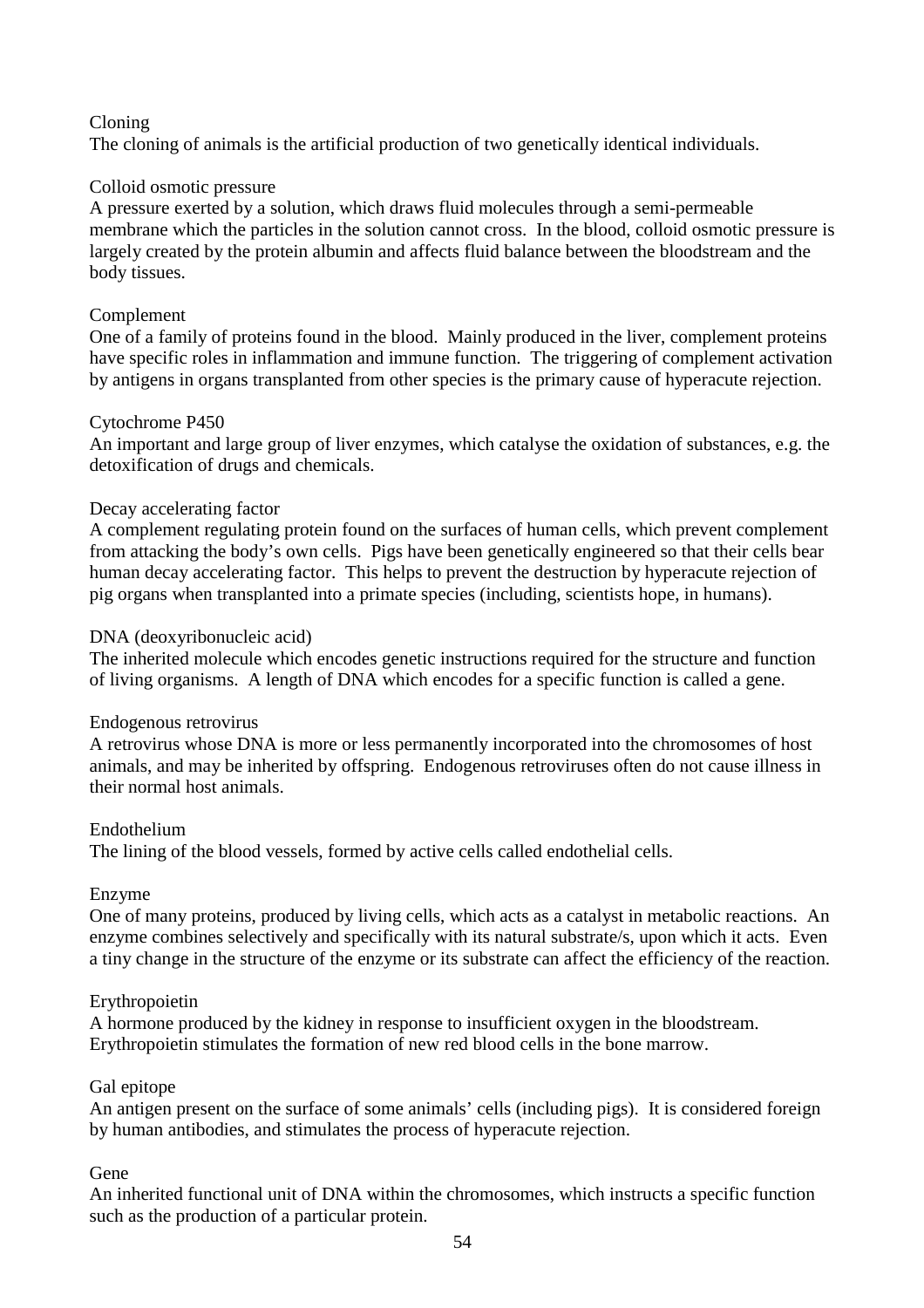Cloning

The cloning of animals is the artificial production of two genetically identical individuals.

Colloid osmotic pressure

A pressure exerted by a solution, which draws fluid molecules through a semi-permeable membrane which the particles in the solution cannot cross. In the blood, colloid osmotic pressure is largely created by the protein albumin and affects fluid balance between the bloodstream and the body tissues.

Complement

One of a family of proteins found in the blood. Mainly produced in the liver, complement proteins have specific roles in inflammation and immune function. The triggering of complement activation by antigens in organs transplanted from other species is the primary cause of hyperacute rejection.

Cytochrome P450

An important and large group of liver enzymes, which catalyse the oxidation of substances, e.g. the detoxification of drugs and chemicals.

Decay accelerating factor

A complement regulating protein found on the surfaces of human cells, which prevent complement from attacking the body's own cells. Pigs have been genetically engineered so that their cells bear human decay accelerating factor. This helps to prevent the destruction by hyperacute rejection of pig organs when transplanted into a primate species (including, scientists hope, in humans).

DNA (deoxyribonucleic acid)

The inherited molecule which encodes genetic instructions required for the structure and function of living organisms. A length of DNA which encodes for a specific function is called a gene.

Endogenous retrovirus

A retrovirus whose DNA is more or less permanently incorporated into the chromosomes of host animals, and may be inherited by offspring. Endogenous retroviruses often do not cause illness in their normal host animals.

Endothelium

The lining of the blood vessels, formed by active cells called endothelial cells.

Enzyme

One of many proteins, produced by living cells, which acts as a catalyst in metabolic reactions. An enzyme combines selectively and specifically with its natural substrate/s, upon which it acts. Even a tiny change in the structure of the enzyme or its substrate can affect the efficiency of the reaction.

Erythropoietin

A hormone produced by the kidney in response to insufficient oxygen in the bloodstream. Erythropoietin stimulates the formation of new red blood cells in the bone marrow.

Gal epitope

An antigen present on the surface of some animals' cells (including pigs). It is considered foreign by human antibodies, and stimulates the process of hyperacute rejection.

Gene

An inherited functional unit of DNA within the chromosomes, which instructs a specific function such as the production of a particular protein.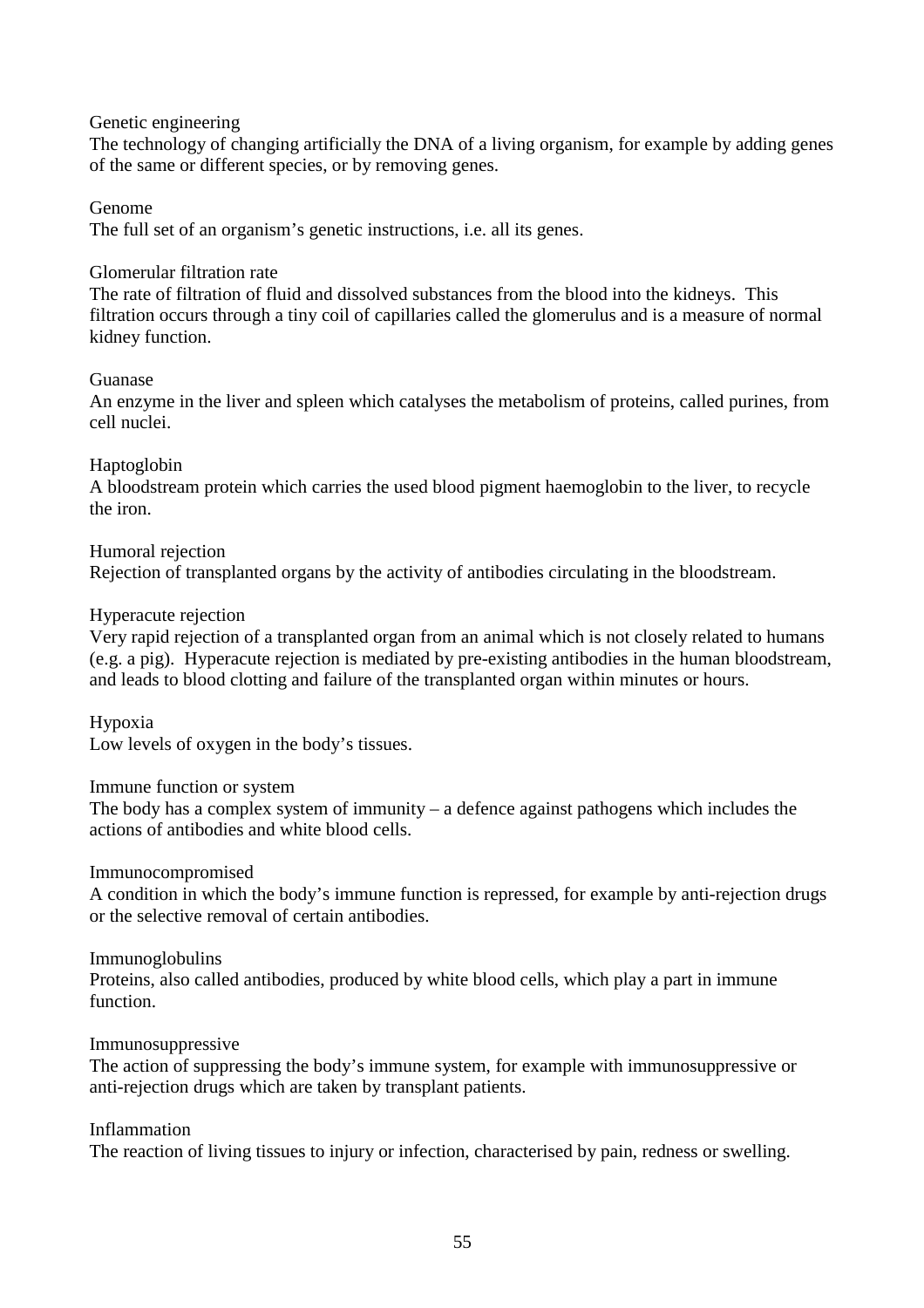Genetic engineering

The technology of changing artificially the DNA of a living organism, for example by adding genes of the same or different species, or by removing genes.

Genome

The full set of an organism's genetic instructions, i.e. all its genes.

Glomerular filtration rate

The rate of filtration of fluid and dissolved substances from the blood into the kidneys. This filtration occurs through a tiny coil of capillaries called the glomerulus and is a measure of normal kidney function.

Guanase

An enzyme in the liver and spleen which catalyses the metabolism of proteins, called purines, from cell nuclei.

Haptoglobin

A bloodstream protein which carries the used blood pigment haemoglobin to the liver, to recycle the iron.

Humoral rejection

Rejection of transplanted organs by the activity of antibodies circulating in the bloodstream.

Hyperacute rejection

Very rapid rejection of a transplanted organ from an animal which is not closely related to humans (e.g. a pig). Hyperacute rejection is mediated by pre-existing antibodies in the human bloodstream, and leads to blood clotting and failure of the transplanted organ within minutes or hours.

Hypoxia

Low levels of oxygen in the body's tissues.

Immune function or system

The body has a complex system of immunity – a defence against pathogens which includes the actions of antibodies and white blood cells.

Immunocompromised

A condition in which the body's immune function is repressed, for example by anti-rejection drugs or the selective removal of certain antibodies.

Immunoglobulins

Proteins, also called antibodies, produced by white blood cells, which play a part in immune function.

Immunosuppressive

The action of suppressing the body's immune system, for example with immunosuppressive or anti-rejection drugs which are taken by transplant patients.

Inflammation

The reaction of living tissues to injury or infection, characterised by pain, redness or swelling.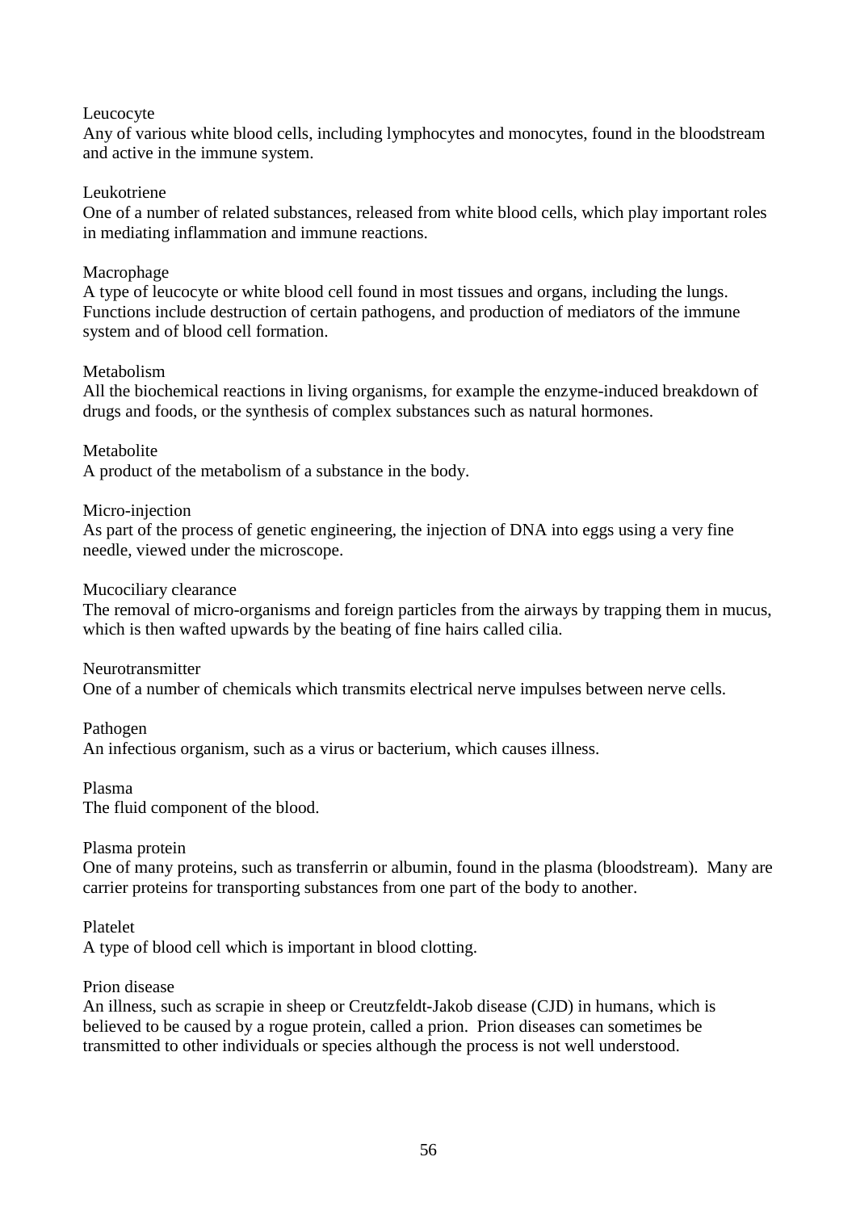Leucocyte
Any of various white blood cells, including lymphocytes and monocytes, found in the bloodstream and active in the immune system.

Leukotriene
One of a number of related substances, released from white blood cells, which play important roles in mediating inflammation and immune reactions.

Macrophage
A type of leucocyte or white blood cell found in most tissues and organs, including the lungs. Functions include destruction of certain pathogens, and production of mediators of the immune system and of blood cell formation.

Metabolism
All the biochemical reactions in living organisms, for example the enzyme-induced breakdown of drugs and foods, or the synthesis of complex substances such as natural hormones.

Metabolite
A product of the metabolism of a substance in the body.

Micro-injection
As part of the process of genetic engineering, the injection of DNA into eggs using a very fine needle, viewed under the microscope.

Mucociliary clearance
The removal of micro-organisms and foreign particles from the airways by trapping them in mucus, which is then wafted upwards by the beating of fine hairs called cilia.

Neurotransmitter
One of a number of chemicals which transmits electrical nerve impulses between nerve cells.

Pathogen
An infectious organism, such as a virus or bacterium, which causes illness.

Plasma
The fluid component of the blood.

Plasma protein
One of many proteins, such as transferrin or albumin, found in the plasma (bloodstream). Many are carrier proteins for transporting substances from one part of the body to another.

Platelet
A type of blood cell which is important in blood clotting.

Prion disease
An illness, such as scrapie in sheep or Creutzfeldt-Jakob disease (CJD) in humans, which is believed to be caused by a rogue protein, called a prion. Prion diseases can sometimes be transmitted to other individuals or species although the process is not well understood.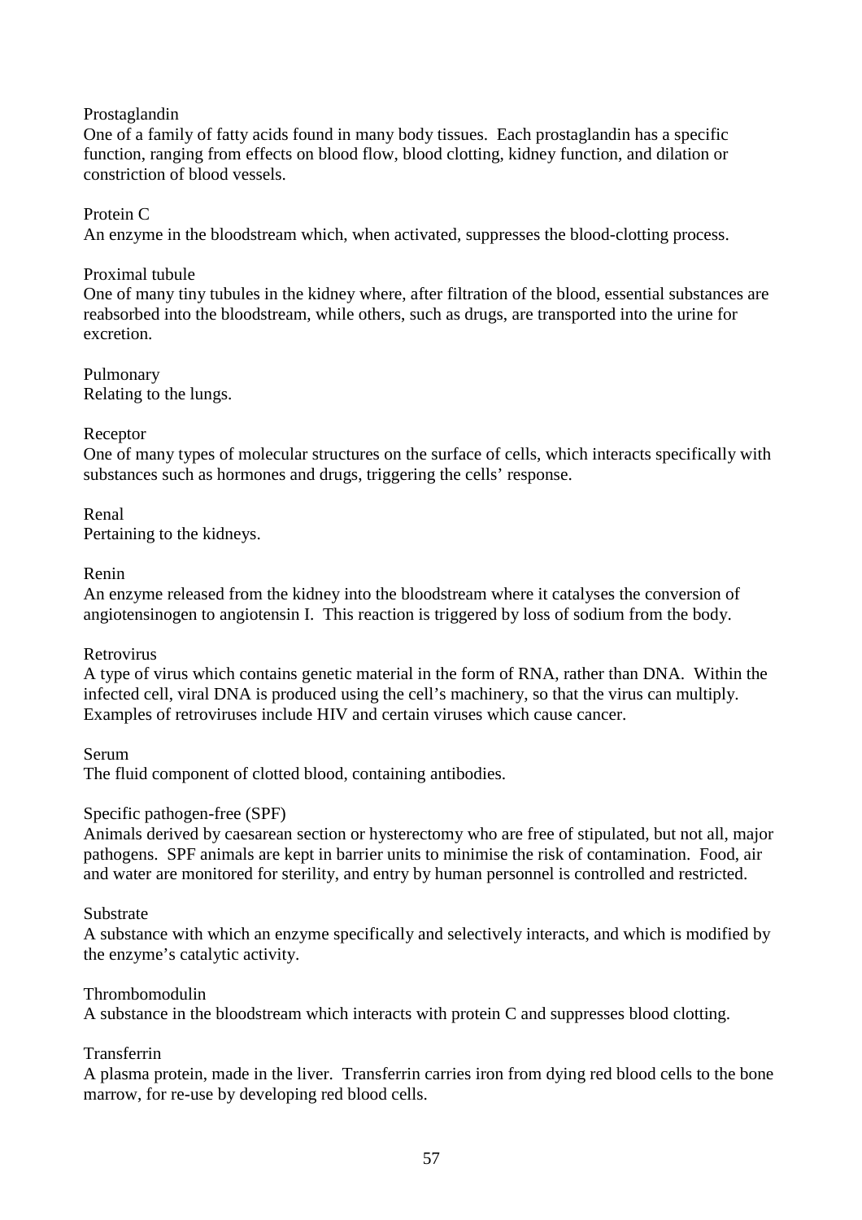Prostaglandin

One of a family of fatty acids found in many body tissues. Each prostaglandin has a specific function, ranging from effects on blood flow, blood clotting, kidney function, and dilation or constriction of blood vessels.

Protein C

An enzyme in the bloodstream which, when activated, suppresses the blood-clotting process.

Proximal tubule

One of many tiny tubules in the kidney where, after filtration of the blood, essential substances are reabsorbed into the bloodstream, while others, such as drugs, are transported into the urine for excretion.

Pulmonary

Relating to the lungs.

Receptor

One of many types of molecular structures on the surface of cells, which interacts specifically with substances such as hormones and drugs, triggering the cells' response.

Renal

Pertaining to the kidneys.

Renin

An enzyme released from the kidney into the bloodstream where it catalyses the conversion of angiotensinogen to angiotensin I. This reaction is triggered by loss of sodium from the body.

Retrovirus

A type of virus which contains genetic material in the form of RNA, rather than DNA. Within the infected cell, viral DNA is produced using the cell's machinery, so that the virus can multiply. Examples of retroviruses include HIV and certain viruses which cause cancer.

Serum

The fluid component of clotted blood, containing antibodies.

Specific pathogen-free (SPF)

Animals derived by caesarean section or hysterectomy who are free of stipulated, but not all, major pathogens. SPF animals are kept in barrier units to minimise the risk of contamination. Food, air and water are monitored for sterility, and entry by human personnel is controlled and restricted.

Substrate

A substance with which an enzyme specifically and selectively interacts, and which is modified by the enzyme's catalytic activity.

Thrombomodulin

A substance in the bloodstream which interacts with protein C and suppresses blood clotting.

Transferrin

A plasma protein, made in the liver. Transferrin carries iron from dying red blood cells to the bone marrow, for re-use by developing red blood cells.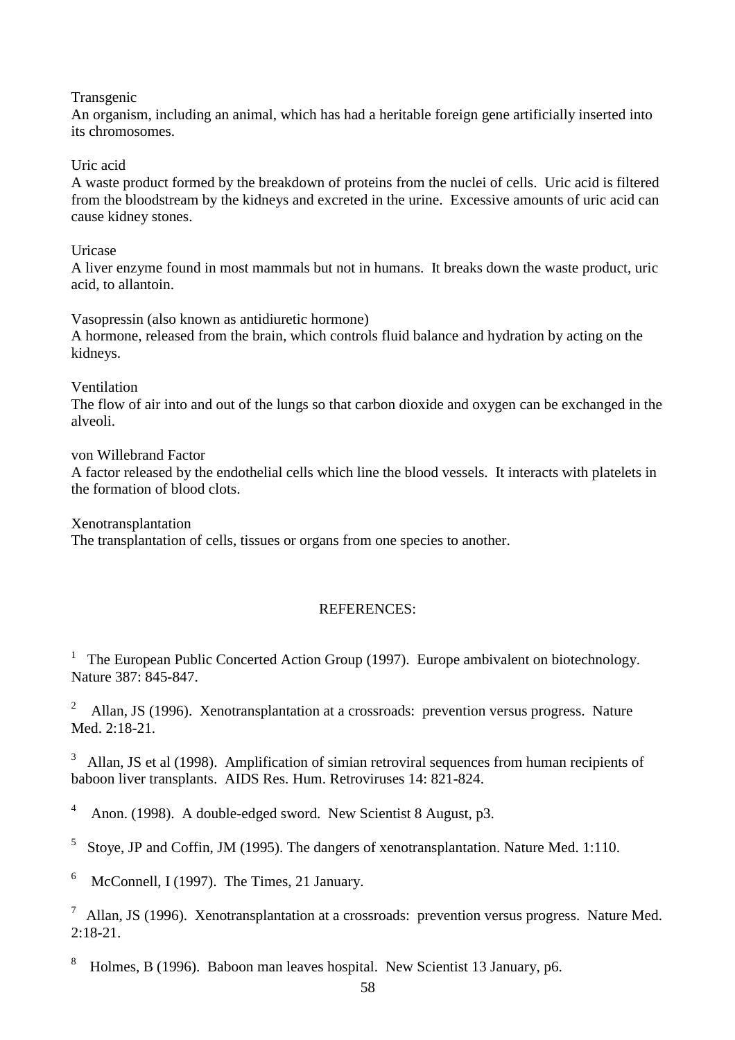Transgenic
An organism, including an animal, which has had a heritable foreign gene artificially inserted into its chromosomes.

Uric acid
A waste product formed by the breakdown of proteins from the nuclei of cells. Uric acid is filtered from the bloodstream by the kidneys and excreted in the urine. Excessive amounts of uric acid can cause kidney stones.

Uricase
A liver enzyme found in most mammals but not in humans. It breaks down the waste product, uric acid, to allantoin.

Vasopressin (also known as antidiuretic hormone)
A hormone, released from the brain, which controls fluid balance and hydration by acting on the kidneys.

Ventilation
The flow of air into and out of the lungs so that carbon dioxide and oxygen can be exchanged in the alveoli.

von Willebrand Factor
A factor released by the endothelial cells which line the blood vessels. It interacts with platelets in the formation of blood clots.

Xenotransplantation
The transplantation of cells, tissues or organs from one species to another.

## REFERENCES:

[1] The European Public Concerted Action Group (1997). Europe ambivalent on biotechnology. Nature 387: 845-847.

[2] Allan, JS (1996). Xenotransplantation at a crossroads: prevention versus progress. Nature Med. 2:18-21.

[3] Allan, JS et al (1998). Amplification of simian retroviral sequences from human recipients of baboon liver transplants. AIDS Res. Hum. Retroviruses 14: 821-824.

[4] Anon. (1998). A double-edged sword. New Scientist 8 August, p3.

[5] Stoye, JP and Coffin, JM (1995). The dangers of xenotransplantation. Nature Med. 1:110.

[6] McConnell, I (1997). The Times, 21 January.

[7] Allan, JS (1996). Xenotransplantation at a crossroads: prevention versus progress. Nature Med. 2:18-21.

[8] Holmes, B (1996). Baboon man leaves hospital. New Scientist 13 January, p6.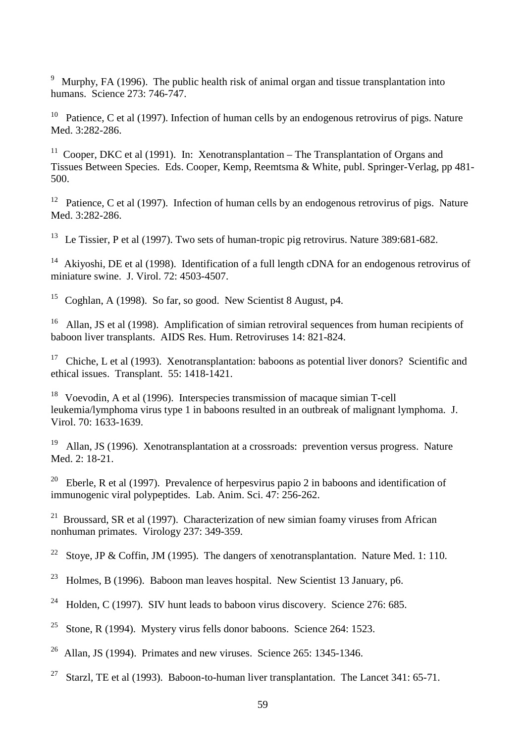[9] Murphy, FA (1996). The public health risk of animal organ and tissue transplantation into humans. Science 273: 746-747.

[10] Patience, C et al (1997). Infection of human cells by an endogenous retrovirus of pigs. Nature Med. 3:282-286.

[11] Cooper, DKC et al (1991). In: Xenotransplantation – The Transplantation of Organs and Tissues Between Species. Eds. Cooper, Kemp, Reemtsma & White, publ. Springer-Verlag, pp 481-500.

[12] Patience, C et al (1997). Infection of human cells by an endogenous retrovirus of pigs. Nature Med. 3:282-286.

[13] Le Tissier, P et al (1997). Two sets of human-tropic pig retrovirus. Nature 389:681-682.

[14] Akiyoshi, DE et al (1998). Identification of a full length cDNA for an endogenous retrovirus of miniature swine. J. Virol. 72: 4503-4507.

[15] Coghlan, A (1998). So far, so good. New Scientist 8 August, p4.

[16] Allan, JS et al (1998). Amplification of simian retroviral sequences from human recipients of baboon liver transplants. AIDS Res. Hum. Retroviruses 14: 821-824.

[17] Chiche, L et al (1993). Xenotransplantation: baboons as potential liver donors? Scientific and ethical issues. Transplant. 55: 1418-1421.

[18] Voevodin, A et al (1996). Interspecies transmission of macaque simian T-cell leukemia/lymphoma virus type 1 in baboons resulted in an outbreak of malignant lymphoma. J. Virol. 70: 1633-1639.

[19] Allan, JS (1996). Xenotransplantation at a crossroads: prevention versus progress. Nature Med. 2: 18-21.

[20] Eberle, R et al (1997). Prevalence of herpesvirus papio 2 in baboons and identification of immunogenic viral polypeptides. Lab. Anim. Sci. 47: 256-262.

[21] Broussard, SR et al (1997). Characterization of new simian foamy viruses from African nonhuman primates. Virology 237: 349-359.

[22] Stoye, JP & Coffin, JM (1995). The dangers of xenotransplantation. Nature Med. 1: 110.

[23] Holmes, B (1996). Baboon man leaves hospital. New Scientist 13 January, p6.

[24] Holden, C (1997). SIV hunt leads to baboon virus discovery. Science 276: 685.

[25] Stone, R (1994). Mystery virus fells donor baboons. Science 264: 1523.

[26] Allan, JS (1994). Primates and new viruses. Science 265: 1345-1346.

[27] Starzl, TE et al (1993). Baboon-to-human liver transplantation. The Lancet 341: 65-71.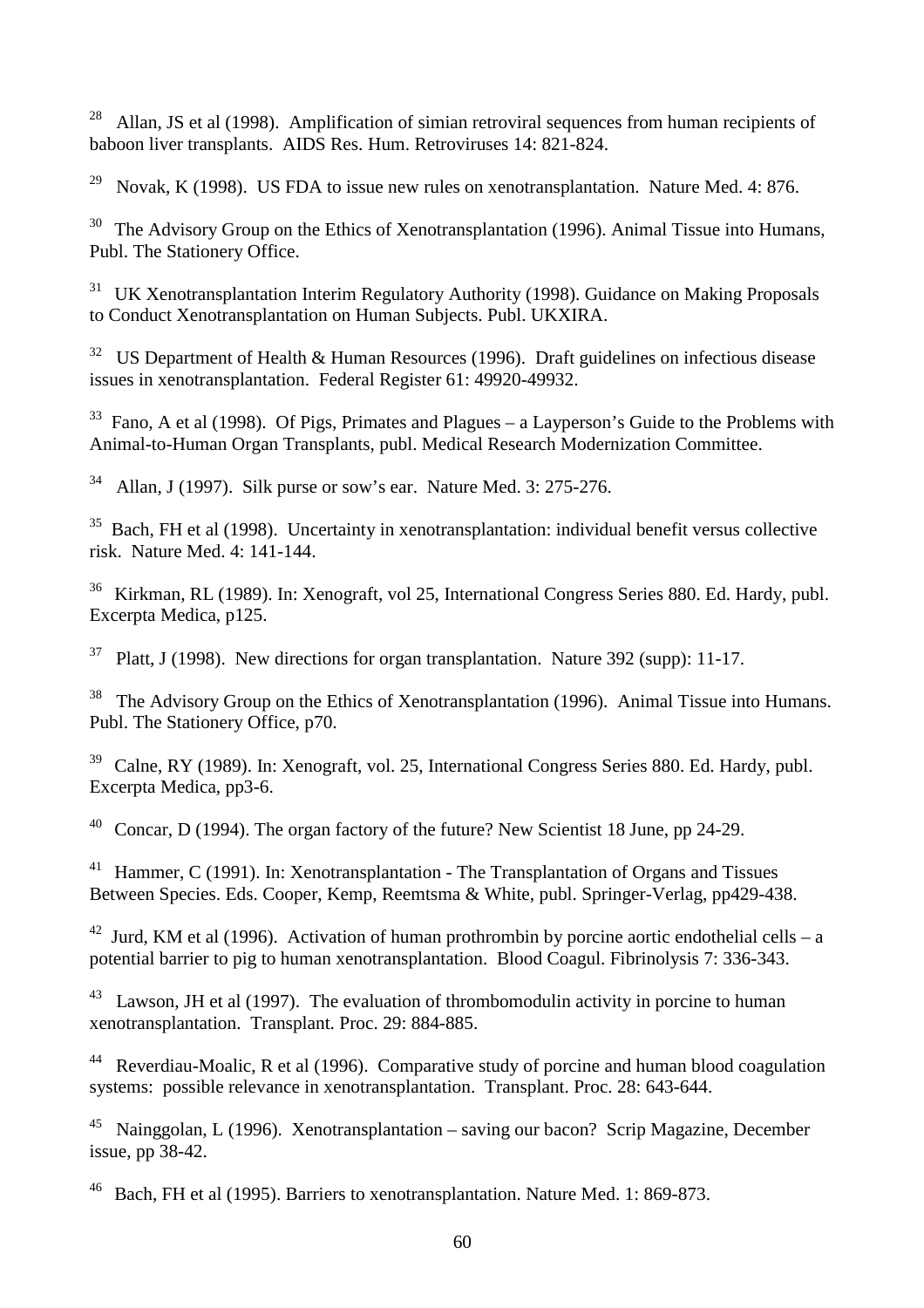[28] Allan, JS et al (1998). Amplification of simian retroviral sequences from human recipients of baboon liver transplants. AIDS Res. Hum. Retroviruses 14: 821-824.

[29] Novak, K (1998). US FDA to issue new rules on xenotransplantation. Nature Med. 4: 876.

[30] The Advisory Group on the Ethics of Xenotransplantation (1996). Animal Tissue into Humans, Publ. The Stationery Office.

[31] UK Xenotransplantation Interim Regulatory Authority (1998). Guidance on Making Proposals to Conduct Xenotransplantation on Human Subjects. Publ. UKXIRA.

[32] US Department of Health & Human Resources (1996). Draft guidelines on infectious disease issues in xenotransplantation. Federal Register 61: 49920-49932.

[33] Fano, A et al (1998). Of Pigs, Primates and Plagues – a Layperson's Guide to the Problems with Animal-to-Human Organ Transplants, publ. Medical Research Modernization Committee.

[34] Allan, J (1997). Silk purse or sow's ear. Nature Med. 3: 275-276.

[35] Bach, FH et al (1998). Uncertainty in xenotransplantation: individual benefit versus collective risk. Nature Med. 4: 141-144.

[36] Kirkman, RL (1989). In: Xenograft, vol 25, International Congress Series 880. Ed. Hardy, publ. Excerpta Medica, p125.

[37] Platt, J (1998). New directions for organ transplantation. Nature 392 (supp): 11-17.

[38] The Advisory Group on the Ethics of Xenotransplantation (1996). Animal Tissue into Humans. Publ. The Stationery Office, p70.

[39] Calne, RY (1989). In: Xenograft, vol. 25, International Congress Series 880. Ed. Hardy, publ. Excerpta Medica, pp3-6.

[40] Concar, D (1994). The organ factory of the future? New Scientist 18 June, pp 24-29.

[41] Hammer, C (1991). In: Xenotransplantation - The Transplantation of Organs and Tissues Between Species. Eds. Cooper, Kemp, Reemtsma & White, publ. Springer-Verlag, pp429-438.

[42] Jurd, KM et al (1996). Activation of human prothrombin by porcine aortic endothelial cells – a potential barrier to pig to human xenotransplantation. Blood Coagul. Fibrinolysis 7: 336-343.

[43] Lawson, JH et al (1997). The evaluation of thrombomodulin activity in porcine to human xenotransplantation. Transplant. Proc. 29: 884-885.

[44] Reverdiau-Moalic, R et al (1996). Comparative study of porcine and human blood coagulation systems: possible relevance in xenotransplantation. Transplant. Proc. 28: 643-644.

[45] Nainggolan, L (1996). Xenotransplantation – saving our bacon? Scrip Magazine, December issue, pp 38-42.

[46] Bach, FH et al (1995). Barriers to xenotransplantation. Nature Med. 1: 869-873.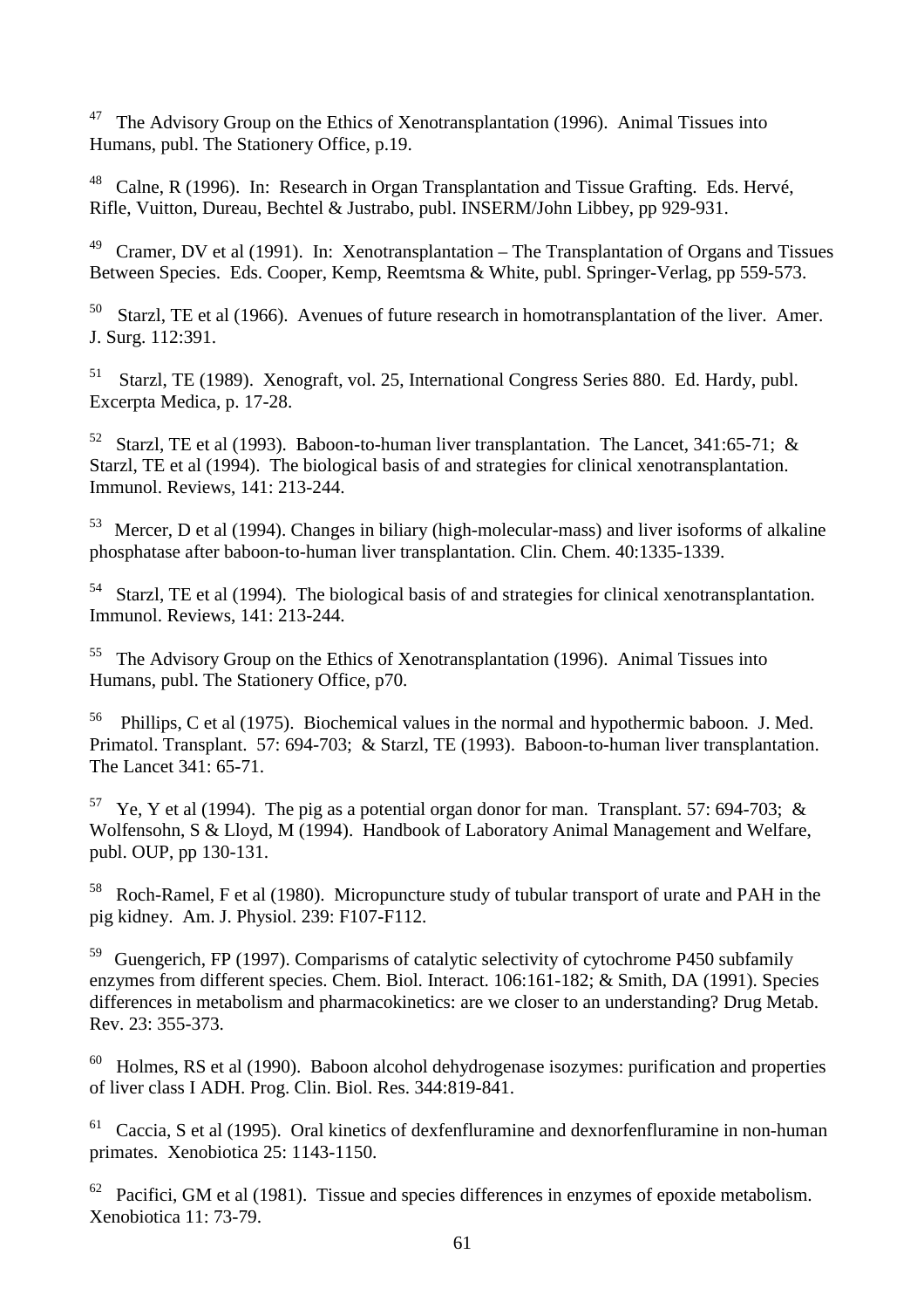[47] The Advisory Group on the Ethics of Xenotransplantation (1996). Animal Tissues into Humans, publ. The Stationery Office, p.19.

[48] Calne, R (1996). In: Research in Organ Transplantation and Tissue Grafting. Eds. Hervé, Rifle, Vuitton, Dureau, Bechtel & Justrabo, publ. INSERM/John Libbey, pp 929-931.

[49] Cramer, DV et al (1991). In: Xenotransplantation – The Transplantation of Organs and Tissues Between Species. Eds. Cooper, Kemp, Reemtsma & White, publ. Springer-Verlag, pp 559-573.

[50] Starzl, TE et al (1966). Avenues of future research in homotransplantation of the liver. Amer. J. Surg. 112:391.

[51] Starzl, TE (1989). Xenograft, vol. 25, International Congress Series 880. Ed. Hardy, publ. Excerpta Medica, p. 17-28.

[52] Starzl, TE et al (1993). Baboon-to-human liver transplantation. The Lancet, 341:65-71; & Starzl, TE et al (1994). The biological basis of and strategies for clinical xenotransplantation. Immunol. Reviews, 141: 213-244.

[53] Mercer, D et al (1994). Changes in biliary (high-molecular-mass) and liver isoforms of alkaline phosphatase after baboon-to-human liver transplantation. Clin. Chem. 40:1335-1339.

[54] Starzl, TE et al (1994). The biological basis of and strategies for clinical xenotransplantation. Immunol. Reviews, 141: 213-244.

[55] The Advisory Group on the Ethics of Xenotransplantation (1996). Animal Tissues into Humans, publ. The Stationery Office, p70.

[56] Phillips, C et al (1975). Biochemical values in the normal and hypothermic baboon. J. Med. Primatol. Transplant. 57: 694-703; & Starzl, TE (1993). Baboon-to-human liver transplantation. The Lancet 341: 65-71.

[57] Ye, Y et al (1994). The pig as a potential organ donor for man. Transplant. 57: 694-703; & Wolfensohn, S & Lloyd, M (1994). Handbook of Laboratory Animal Management and Welfare, publ. OUP, pp 130-131.

[58] Roch-Ramel, F et al (1980). Micropuncture study of tubular transport of urate and PAH in the pig kidney. Am. J. Physiol. 239: F107-F112.

[59] Guengerich, FP (1997). Comparisms of catalytic selectivity of cytochrome P450 subfamily enzymes from different species. Chem. Biol. Interact. 106:161-182; & Smith, DA (1991). Species differences in metabolism and pharmacokinetics: are we closer to an understanding? Drug Metab. Rev. 23: 355-373.

[60] Holmes, RS et al (1990). Baboon alcohol dehydrogenase isozymes: purification and properties of liver class I ADH. Prog. Clin. Biol. Res. 344:819-841.

[61] Caccia, S et al (1995). Oral kinetics of dexfenfluramine and dexnorfenfluramine in non-human primates. Xenobiotica 25: 1143-1150.

[62] Pacifici, GM et al (1981). Tissue and species differences in enzymes of epoxide metabolism. Xenobiotica 11: 73-79.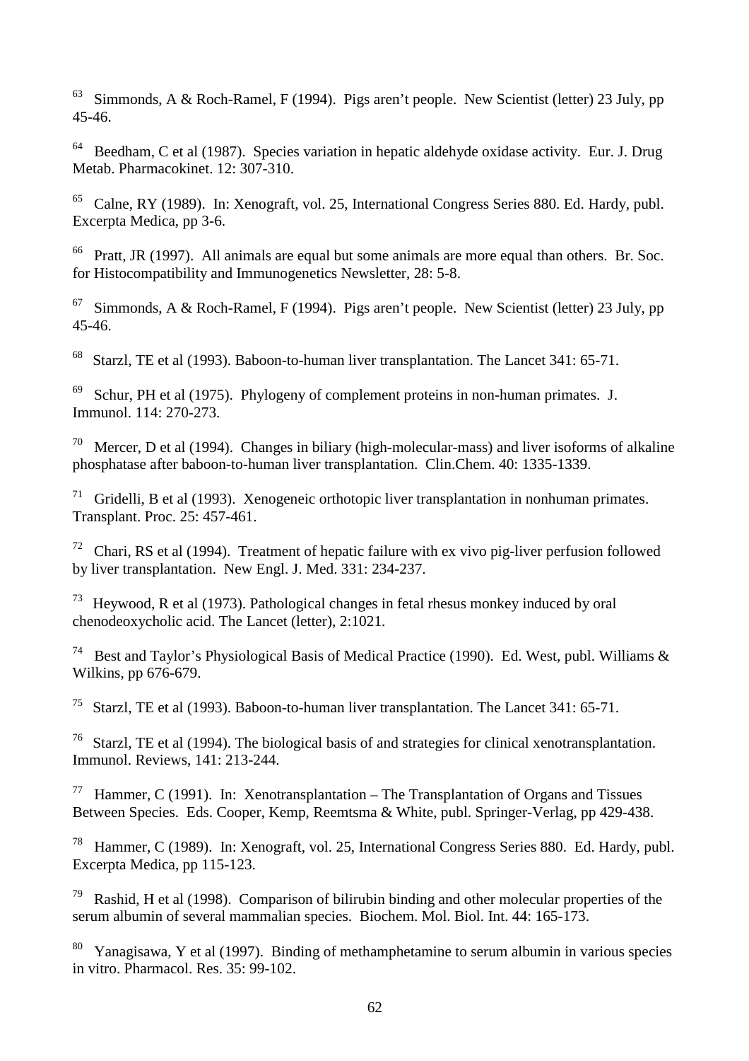[63] Simmonds, A & Roch-Ramel, F (1994). Pigs aren't people. New Scientist (letter) 23 July, pp 45-46.

[64] Beedham, C et al (1987). Species variation in hepatic aldehyde oxidase activity. Eur. J. Drug Metab. Pharmacokinet. 12: 307-310.

[65] Calne, RY (1989). In: Xenograft, vol. 25, International Congress Series 880. Ed. Hardy, publ. Excerpta Medica, pp 3-6.

[66] Pratt, JR (1997). All animals are equal but some animals are more equal than others. Br. Soc. for Histocompatibility and Immunogenetics Newsletter, 28: 5-8.

[67] Simmonds, A & Roch-Ramel, F (1994). Pigs aren't people. New Scientist (letter) 23 July, pp 45-46.

[68] Starzl, TE et al (1993). Baboon-to-human liver transplantation. The Lancet 341: 65-71.

[69] Schur, PH et al (1975). Phylogeny of complement proteins in non-human primates. J. Immunol. 114: 270-273.

[70] Mercer, D et al (1994). Changes in biliary (high-molecular-mass) and liver isoforms of alkaline phosphatase after baboon-to-human liver transplantation. Clin.Chem. 40: 1335-1339.

[71] Gridelli, B et al (1993). Xenogeneic orthotopic liver transplantation in nonhuman primates. Transplant. Proc. 25: 457-461.

[72] Chari, RS et al (1994). Treatment of hepatic failure with ex vivo pig-liver perfusion followed by liver transplantation. New Engl. J. Med. 331: 234-237.

[73] Heywood, R et al (1973). Pathological changes in fetal rhesus monkey induced by oral chenodeoxycholic acid. The Lancet (letter), 2:1021.

[74] Best and Taylor's Physiological Basis of Medical Practice (1990). Ed. West, publ. Williams & Wilkins, pp 676-679.

[75] Starzl, TE et al (1993). Baboon-to-human liver transplantation. The Lancet 341: 65-71.

[76] Starzl, TE et al (1994). The biological basis of and strategies for clinical xenotransplantation. Immunol. Reviews, 141: 213-244.

[77] Hammer, C (1991). In: Xenotransplantation – The Transplantation of Organs and Tissues Between Species. Eds. Cooper, Kemp, Reemtsma & White, publ. Springer-Verlag, pp 429-438.

[78] Hammer, C (1989). In: Xenograft, vol. 25, International Congress Series 880. Ed. Hardy, publ. Excerpta Medica, pp 115-123.

[79] Rashid, H et al (1998). Comparison of bilirubin binding and other molecular properties of the serum albumin of several mammalian species. Biochem. Mol. Biol. Int. 44: 165-173.

[80] Yanagisawa, Y et al (1997). Binding of methamphetamine to serum albumin in various species in vitro. Pharmacol. Res. 35: 99-102.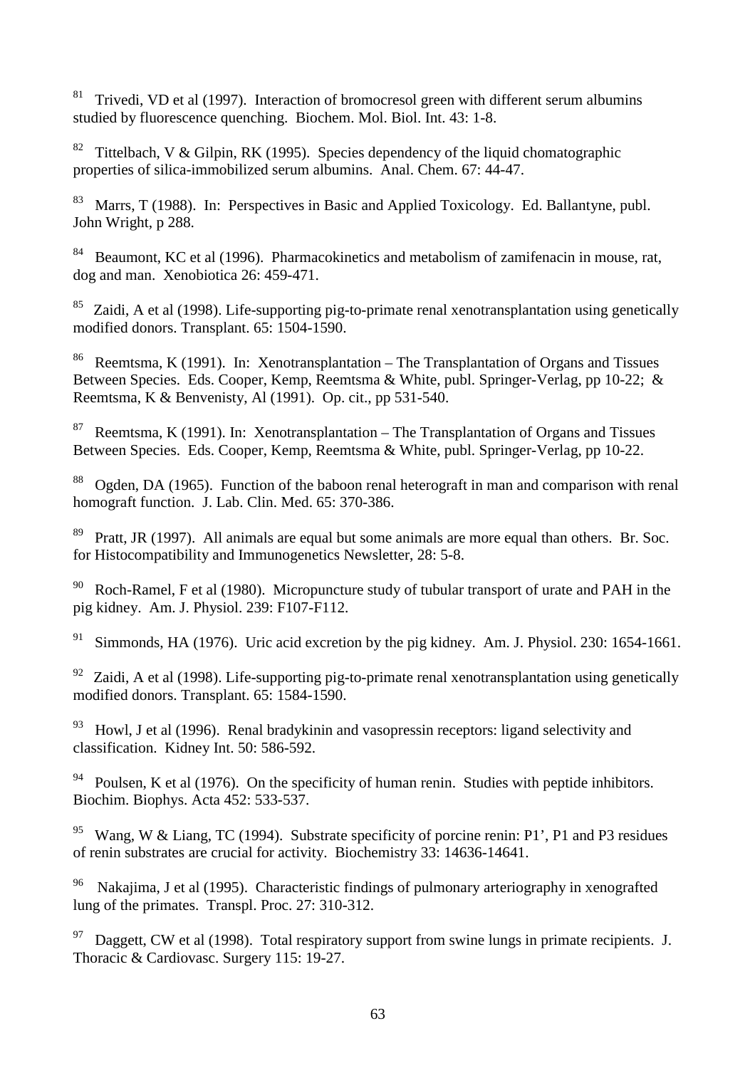[81] Trivedi, VD et al (1997). Interaction of bromocresol green with different serum albumins studied by fluorescence quenching. Biochem. Mol. Biol. Int. 43: 1-8.

[82] Tittelbach, V & Gilpin, RK (1995). Species dependency of the liquid chomatographic properties of silica-immobilized serum albumins. Anal. Chem. 67: 44-47.

[83] Marrs, T (1988). In: Perspectives in Basic and Applied Toxicology. Ed. Ballantyne, publ. John Wright, p 288.

[84] Beaumont, KC et al (1996). Pharmacokinetics and metabolism of zamifenacin in mouse, rat, dog and man. Xenobiotica 26: 459-471.

[85] Zaidi, A et al (1998). Life-supporting pig-to-primate renal xenotransplantation using genetically modified donors. Transplant. 65: 1504-1590.

[86] Reemtsma, K (1991). In: Xenotransplantation – The Transplantation of Organs and Tissues Between Species. Eds. Cooper, Kemp, Reemtsma & White, publ. Springer-Verlag, pp 10-22; & Reemtsma, K & Benvenisty, Al (1991). Op. cit., pp 531-540.

[87] Reemtsma, K (1991). In: Xenotransplantation – The Transplantation of Organs and Tissues Between Species. Eds. Cooper, Kemp, Reemtsma & White, publ. Springer-Verlag, pp 10-22.

[88] Ogden, DA (1965). Function of the baboon renal heterograft in man and comparison with renal homograft function. J. Lab. Clin. Med. 65: 370-386.

[89] Pratt, JR (1997). All animals are equal but some animals are more equal than others. Br. Soc. for Histocompatibility and Immunogenetics Newsletter, 28: 5-8.

[90] Roch-Ramel, F et al (1980). Micropuncture study of tubular transport of urate and PAH in the pig kidney. Am. J. Physiol. 239: F107-F112.

[91] Simmonds, HA (1976). Uric acid excretion by the pig kidney. Am. J. Physiol. 230: 1654-1661.

[92] Zaidi, A et al (1998). Life-supporting pig-to-primate renal xenotransplantation using genetically modified donors. Transplant. 65: 1584-1590.

[93] Howl, J et al (1996). Renal bradykinin and vasopressin receptors: ligand selectivity and classification. Kidney Int. 50: 586-592.

[94] Poulsen, K et al (1976). On the specificity of human renin. Studies with peptide inhibitors. Biochim. Biophys. Acta 452: 533-537.

[95] Wang, W & Liang, TC (1994). Substrate specificity of porcine renin: P1', P1 and P3 residues of renin substrates are crucial for activity. Biochemistry 33: 14636-14641.

[96] Nakajima, J et al (1995). Characteristic findings of pulmonary arteriography in xenografted lung of the primates. Transpl. Proc. 27: 310-312.

[97] Daggett, CW et al (1998). Total respiratory support from swine lungs in primate recipients. J. Thoracic & Cardiovasc. Surgery 115: 19-27.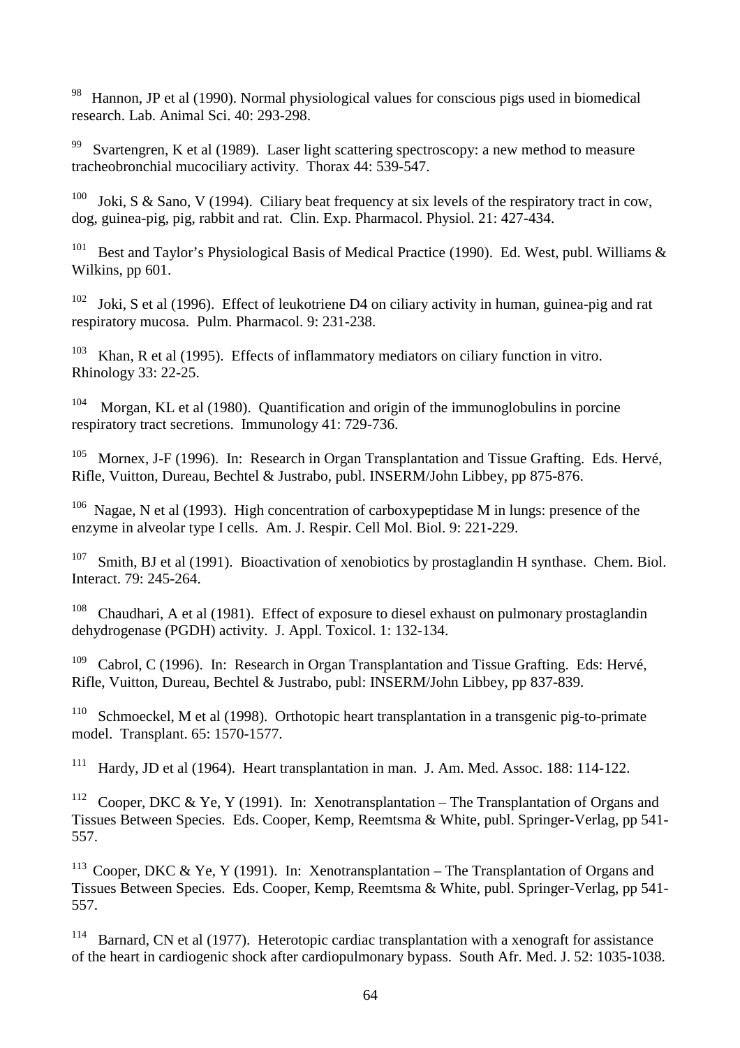[98] Hannon, JP et al (1990). Normal physiological values for conscious pigs used in biomedical research. Lab. Animal Sci. 40: 293-298.

[99] Svartengren, K et al (1989). Laser light scattering spectroscopy: a new method to measure tracheobronchial mucociliary activity. Thorax 44: 539-547.

[100] Joki, S & Sano, V (1994). Ciliary beat frequency at six levels of the respiratory tract in cow, dog, guinea-pig, pig, rabbit and rat. Clin. Exp. Pharmacol. Physiol. 21: 427-434.

[101] Best and Taylor's Physiological Basis of Medical Practice (1990). Ed. West, publ. Williams & Wilkins, pp 601.

[102] Joki, S et al (1996). Effect of leukotriene D4 on ciliary activity in human, guinea-pig and rat respiratory mucosa. Pulm. Pharmacol. 9: 231-238.

[103] Khan, R et al (1995). Effects of inflammatory mediators on ciliary function in vitro. Rhinology 33: 22-25.

[104] Morgan, KL et al (1980). Quantification and origin of the immunoglobulins in porcine respiratory tract secretions. Immunology 41: 729-736.

[105] Mornex, J-F (1996). In: Research in Organ Transplantation and Tissue Grafting. Eds. Hervé, Rifle, Vuitton, Dureau, Bechtel & Justrabo, publ. INSERM/John Libbey, pp 875-876.

[106] Nagae, N et al (1993). High concentration of carboxypeptidase M in lungs: presence of the enzyme in alveolar type I cells. Am. J. Respir. Cell Mol. Biol. 9: 221-229.

[107] Smith, BJ et al (1991). Bioactivation of xenobiotics by prostaglandin H synthase. Chem. Biol. Interact. 79: 245-264.

[108] Chaudhari, A et al (1981). Effect of exposure to diesel exhaust on pulmonary prostaglandin dehydrogenase (PGDH) activity. J. Appl. Toxicol. 1: 132-134.

[109] Cabrol, C (1996). In: Research in Organ Transplantation and Tissue Grafting. Eds: Hervé, Rifle, Vuitton, Dureau, Bechtel & Justrabo, publ: INSERM/John Libbey, pp 837-839.

[110] Schmoeckel, M et al (1998). Orthotopic heart transplantation in a transgenic pig-to-primate model. Transplant. 65: 1570-1577.

[111] Hardy, JD et al (1964). Heart transplantation in man. J. Am. Med. Assoc. 188: 114-122.

[112] Cooper, DKC & Ye, Y (1991). In: Xenotransplantation – The Transplantation of Organs and Tissues Between Species. Eds. Cooper, Kemp, Reemtsma & White, publ. Springer-Verlag, pp 541-557.

[113] Cooper, DKC & Ye, Y (1991). In: Xenotransplantation – The Transplantation of Organs and Tissues Between Species. Eds. Cooper, Kemp, Reemtsma & White, publ. Springer-Verlag, pp 541-557.

[114] Barnard, CN et al (1977). Heterotopic cardiac transplantation with a xenograft for assistance of the heart in cardiogenic shock after cardiopulmonary bypass. South Afr. Med. J. 52: 1035-1038.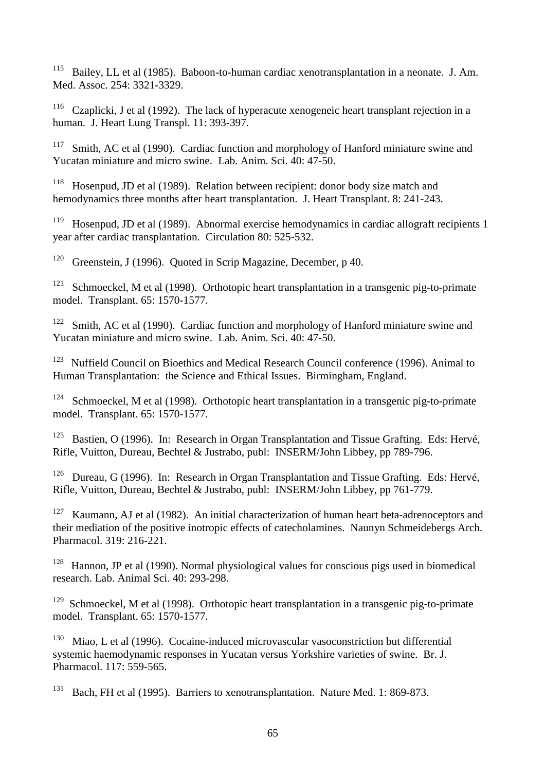[115] Bailey, LL et al (1985). Baboon-to-human cardiac xenotransplantation in a neonate. J. Am. Med. Assoc. 254: 3321-3329.

[116] Czaplicki, J et al (1992). The lack of hyperacute xenogeneic heart transplant rejection in a human. J. Heart Lung Transpl. 11: 393-397.

[117] Smith, AC et al (1990). Cardiac function and morphology of Hanford miniature swine and Yucatan miniature and micro swine. Lab. Anim. Sci. 40: 47-50.

[118] Hosenpud, JD et al (1989). Relation between recipient: donor body size match and hemodynamics three months after heart transplantation. J. Heart Transplant. 8: 241-243.

[119] Hosenpud, JD et al (1989). Abnormal exercise hemodynamics in cardiac allograft recipients 1 year after cardiac transplantation. Circulation 80: 525-532.

[120] Greenstein, J (1996). Quoted in Scrip Magazine, December, p 40.

[121] Schmoeckel, M et al (1998). Orthotopic heart transplantation in a transgenic pig-to-primate model. Transplant. 65: 1570-1577.

[122] Smith, AC et al (1990). Cardiac function and morphology of Hanford miniature swine and Yucatan miniature and micro swine. Lab. Anim. Sci. 40: 47-50.

[123] Nuffield Council on Bioethics and Medical Research Council conference (1996). Animal to Human Transplantation: the Science and Ethical Issues. Birmingham, England.

[124] Schmoeckel, M et al (1998). Orthotopic heart transplantation in a transgenic pig-to-primate model. Transplant. 65: 1570-1577.

[125] Bastien, O (1996). In: Research in Organ Transplantation and Tissue Grafting. Eds: Hervé, Rifle, Vuitton, Dureau, Bechtel & Justrabo, publ: INSERM/John Libbey, pp 789-796.

[126] Dureau, G (1996). In: Research in Organ Transplantation and Tissue Grafting. Eds: Hervé, Rifle, Vuitton, Dureau, Bechtel & Justrabo, publ: INSERM/John Libbey, pp 761-779.

[127] Kaumann, AJ et al (1982). An initial characterization of human heart beta-adrenoceptors and their mediation of the positive inotropic effects of catecholamines. Naunyn Schmeidebergs Arch. Pharmacol. 319: 216-221.

[128] Hannon, JP et al (1990). Normal physiological values for conscious pigs used in biomedical research. Lab. Animal Sci. 40: 293-298.

[129] Schmoeckel, M et al (1998). Orthotopic heart transplantation in a transgenic pig-to-primate model. Transplant. 65: 1570-1577.

[130] Miao, L et al (1996). Cocaine-induced microvascular vasoconstriction but differential systemic haemodynamic responses in Yucatan versus Yorkshire varieties of swine. Br. J. Pharmacol. 117: 559-565.

[131] Bach, FH et al (1995). Barriers to xenotransplantation. Nature Med. 1: 869-873.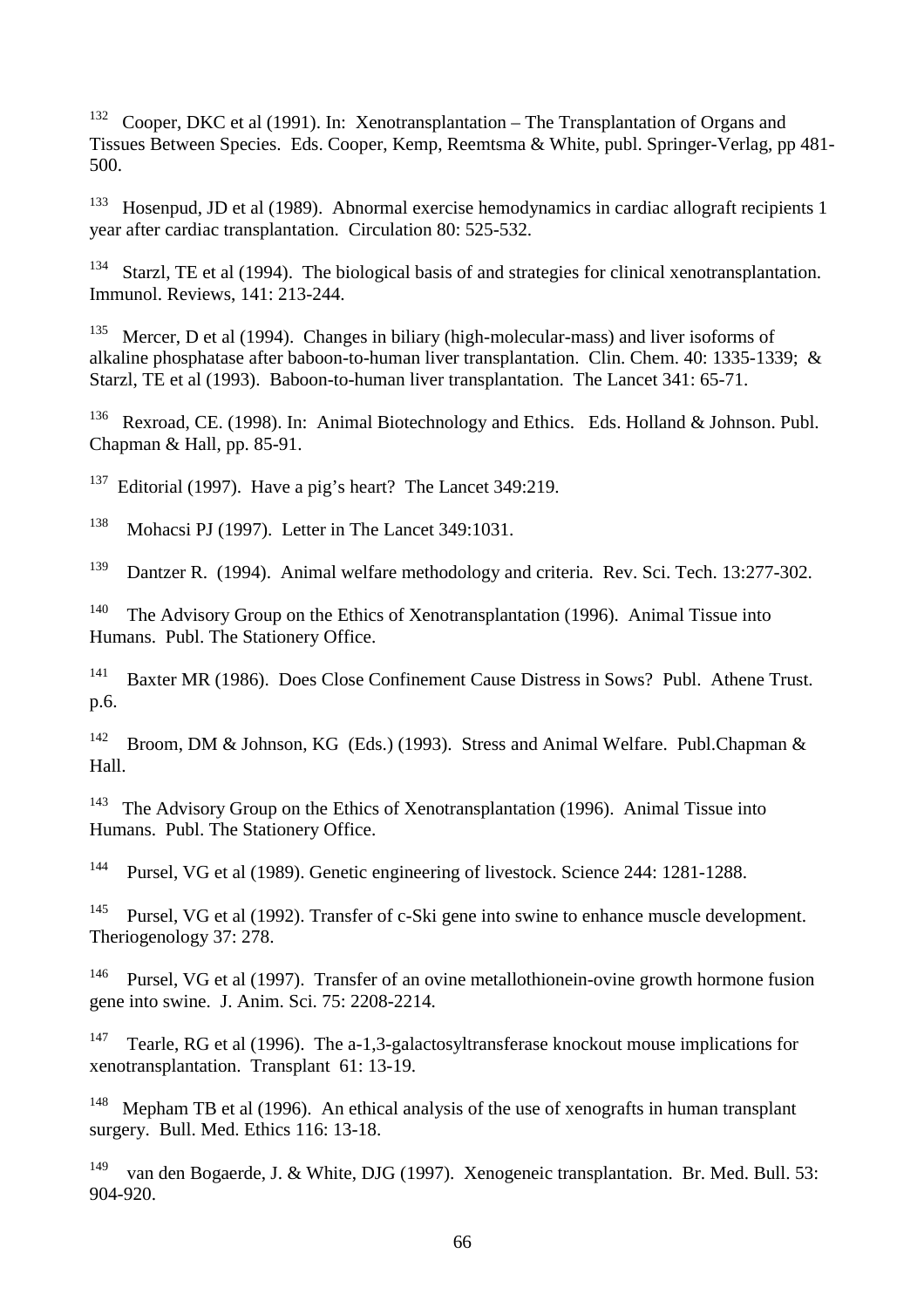[132] Cooper, DKC et al (1991). In: Xenotransplantation – The Transplantation of Organs and Tissues Between Species. Eds. Cooper, Kemp, Reemtsma & White, publ. Springer-Verlag, pp 481-500.

[133] Hosenpud, JD et al (1989). Abnormal exercise hemodynamics in cardiac allograft recipients 1 year after cardiac transplantation. Circulation 80: 525-532.

[134] Starzl, TE et al (1994). The biological basis of and strategies for clinical xenotransplantation. Immunol. Reviews, 141: 213-244.

[135] Mercer, D et al (1994). Changes in biliary (high-molecular-mass) and liver isoforms of alkaline phosphatase after baboon-to-human liver transplantation. Clin. Chem. 40: 1335-1339; & Starzl, TE et al (1993). Baboon-to-human liver transplantation. The Lancet 341: 65-71.

[136] Rexroad, CE. (1998). In: Animal Biotechnology and Ethics. Eds. Holland & Johnson. Publ. Chapman & Hall, pp. 85-91.

[137] Editorial (1997). Have a pig's heart? The Lancet 349:219.

[138] Mohacsi PJ (1997). Letter in The Lancet 349:1031.

[139] Dantzer R. (1994). Animal welfare methodology and criteria. Rev. Sci. Tech. 13:277-302.

[140] The Advisory Group on the Ethics of Xenotransplantation (1996). Animal Tissue into Humans. Publ. The Stationery Office.

[141] Baxter MR (1986). Does Close Confinement Cause Distress in Sows? Publ. Athene Trust. p.6.

[142] Broom, DM & Johnson, KG (Eds.) (1993). Stress and Animal Welfare. Publ.Chapman & Hall.

[143] The Advisory Group on the Ethics of Xenotransplantation (1996). Animal Tissue into Humans. Publ. The Stationery Office.

[144] Pursel, VG et al (1989). Genetic engineering of livestock. Science 244: 1281-1288.

[145] Pursel, VG et al (1992). Transfer of c-Ski gene into swine to enhance muscle development. Theriogenology 37: 278.

[146] Pursel, VG et al (1997). Transfer of an ovine metallothionein-ovine growth hormone fusion gene into swine. J. Anim. Sci. 75: 2208-2214.

[147] Tearle, RG et al (1996). The a-1,3-galactosyltransferase knockout mouse implications for xenotransplantation. Transplant 61: 13-19.

[148] Mepham TB et al (1996). An ethical analysis of the use of xenografts in human transplant surgery. Bull. Med. Ethics 116: 13-18.

[149] van den Bogaerde, J. & White, DJG (1997). Xenogeneic transplantation. Br. Med. Bull. 53: 904-920.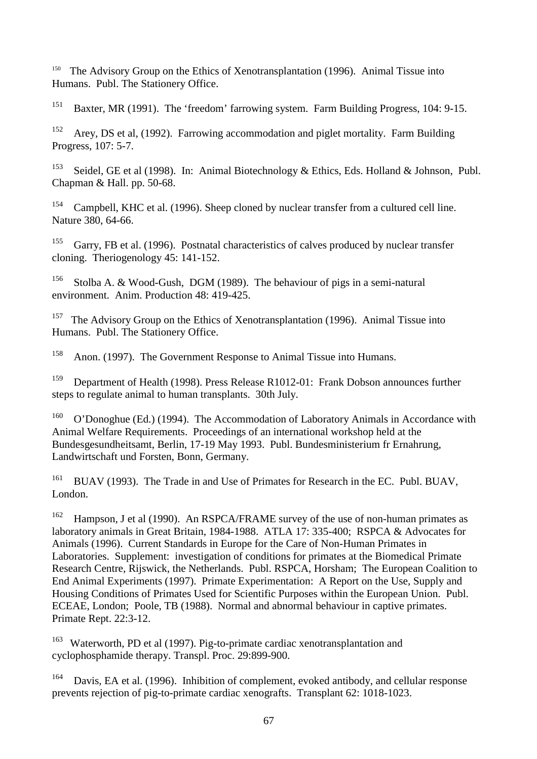[150] The Advisory Group on the Ethics of Xenotransplantation (1996). Animal Tissue into Humans. Publ. The Stationery Office.

[151] Baxter, MR (1991). The 'freedom' farrowing system. Farm Building Progress, 104: 9-15.

[152] Arey, DS et al, (1992). Farrowing accommodation and piglet mortality. Farm Building Progress, 107: 5-7.

[153] Seidel, GE et al (1998). In: Animal Biotechnology & Ethics, Eds. Holland & Johnson, Publ. Chapman & Hall. pp. 50-68.

[154] Campbell, KHC et al. (1996). Sheep cloned by nuclear transfer from a cultured cell line. Nature 380, 64-66.

[155] Garry, FB et al. (1996). Postnatal characteristics of calves produced by nuclear transfer cloning. Theriogenology 45: 141-152.

[156] Stolba A. & Wood-Gush, DGM (1989). The behaviour of pigs in a semi-natural environment. Anim. Production 48: 419-425.

[157] The Advisory Group on the Ethics of Xenotransplantation (1996). Animal Tissue into Humans. Publ. The Stationery Office.

[158] Anon. (1997). The Government Response to Animal Tissue into Humans.

[159] Department of Health (1998). Press Release R1012-01: Frank Dobson announces further steps to regulate animal to human transplants. 30th July.

[160] O'Donoghue (Ed.) (1994). The Accommodation of Laboratory Animals in Accordance with Animal Welfare Requirements. Proceedings of an international workshop held at the Bundesgesundheitsamt, Berlin, 17-19 May 1993. Publ. Bundesministerium fr Ernahrung, Landwirtschaft und Forsten, Bonn, Germany.

[161] BUAV (1993). The Trade in and Use of Primates for Research in the EC. Publ. BUAV, London.

[162] Hampson, J et al (1990). An RSPCA/FRAME survey of the use of non-human primates as laboratory animals in Great Britain, 1984-1988. ATLA 17: 335-400; RSPCA & Advocates for Animals (1996). Current Standards in Europe for the Care of Non-Human Primates in Laboratories. Supplement: investigation of conditions for primates at the Biomedical Primate Research Centre, Rijswick, the Netherlands. Publ. RSPCA, Horsham; The European Coalition to End Animal Experiments (1997). Primate Experimentation: A Report on the Use, Supply and Housing Conditions of Primates Used for Scientific Purposes within the European Union. Publ. ECEAE, London; Poole, TB (1988). Normal and abnormal behaviour in captive primates. Primate Rept. 22:3-12.

[163] Waterworth, PD et al (1997). Pig-to-primate cardiac xenotransplantation and cyclophosphamide therapy. Transpl. Proc. 29:899-900.

[164] Davis, EA et al. (1996). Inhibition of complement, evoked antibody, and cellular response prevents rejection of pig-to-primate cardiac xenografts. Transplant 62: 1018-1023.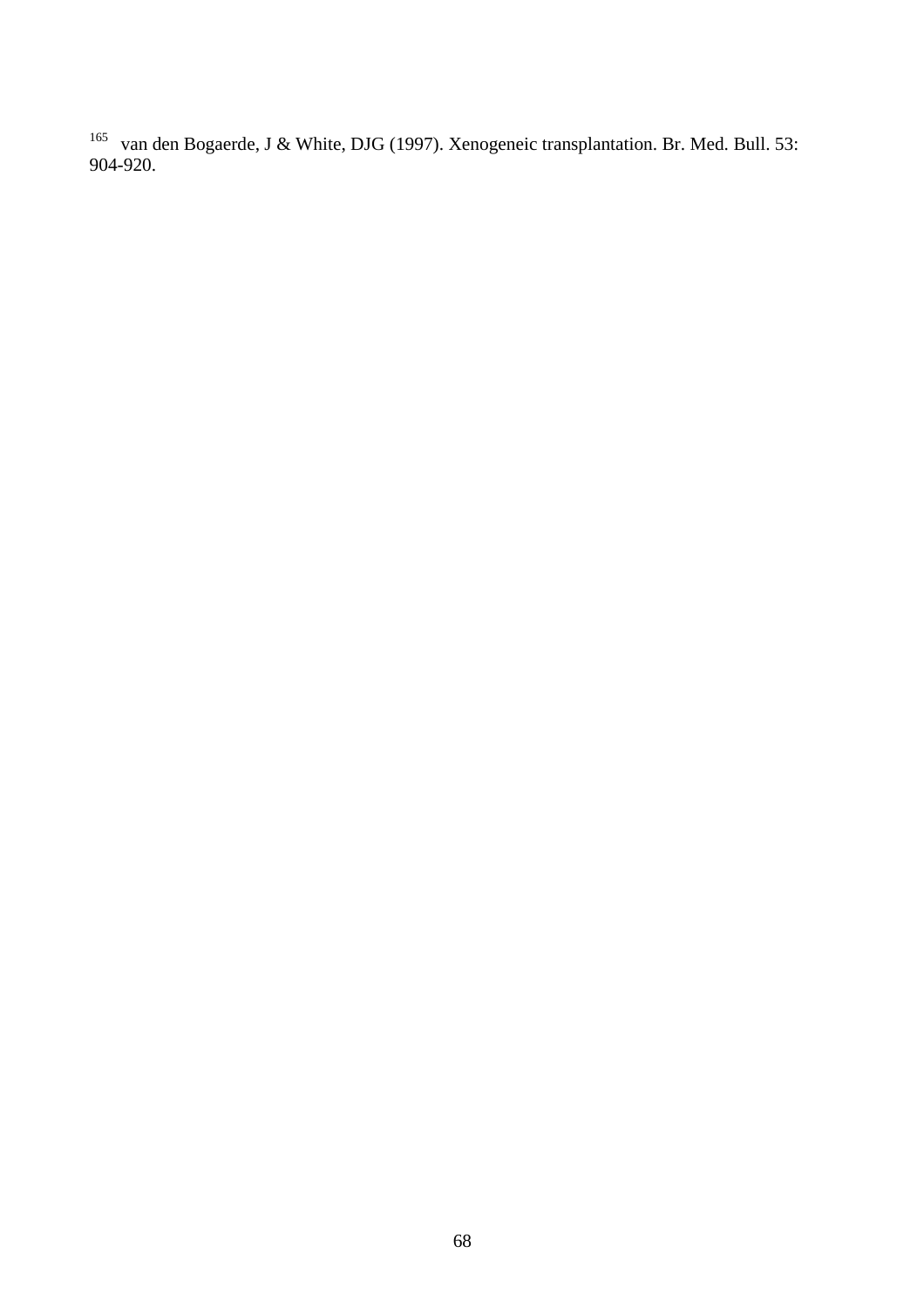[165] van den Bogaerde, J & White, DJG (1997). Xenogeneic transplantation. Br. Med. Bull. 53: 904-920.